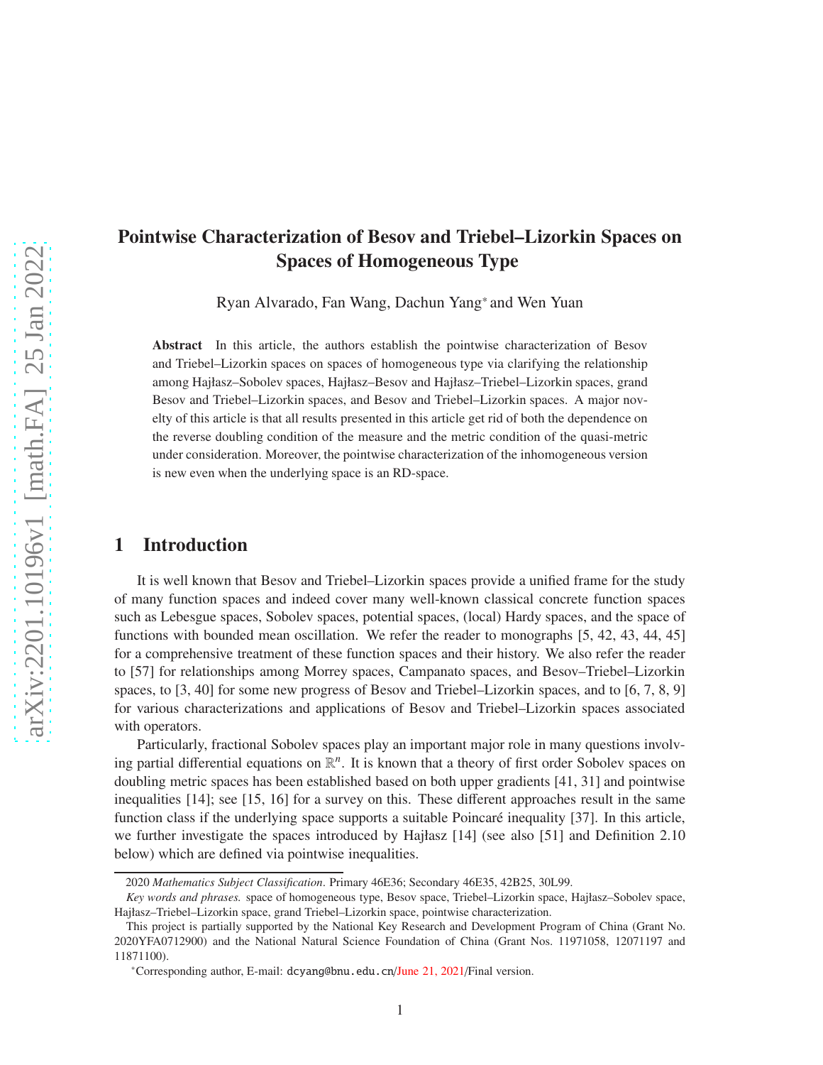# Pointwise Characterization of Besov and Triebel–Lizorkin Spaces on Spaces of Homogeneous Type

Ryan Alvarado, Fan Wang, Dachun Yang* and Wen Yuan

**Abstract** In this article, the authors establish the pointwise characterization of Besov and Triebel–Lizorkin spaces on spaces of homogeneous type via clarifying the relationship among Hajłasz–Sobolev spaces, Hajłasz–Besov and Hajłasz–Triebel–Lizorkin spaces, grand Besov and Triebel–Lizorkin spaces, and Besov and Triebel–Lizorkin spaces. A major novelty of this article is that all results presented in this article get rid of both the dependence on the reverse doubling condition of the measure and the metric condition of the quasi-metric under consideration. Moreover, the pointwise characterization of the inhomogeneous version is new even when the underlying space is an RD-space.

## 1 Introduction

It is well known that Besov and Triebel–Lizorkin spaces provide a unified frame for the study of many function spaces and indeed cover many well-known classical concrete function spaces such as Lebesgue spaces, Sobolev spaces, potential spaces, (local) Hardy spaces, and the space of functions with bounded mean oscillation. We refer the reader to monographs [5, 42, 43, 44, 45] for a comprehensive treatment of these function spaces and their history. We also refer the reader to [57] for relationships among Morrey spaces, Campanato spaces, and Besov–Triebel–Lizorkin spaces, to [3, 40] for some new progress of Besov and Triebel–Lizorkin spaces, and to [6, 7, 8, 9] for various characterizations and applications of Besov and Triebel–Lizorkin spaces associated with operators.

Particularly, fractional Sobolev spaces play an important major role in many questions involving partial differential equations on $\mathbb{R}^n$. It is known that a theory of first order Sobolev spaces on doubling metric spaces has been established based on both upper gradients [41, 31] and pointwise inequalities [14]; see [15, 16] for a survey on this. These different approaches result in the same function class if the underlying space supports a suitable Poincaré inequality [37]. In this article, we further investigate the spaces introduced by Hajłasz [14] (see also [51] and Definition 2.10 below) which are defined via pointwise inequalities.

2020 *Mathematics Subject Classification*. Primary 46E36; Secondary 46E35, 42B25, 30L99.

*Key words and phrases.* space of homogeneous type, Besov space, Triebel–Lizorkin space, Hajłasz–Sobolev space, Hajłasz–Triebel–Lizorkin space, grand Triebel–Lizorkin space, pointwise characterization.

This project is partially supported by the National Key Research and Development Program of China (Grant No. 2020YFA0712900) and the National Natural Science Foundation of China (Grant Nos. 11971058, 12071197 and 11871100).

*Corresponding author, E-mail: dcyang@bnu.edu.cn/June 21, 2021/Final version.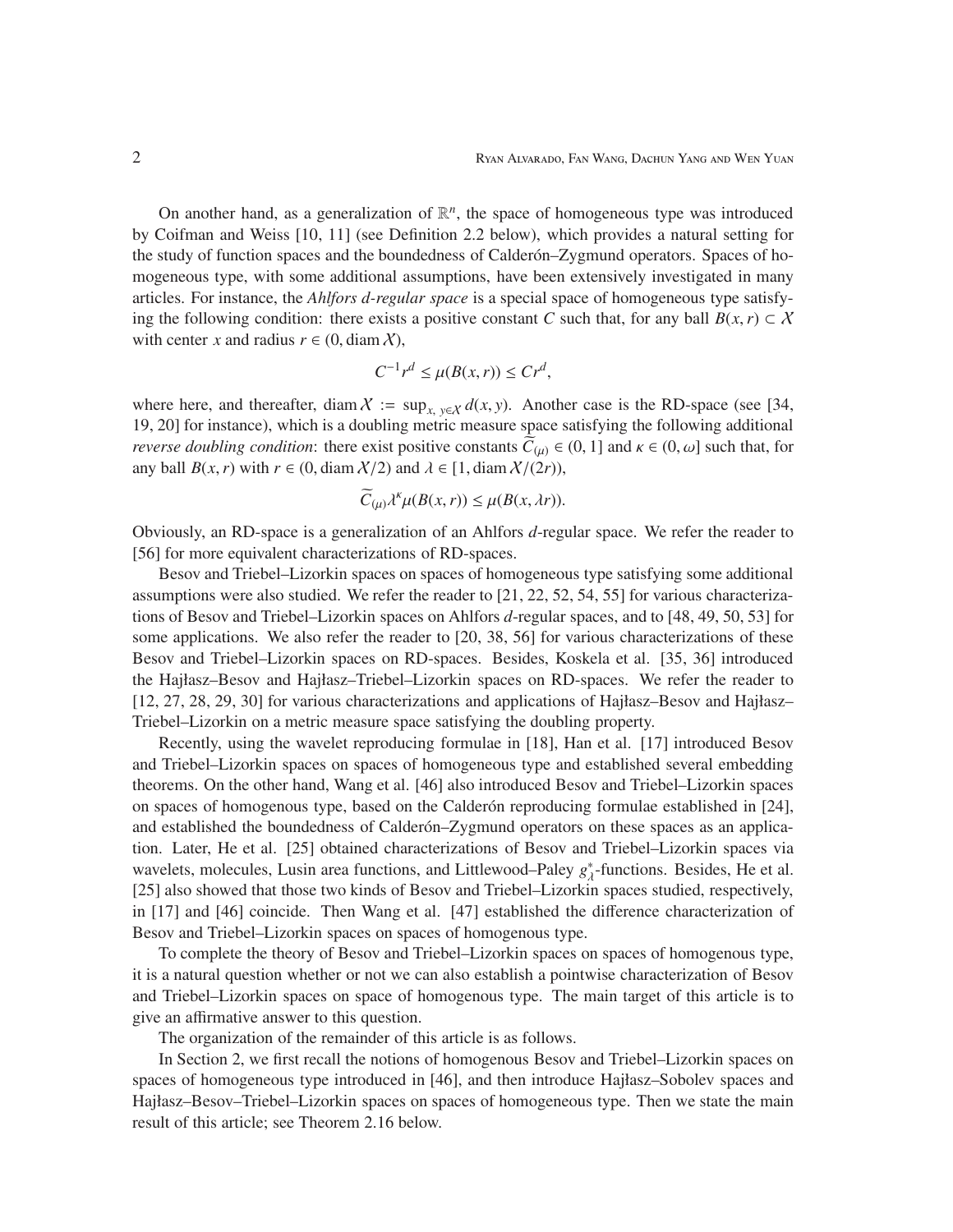On another hand, as a generalization of $\mathbb{R}^n$, the space of homogeneous type was introduced by Coifman and Weiss [10, 11] (see Definition 2.2 below), which provides a natural setting for the study of function spaces and the boundedness of Calderón–Zygmund operators. Spaces of homogeneous type, with some additional assumptions, have been extensively investigated in many articles. For instance, the *Ahlfors d-regular space* is a special space of homogeneous type satisfying the following condition: there exists a positive constant $C$ such that, for any ball $B(x,r) \subset \mathcal{X}$ with center $x$ and radius $r \in (0, \operatorname{diam} \mathcal{X})$,

$$C^{-1} r^d \leq \mu(B(x,r)) \leq C r^d,$$

where here, and thereafter, $\operatorname{diam} \mathcal{X} := \sup_{x,\, y \in \mathcal{X}} d(x,y)$. Another case is the RD-space (see [34, 19, 20] for instance), which is a doubling metric measure space satisfying the following additional *reverse doubling condition*: there exist positive constants $\widetilde{C}_{(\mu)} \in (0,1]$ and $\kappa \in (0, \omega]$ such that, for any ball $B(x,r)$ with $r \in (0, \operatorname{diam} \mathcal{X}/2)$ and $\lambda \in [1, \operatorname{diam} \mathcal{X}/(2r))$,

$$\widetilde{C}_{(\mu)} \lambda^{\kappa} \mu(B(x,r)) \leq \mu(B(x, \lambda r)).$$

Obviously, an RD-space is a generalization of an Ahlfors $d$-regular space. We refer the reader to [56] for more equivalent characterizations of RD-spaces.

Besov and Triebel–Lizorkin spaces on spaces of homogeneous type satisfying some additional assumptions were also studied. We refer the reader to [21, 22, 52, 54, 55] for various characterizations of Besov and Triebel–Lizorkin spaces on Ahlfors $d$-regular spaces, and to [48, 49, 50, 53] for some applications. We also refer the reader to [20, 38, 56] for various characterizations of these Besov and Triebel–Lizorkin spaces on RD-spaces. Besides, Koskela et al. [35, 36] introduced the Hajłasz–Besov and Hajłasz–Triebel–Lizorkin spaces on RD-spaces. We refer the reader to [12, 27, 28, 29, 30] for various characterizations and applications of Hajłasz–Besov and Hajłasz–Triebel–Lizorkin on a metric measure space satisfying the doubling property.

Recently, using the wavelet reproducing formulae in [18], Han et al. [17] introduced Besov and Triebel–Lizorkin spaces on spaces of homogeneous type and established several embedding theorems. On the other hand, Wang et al. [46] also introduced Besov and Triebel–Lizorkin spaces on spaces of homogenous type, based on the Calderón reproducing formulae established in [24], and established the boundedness of Calderón–Zygmund operators on these spaces as an application. Later, He et al. [25] obtained characterizations of Besov and Triebel–Lizorkin spaces via wavelets, molecules, Lusin area functions, and Littlewood–Paley $g_\lambda^*$-functions. Besides, He et al. [25] also showed that those two kinds of Besov and Triebel–Lizorkin spaces studied, respectively, in [17] and [46] coincide. Then Wang et al. [47] established the difference characterization of Besov and Triebel–Lizorkin spaces on spaces of homogenous type.

To complete the theory of Besov and Triebel–Lizorkin spaces on spaces of homogenous type, it is a natural question whether or not we can also establish a pointwise characterization of Besov and Triebel–Lizorkin spaces on space of homogenous type. The main target of this article is to give an affirmative answer to this question.

The organization of the remainder of this article is as follows.

In Section 2, we first recall the notions of homogenous Besov and Triebel–Lizorkin spaces on spaces of homogeneous type introduced in [46], and then introduce Hajłasz–Sobolev spaces and Hajłasz–Besov–Triebel–Lizorkin spaces on spaces of homogeneous type. Then we state the main result of this article; see Theorem 2.16 below.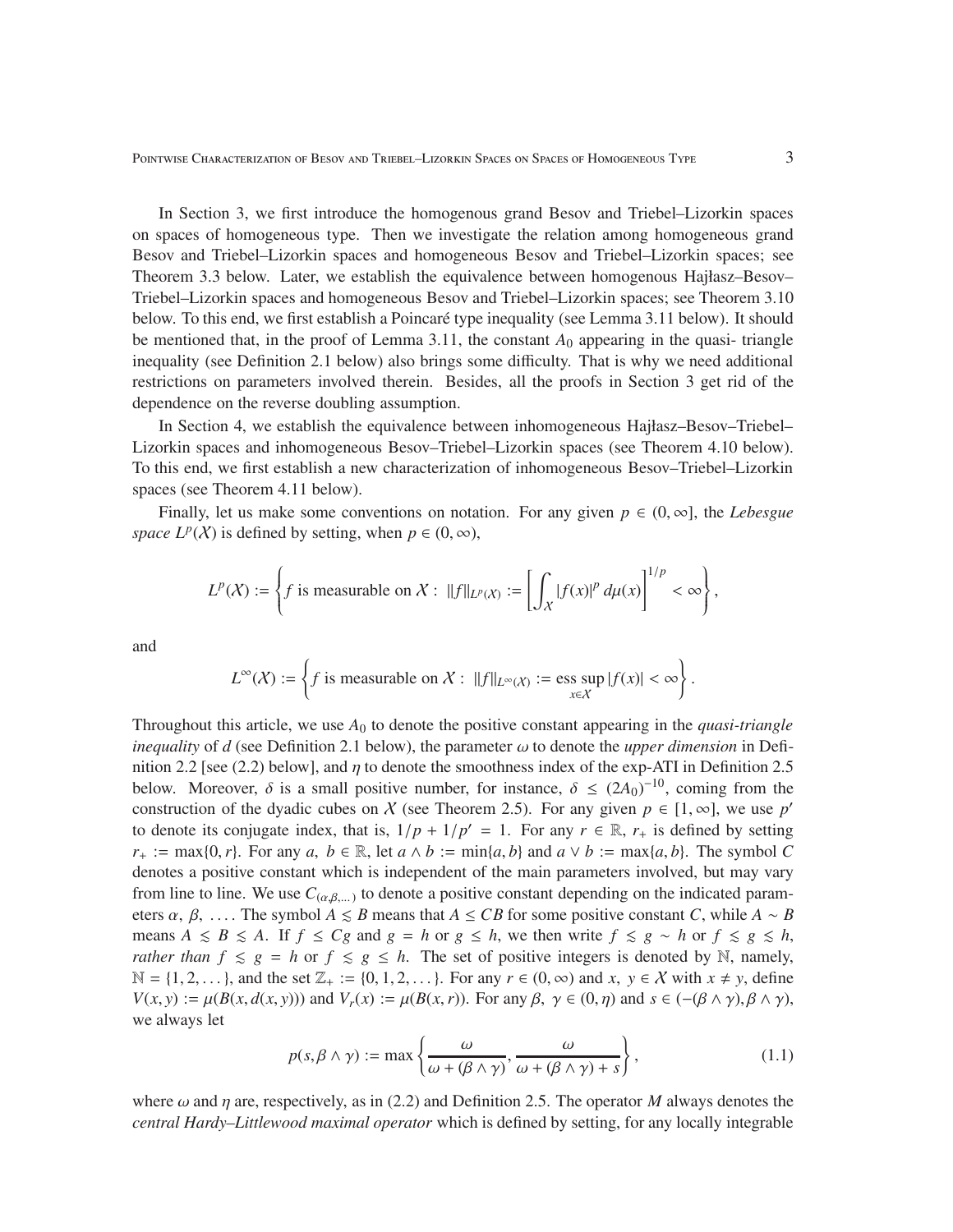In Section 3, we first introduce the homogenous grand Besov and Triebel–Lizorkin spaces on spaces of homogeneous type. Then we investigate the relation among homogeneous grand Besov and Triebel–Lizorkin spaces and homogeneous Besov and Triebel–Lizorkin spaces; see Theorem 3.3 below. Later, we establish the equivalence between homogenous Hajłasz–Besov–Triebel–Lizorkin spaces and homogeneous Besov and Triebel–Lizorkin spaces; see Theorem 3.10 below. To this end, we first establish a Poincaré type inequality (see Lemma 3.11 below). It should be mentioned that, in the proof of Lemma 3.11, the constant $A_0$ appearing in the quasi- triangle inequality (see Definition 2.1 below) also brings some difficulty. That is why we need additional restrictions on parameters involved therein. Besides, all the proofs in Section 3 get rid of the dependence on the reverse doubling assumption.

In Section 4, we establish the equivalence between inhomogeneous Hajłasz–Besov–Triebel–Lizorkin spaces and inhomogeneous Besov–Triebel–Lizorkin spaces (see Theorem 4.10 below). To this end, we first establish a new characterization of inhomogeneous Besov–Triebel–Lizorkin spaces (see Theorem 4.11 below).

Finally, let us make some conventions on notation. For any given $p \in (0, \infty]$, the *Lebesgue space* $L^p(\mathcal{X})$ is defined by setting, when $p \in (0, \infty)$,

$$L^p(\mathcal{X}) := \left\{ f \text{ is measurable on } \mathcal{X} : \ \|f\|_{L^p(\mathcal{X})} := \left[ \int_{\mathcal{X}} |f(x)|^p \, d\mu(x) \right]^{1/p} < \infty \right\},$$

and

$$L^\infty(\mathcal{X}) := \left\{ f \text{ is measurable on } \mathcal{X} : \ \|f\|_{L^\infty(\mathcal{X})} := \operatorname*{ess\,sup}_{x \in \mathcal{X}} |f(x)| < \infty \right\}.$$

Throughout this article, we use $A_0$ to denote the positive constant appearing in the *quasi-triangle inequality* of $d$ (see Definition 2.1 below), the parameter $\omega$ to denote the *upper dimension* in Definition 2.2 [see (2.2) below], and $\eta$ to denote the smoothness index of the exp-ATI in Definition 2.5 below. Moreover, $\delta$ is a small positive number, for instance, $\delta \leq (2A_0)^{-10}$, coming from the construction of the dyadic cubes on $\mathcal{X}$ (see Theorem 2.5). For any given $p \in [1, \infty]$, we use $p'$ to denote its conjugate index, that is, $1/p + 1/p' = 1$. For any $r \in \mathbb{R}$, $r_+$ is defined by setting $r_+ := \max\{0, r\}$. For any $a, \ b \in \mathbb{R}$, let $a \wedge b := \min\{a, b\}$ and $a \vee b := \max\{a, b\}$. The symbol $C$ denotes a positive constant which is independent of the main parameters involved, but may vary from line to line. We use $C_{(\alpha, \beta, \dots)}$ to denote a positive constant depending on the indicated parameters $\alpha, \ \beta, \ \dots$. The symbol $A \lesssim B$ means that $A \leq CB$ for some positive constant $C$, while $A \sim B$ means $A \lesssim B \lesssim A$. If $f \leq Cg$ and $g = h$ or $g \leq h$, we then write $f \lesssim g \sim h$ or $f \lesssim g \lesssim h$, *rather than* $f \lesssim g = h$ or $f \lesssim g \leq h$. The set of positive integers is denoted by $\mathbb{N}$, namely, $\mathbb{N} = \{1, 2, \dots\}$, and the set $\mathbb{Z}_+ := \{0, 1, 2, \dots\}$. For any $r \in (0, \infty)$ and $x, \ y \in \mathcal{X}$ with $x \neq y$, define $V(x, y) := \mu(B(x, d(x, y)))$ and $V_r(x) := \mu(B(x, r))$. For any $\beta, \ \gamma \in (0, \eta)$ and $s \in (-(\beta \wedge \gamma), \beta \wedge \gamma)$, we always let

$$p(s, \beta \wedge \gamma) := \max\left\{ \frac{\omega}{\omega + (\beta \wedge \gamma)}, \frac{\omega}{\omega + (\beta \wedge \gamma) + s} \right\}, \tag{1.1}$$

where $\omega$ and $\eta$ are, respectively, as in (2.2) and Definition 2.5. The operator $M$ always denotes the *central Hardy–Littlewood maximal operator* which is defined by setting, for any locally integrable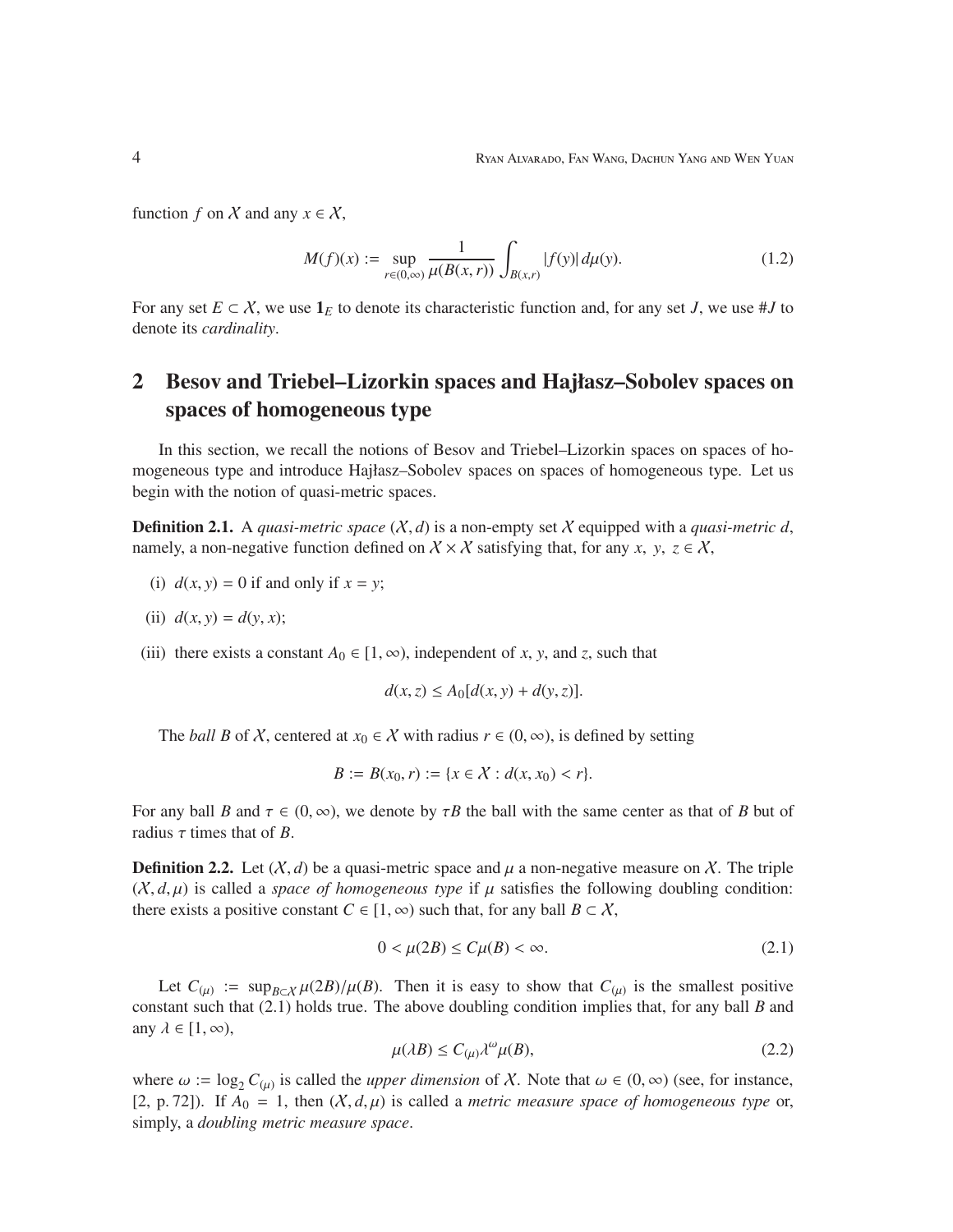function $f$ on $\mathcal{X}$ and any $x \in \mathcal{X}$,

$$M(f)(x) := \sup_{r\in(0,\infty)} \frac{1}{\mu(B(x,r))} \int_{B(x,r)} |f(y)|\, d\mu(y). \tag{1.2}$$

For any set $E \subset \mathcal{X}$, we use $\mathbf{1}_E$ to denote its characteristic function and, for any set $J$, we use $\#J$ to denote its *cardinality*.

## 2 Besov and Triebel–Lizorkin spaces and Hajłasz–Sobolev spaces on spaces of homogeneous type

In this section, we recall the notions of Besov and Triebel–Lizorkin spaces on spaces of homogeneous type and introduce Hajłasz–Sobolev spaces on spaces of homogeneous type. Let us begin with the notion of quasi-metric spaces.

**Definition 2.1.** A *quasi-metric space* $(\mathcal{X}, d)$ is a non-empty set $\mathcal{X}$ equipped with a *quasi-metric* $d$, namely, a non-negative function defined on $\mathcal{X} \times \mathcal{X}$ satisfying that, for any $x,\ y,\ z \in \mathcal{X}$,

(i) $d(x, y) = 0$ if and only if $x = y$;

(ii) $d(x, y) = d(y, x)$;

(iii) there exists a constant $A_0 \in [1, \infty)$, independent of $x$, $y$, and $z$, such that

$$d(x, z) \le A_0[d(x, y) + d(y, z)].$$

The *ball* $B$ of $\mathcal{X}$, centered at $x_0 \in \mathcal{X}$ with radius $r \in (0, \infty)$, is defined by setting

$$B := B(x_0, r) := \{x \in \mathcal{X} : d(x, x_0) < r\}.$$

For any ball $B$ and $\tau \in (0, \infty)$, we denote by $\tau B$ the ball with the same center as that of $B$ but of radius $\tau$ times that of $B$.

**Definition 2.2.** Let $(\mathcal{X}, d)$ be a quasi-metric space and $\mu$ a non-negative measure on $\mathcal{X}$. The triple $(\mathcal{X}, d, \mu)$ is called a *space of homogeneous type* if $\mu$ satisfies the following doubling condition: there exists a positive constant $C \in [1, \infty)$ such that, for any ball $B \subset \mathcal{X}$,

$$0 < \mu(2B) \le C\mu(B) < \infty. \tag{2.1}$$

Let $C_{(\mu)} := \sup_{B\subset\mathcal{X}} \mu(2B)/\mu(B)$. Then it is easy to show that $C_{(\mu)}$ is the smallest positive constant such that (2.1) holds true. The above doubling condition implies that, for any ball $B$ and any $\lambda \in [1, \infty)$,

$$\mu(\lambda B) \le C_{(\mu)}\lambda^{\omega}\mu(B), \tag{2.2}$$

where $\omega := \log_2 C_{(\mu)}$ is called the *upper dimension* of $\mathcal{X}$. Note that $\omega \in (0, \infty)$ (see, for instance, [2, p. 72]). If $A_0 = 1$, then $(\mathcal{X}, d, \mu)$ is called a *metric measure space of homogeneous type* or, simply, a *doubling metric measure space*.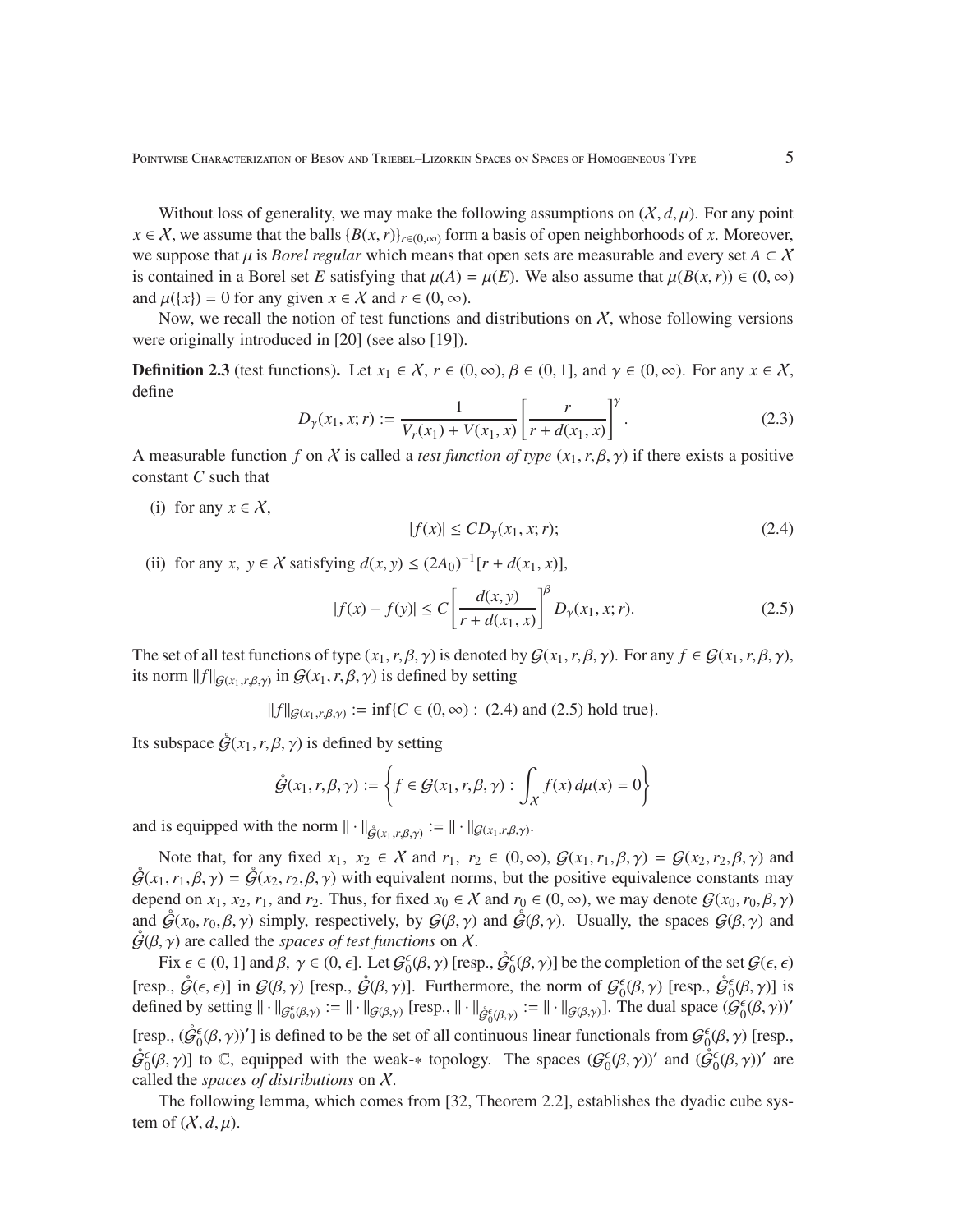Without loss of generality, we may make the following assumptions on $(\mathcal{X}, d, \mu)$. For any point $x \in \mathcal{X}$, we assume that the balls $\{B(x, r)\}_{r\in(0,\infty)}$ form a basis of open neighborhoods of $x$. Moreover, we suppose that $\mu$ is *Borel regular* which means that open sets are measurable and every set $A \subset \mathcal{X}$ is contained in a Borel set $E$ satisfying that $\mu(A) = \mu(E)$. We also assume that $\mu(B(x, r)) \in (0, \infty)$ and $\mu(\{x\}) = 0$ for any given $x \in \mathcal{X}$ and $r \in (0, \infty)$.

Now, we recall the notion of test functions and distributions on $\mathcal{X}$, whose following versions were originally introduced in [20] (see also [19]).

**Definition 2.3** (test functions)**.** Let $x_1 \in \mathcal{X}$, $r \in (0, \infty)$, $\beta \in (0, 1]$, and $\gamma \in (0, \infty)$. For any $x \in \mathcal{X}$, define

$$D_\gamma(x_1, x; r) := \frac{1}{V_r(x_1) + V(x_1, x)} \left[\frac{r}{r + d(x_1, x)}\right]^\gamma. \tag{2.3}$$

A measurable function $f$ on $\mathcal{X}$ is called a *test function of type* $(x_1, r, \beta, \gamma)$ if there exists a positive constant $C$ such that

(i) for any $x \in \mathcal{X}$,

$$|f(x)| \leq C D_\gamma(x_1, x; r); \tag{2.4}$$

(ii) for any $x,\ y \in \mathcal{X}$ satisfying $d(x, y) \leq (2A_0)^{-1}[r + d(x_1, x)]$,

$$|f(x) - f(y)| \leq C \left[\frac{d(x, y)}{r + d(x_1, x)}\right]^\beta D_\gamma(x_1, x; r). \tag{2.5}$$

The set of all test functions of type $(x_1, r, \beta, \gamma)$ is denoted by $\mathcal{G}(x_1, r, \beta, \gamma)$. For any $f \in \mathcal{G}(x_1, r, \beta, \gamma)$, its norm $\|f\|_{\mathcal{G}(x_1,r,\beta,\gamma)}$ in $\mathcal{G}(x_1, r, \beta, \gamma)$ is defined by setting

$$\|f\|_{\mathcal{G}(x_1,r,\beta,\gamma)} := \inf\{C \in (0, \infty) : \text{ (2.4) and (2.5) hold true}\}.$$

Its subspace $\mathring{\mathcal{G}}(x_1, r, \beta, \gamma)$ is defined by setting

$$\mathring{\mathcal{G}}(x_1, r, \beta, \gamma) := \left\{f \in \mathcal{G}(x_1, r, \beta, \gamma) : \int_{\mathcal{X}} f(x)\, d\mu(x) = 0\right\}$$

and is equipped with the norm $\|\cdot\|_{\mathring{\mathcal{G}}(x_1,r,\beta,\gamma)} := \|\cdot\|_{\mathcal{G}(x_1,r,\beta,\gamma)}$.

Note that, for any fixed $x_1,\ x_2 \in \mathcal{X}$ and $r_1,\ r_2 \in (0, \infty)$, $\mathcal{G}(x_1, r_1, \beta, \gamma) = \mathcal{G}(x_2, r_2, \beta, \gamma)$ and $\mathring{\mathcal{G}}(x_1, r_1, \beta, \gamma) = \mathring{\mathcal{G}}(x_2, r_2, \beta, \gamma)$ with equivalent norms, but the positive equivalence constants may depend on $x_1$, $x_2$, $r_1$, and $r_2$. Thus, for fixed $x_0 \in \mathcal{X}$ and $r_0 \in (0, \infty)$, we may denote $\mathcal{G}(x_0, r_0, \beta, \gamma)$ and $\mathring{\mathcal{G}}(x_0, r_0, \beta, \gamma)$ simply, respectively, by $\mathcal{G}(\beta, \gamma)$ and $\mathring{\mathcal{G}}(\beta, \gamma)$. Usually, the spaces $\mathcal{G}(\beta, \gamma)$ and $\mathring{\mathcal{G}}(\beta, \gamma)$ are called the *spaces of test functions* on $\mathcal{X}$.

Fix $\epsilon \in (0, 1]$ and $\beta,\ \gamma \in (0, \epsilon]$. Let $\mathcal{G}_0^\epsilon(\beta, \gamma)$ [resp., $\mathring{\mathcal{G}}_0^\epsilon(\beta, \gamma)$] be the completion of the set $\mathcal{G}(\epsilon, \epsilon)$ [resp., $\mathring{\mathcal{G}}(\epsilon, \epsilon)$] in $\mathcal{G}(\beta, \gamma)$ [resp., $\mathring{\mathcal{G}}(\beta, \gamma)$]. Furthermore, the norm of $\mathcal{G}_0^\epsilon(\beta, \gamma)$ [resp., $\mathring{\mathcal{G}}_0^\epsilon(\beta, \gamma)$] is defined by setting $\|\cdot\|_{\mathcal{G}_0^\epsilon(\beta,\gamma)} := \|\cdot\|_{\mathcal{G}(\beta,\gamma)}$ [resp., $\|\cdot\|_{\mathring{\mathcal{G}}_0^\epsilon(\beta,\gamma)} := \|\cdot\|_{\mathcal{G}(\beta,\gamma)}$]. The dual space $(\mathcal{G}_0^\epsilon(\beta, \gamma))'$ [resp., $(\mathring{\mathcal{G}}_0^\epsilon(\beta, \gamma))'$] is defined to be the set of all continuous linear functionals from $\mathcal{G}_0^\epsilon(\beta, \gamma)$ [resp., $\mathring{\mathcal{G}}_0^\epsilon(\beta, \gamma)$] to $\mathbb{C}$, equipped with the weak-$*$ topology. The spaces $(\mathcal{G}_0^\epsilon(\beta, \gamma))'$ and $(\mathring{\mathcal{G}}_0^\epsilon(\beta, \gamma))'$ are called the *spaces of distributions* on $\mathcal{X}$.

The following lemma, which comes from [32, Theorem 2.2], establishes the dyadic cube system of $(\mathcal{X}, d, \mu)$.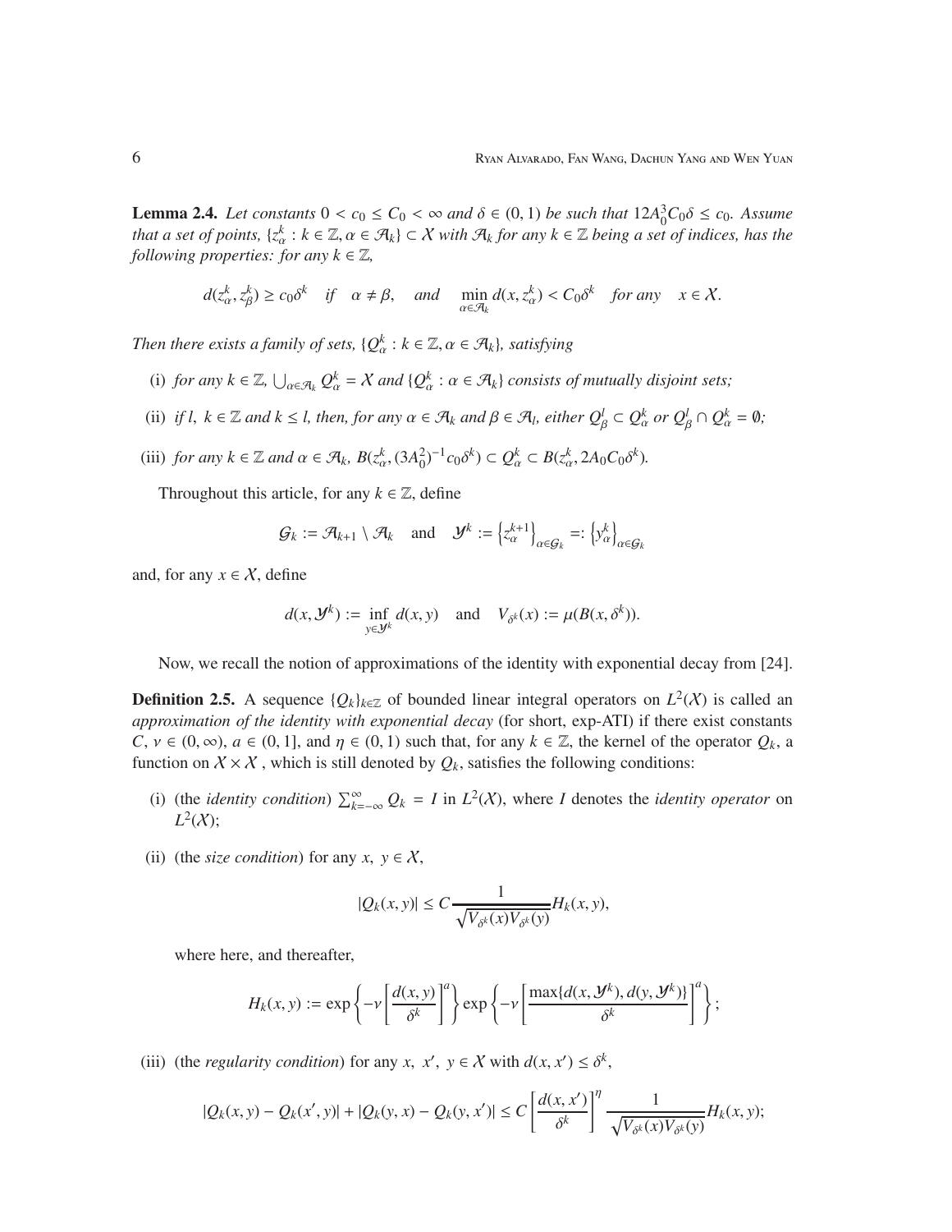**Lemma 2.4.** *Let constants $0 < c_0 \le C_0 < \infty$ and $\delta \in (0,1)$ be such that $12A_0^3 C_0 \delta \le c_0$. Assume that a set of points, $\{z_\alpha^k : k \in \mathbb{Z}, \alpha \in \mathcal{A}_k\} \subset \mathcal{X}$ with $\mathcal{A}_k$ for any $k \in \mathbb{Z}$ being a set of indices, has the following properties: for any $k \in \mathbb{Z}$,*

$$d(z_\alpha^k, z_\beta^k) \ge c_0 \delta^k \quad \text{if} \quad \alpha \neq \beta, \quad \text{and} \quad \min_{\alpha \in \mathcal{A}_k} d(x, z_\alpha^k) < C_0 \delta^k \quad \text{for any} \quad x \in \mathcal{X}.$$

*Then there exists a family of sets, $\{Q_\alpha^k : k \in \mathbb{Z}, \alpha \in \mathcal{A}_k\}$, satisfying*

(i) *for any $k \in \mathbb{Z}$, $\bigcup_{\alpha \in \mathcal{A}_k} Q_\alpha^k = \mathcal{X}$ and $\{Q_\alpha^k : \alpha \in \mathcal{A}_k\}$ consists of mutually disjoint sets;*

(ii) *if $l,\ k \in \mathbb{Z}$ and $k \le l$, then, for any $\alpha \in \mathcal{A}_k$ and $\beta \in \mathcal{A}_l$, either $Q_\beta^l \subset Q_\alpha^k$ or $Q_\beta^l \cap Q_\alpha^k = \emptyset$;*

(iii) *for any $k \in \mathbb{Z}$ and $\alpha \in \mathcal{A}_k$, $B(z_\alpha^k, (3A_0^2)^{-1} c_0 \delta^k) \subset Q_\alpha^k \subset B(z_\alpha^k, 2A_0 C_0 \delta^k)$.*

Throughout this article, for any $k \in \mathbb{Z}$, define

$$\mathcal{G}_k := \mathcal{A}_{k+1} \setminus \mathcal{A}_k \quad \text{and} \quad \mathcal{Y}^k := \left\{z_\alpha^{k+1}\right\}_{\alpha \in \mathcal{G}_k} =: \left\{y_\alpha^k\right\}_{\alpha \in \mathcal{G}_k}$$

and, for any $x \in \mathcal{X}$, define

$$d(x, \mathcal{Y}^k) := \inf_{y \in \mathcal{Y}^k} d(x, y) \quad \text{and} \quad V_{\delta^k}(x) := \mu(B(x, \delta^k)).$$

Now, we recall the notion of approximations of the identity with exponential decay from [24].

**Definition 2.5.** A sequence $\{Q_k\}_{k \in \mathbb{Z}}$ of bounded linear integral operators on $L^2(\mathcal{X})$ is called an *approximation of the identity with exponential decay* (for short, exp-ATI) if there exist constants $C,\ \nu \in (0, \infty)$, $a \in (0, 1]$, and $\eta \in (0, 1)$ such that, for any $k \in \mathbb{Z}$, the kernel of the operator $Q_k$, a function on $\mathcal{X} \times \mathcal{X}$, which is still denoted by $Q_k$, satisfies the following conditions:

(i) (the *identity condition*) $\sum_{k=-\infty}^{\infty} Q_k = I$ in $L^2(\mathcal{X})$, where $I$ denotes the *identity operator* on $L^2(\mathcal{X})$;

(ii) (the *size condition*) for any $x,\ y \in \mathcal{X}$,

$$|Q_k(x, y)| \le C \frac{1}{\sqrt{V_{\delta^k}(x) V_{\delta^k}(y)}} H_k(x, y),$$

where here, and thereafter,

$$H_k(x, y) := \exp\left\{-\nu \left[\frac{d(x, y)}{\delta^k}\right]^a\right\} \exp\left\{-\nu \left[\frac{\max\{d(x, \mathcal{Y}^k), d(y, \mathcal{Y}^k)\}}{\delta^k}\right]^a\right\};$$

(iii) (the *regularity condition*) for any $x,\ x',\ y \in \mathcal{X}$ with $d(x, x') \le \delta^k$,

$$|Q_k(x, y) - Q_k(x', y)| + |Q_k(y, x) - Q_k(y, x')| \le C \left[\frac{d(x, x')}{\delta^k}\right]^\eta \frac{1}{\sqrt{V_{\delta^k}(x) V_{\delta^k}(y)}} H_k(x, y);$$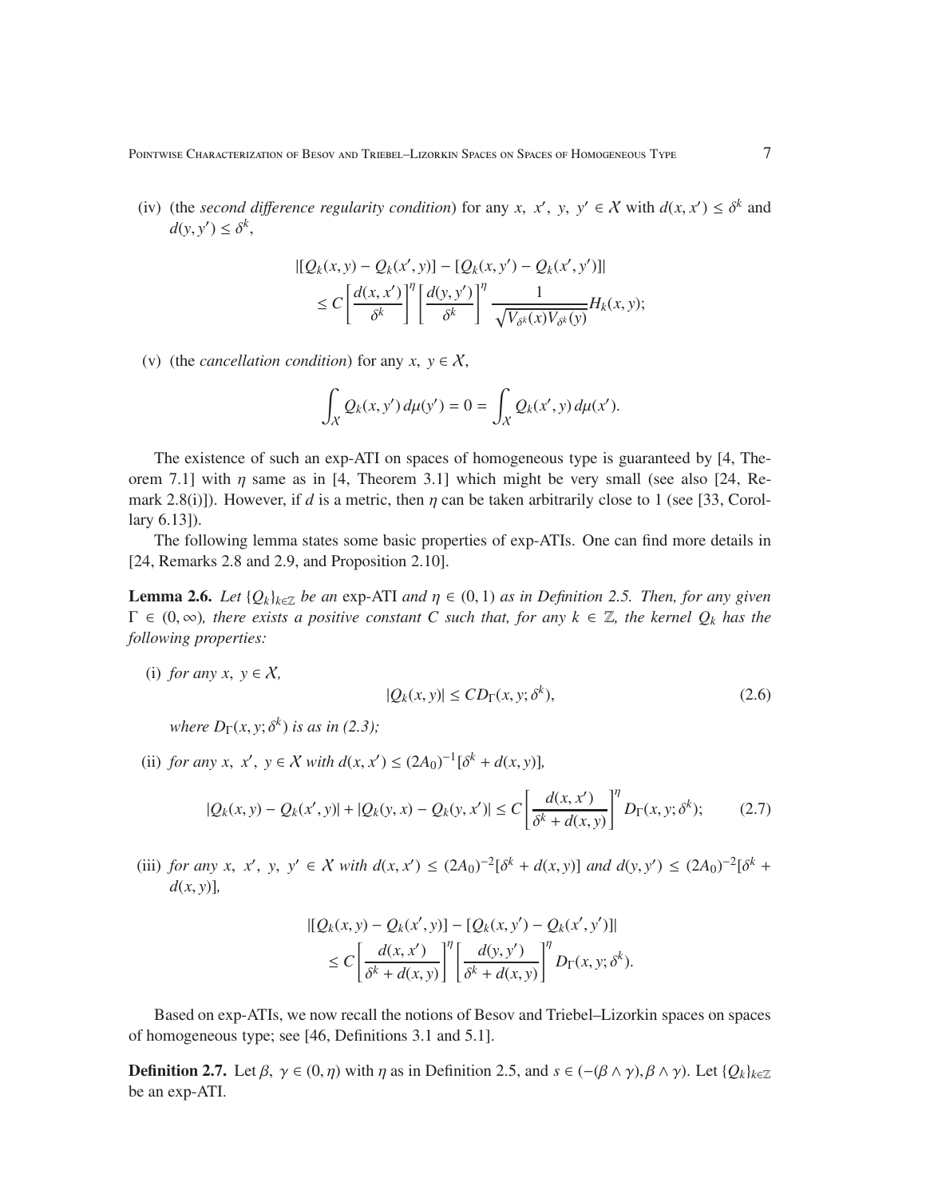(iv) (the *second difference regularity condition*) for any $x,\ x',\ y,\ y' \in \mathcal{X}$ with $d(x,x') \le \delta^k$ and $d(y,y') \le \delta^k$,

$$\begin{aligned}
&|[Q_k(x,y) - Q_k(x',y)] - [Q_k(x,y') - Q_k(x',y')]| \\
&\quad \le C\left[\frac{d(x,x')}{\delta^k}\right]^\eta \left[\frac{d(y,y')}{\delta^k}\right]^\eta \frac{1}{\sqrt{V_{\delta^k}(x)V_{\delta^k}(y)}} H_k(x,y);
\end{aligned}$$

(v) (the *cancellation condition*) for any $x,\ y \in \mathcal{X}$,

$$\int_{\mathcal{X}} Q_k(x,y')\,d\mu(y') = 0 = \int_{\mathcal{X}} Q_k(x',y)\,d\mu(x').$$

The existence of such an exp-ATI on spaces of homogeneous type is guaranteed by [4, Theorem 7.1] with $\eta$ same as in [4, Theorem 3.1] which might be very small (see also [24, Remark 2.8(i)]). However, if $d$ is a metric, then $\eta$ can be taken arbitrarily close to 1 (see [33, Corollary 6.13]).

The following lemma states some basic properties of exp-ATIs. One can find more details in [24, Remarks 2.8 and 2.9, and Proposition 2.10].

**Lemma 2.6.** *Let $\{Q_k\}_{k\in\mathbb{Z}}$ be an* exp-ATI *and $\eta \in (0,1)$ as in Definition 2.5. Then, for any given $\Gamma \in (0,\infty)$, there exists a positive constant $C$ such that, for any $k \in \mathbb{Z}$, the kernel $Q_k$ has the following properties:*

(i) *for any $x,\ y \in \mathcal{X}$,*

$$|Q_k(x,y)| \le C D_\Gamma(x,y;\delta^k), \tag{2.6}$$

*where $D_\Gamma(x,y;\delta^k)$ is as in (2.3);*

(ii) *for any $x,\ x',\ y \in \mathcal{X}$ with $d(x,x') \le (2A_0)^{-1}[\delta^k + d(x,y)]$,*

$$|Q_k(x,y) - Q_k(x',y)| + |Q_k(y,x) - Q_k(y,x')| \le C\left[\frac{d(x,x')}{\delta^k + d(x,y)}\right]^\eta D_\Gamma(x,y;\delta^k); \tag{2.7}$$

(iii) *for any $x,\ x',\ y,\ y' \in \mathcal{X}$ with $d(x,x') \le (2A_0)^{-2}[\delta^k + d(x,y)]$ and $d(y,y') \le (2A_0)^{-2}[\delta^k + d(x,y)]$,*

$$\begin{aligned}
&|[Q_k(x,y) - Q_k(x',y)] - [Q_k(x,y') - Q_k(x',y')]| \\
&\quad \le C\left[\frac{d(x,x')}{\delta^k + d(x,y)}\right]^\eta \left[\frac{d(y,y')}{\delta^k + d(x,y)}\right]^\eta D_\Gamma(x,y;\delta^k).
\end{aligned}$$

Based on exp-ATIs, we now recall the notions of Besov and Triebel–Lizorkin spaces on spaces of homogeneous type; see [46, Definitions 3.1 and 5.1].

**Definition 2.7.** Let $\beta,\ \gamma \in (0,\eta)$ with $\eta$ as in Definition 2.5, and $s \in (-(\beta\wedge\gamma), \beta\wedge\gamma)$. Let $\{Q_k\}_{k\in\mathbb{Z}}$ be an exp-ATI.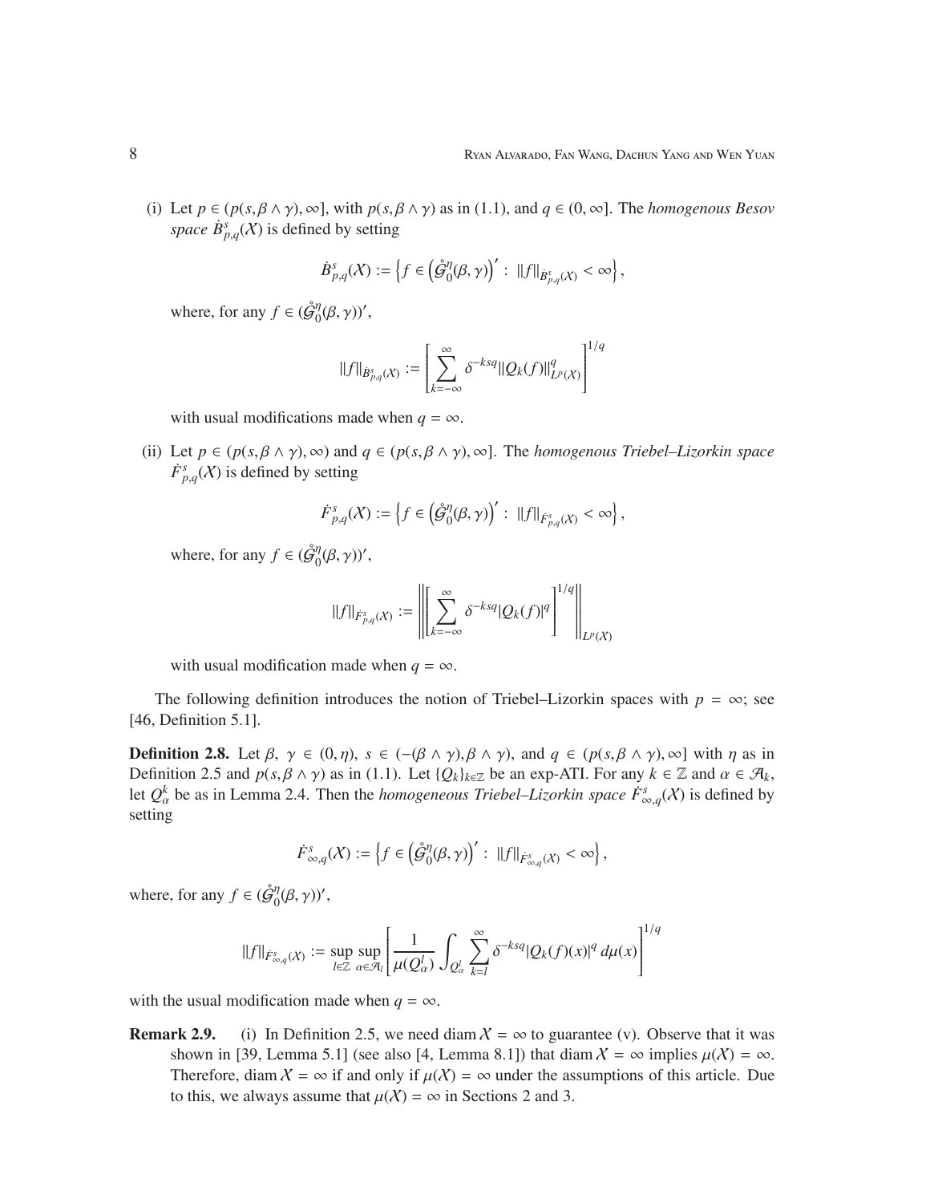(i) Let $p \in (p(s, \beta \wedge \gamma), \infty]$, with $p(s, \beta \wedge \gamma)$ as in (1.1), and $q \in (0, \infty]$. The *homogenous Besov space* $\dot{B}^s_{p,q}(\mathcal{X})$ is defined by setting

$$\dot{B}^s_{p,q}(\mathcal{X}) := \left\{ f \in \left(\mathring{\mathcal{G}}^\eta_0(\beta, \gamma)\right)' : \|f\|_{\dot{B}^s_{p,q}(\mathcal{X})} < \infty \right\},$$

where, for any $f \in (\mathring{\mathcal{G}}^\eta_0(\beta, \gamma))'$,

$$\|f\|_{\dot{B}^s_{p,q}(\mathcal{X})} := \left[ \sum_{k=-\infty}^{\infty} \delta^{-ksq} \|Q_k(f)\|^q_{L^p(\mathcal{X})} \right]^{1/q}$$

with usual modifications made when $q = \infty$.

(ii) Let $p \in (p(s, \beta \wedge \gamma), \infty)$ and $q \in (p(s, \beta \wedge \gamma), \infty]$. The *homogenous Triebel–Lizorkin space* $\dot{F}^s_{p,q}(\mathcal{X})$ is defined by setting

$$\dot{F}^s_{p,q}(\mathcal{X}) := \left\{ f \in \left(\mathring{\mathcal{G}}^\eta_0(\beta, \gamma)\right)' : \|f\|_{\dot{F}^s_{p,q}(\mathcal{X})} < \infty \right\},$$

where, for any $f \in (\mathring{\mathcal{G}}^\eta_0(\beta, \gamma))'$,

$$\|f\|_{\dot{F}^s_{p,q}(\mathcal{X})} := \left\| \left[ \sum_{k=-\infty}^{\infty} \delta^{-ksq} |Q_k(f)|^q \right]^{1/q} \right\|_{L^p(\mathcal{X})}$$

with usual modification made when $q = \infty$.

The following definition introduces the notion of Triebel–Lizorkin spaces with $p = \infty$; see [46, Definition 5.1].

**Definition 2.8.** Let $\beta,\ \gamma \in (0, \eta)$, $s \in (-(\beta \wedge \gamma), \beta \wedge \gamma)$, and $q \in (p(s, \beta \wedge \gamma), \infty]$ with $\eta$ as in Definition 2.5 and $p(s, \beta \wedge \gamma)$ as in (1.1). Let $\{Q_k\}_{k \in \mathbb{Z}}$ be an exp-ATI. For any $k \in \mathbb{Z}$ and $\alpha \in \mathcal{A}_k$, let $Q^k_\alpha$ be as in Lemma 2.4. Then the *homogeneous Triebel–Lizorkin space* $\dot{F}^s_{\infty,q}(\mathcal{X})$ is defined by setting

$$\dot{F}^s_{\infty,q}(\mathcal{X}) := \left\{ f \in \left(\mathring{\mathcal{G}}^\eta_0(\beta, \gamma)\right)' : \|f\|_{\dot{F}^s_{\infty,q}(\mathcal{X})} < \infty \right\},$$

where, for any $f \in (\mathring{\mathcal{G}}^\eta_0(\beta, \gamma))'$,

$$\|f\|_{\dot{F}^s_{\infty,q}(\mathcal{X})} := \sup_{l \in \mathbb{Z}} \sup_{\alpha \in \mathcal{A}_l} \left[ \frac{1}{\mu(Q^l_\alpha)} \int_{Q^l_\alpha} \sum_{k=l}^{\infty} \delta^{-ksq} |Q_k(f)(x)|^q \, d\mu(x) \right]^{1/q}$$

with the usual modification made when $q = \infty$.

**Remark 2.9.** (i) In Definition 2.5, we need $\operatorname{diam} \mathcal{X} = \infty$ to guarantee (v). Observe that it was shown in [39, Lemma 5.1] (see also [4, Lemma 8.1]) that $\operatorname{diam} \mathcal{X} = \infty$ implies $\mu(\mathcal{X}) = \infty$. Therefore, $\operatorname{diam} \mathcal{X} = \infty$ if and only if $\mu(\mathcal{X}) = \infty$ under the assumptions of this article. Due to this, we always assume that $\mu(\mathcal{X}) = \infty$ in Sections 2 and 3.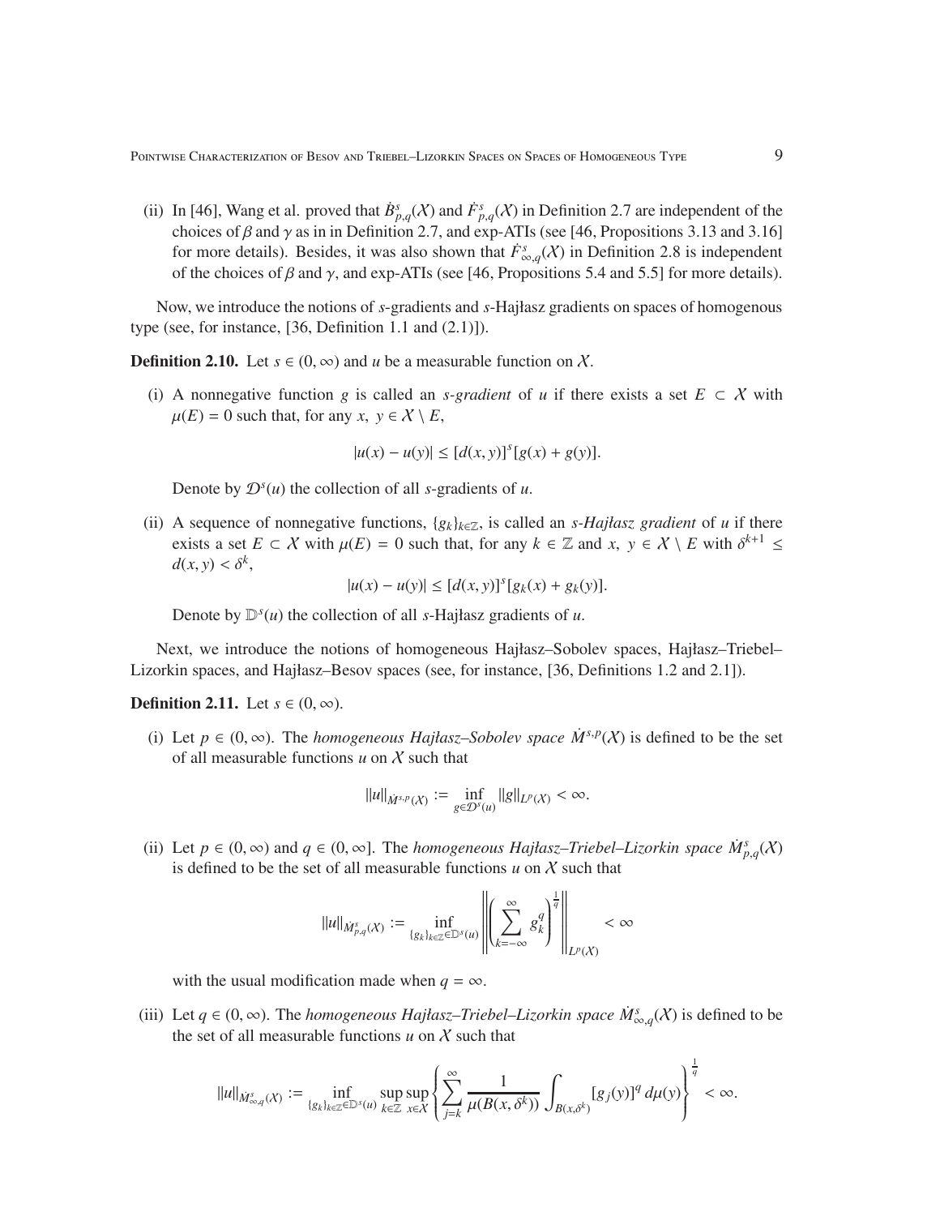(ii) In [46], Wang et al. proved that $\dot{B}^s_{p,q}(\mathcal{X})$ and $\dot{F}^s_{p,q}(\mathcal{X})$ in Definition 2.7 are independent of the choices of $\beta$ and $\gamma$ as in in Definition 2.7, and exp-ATIs (see [46, Propositions 3.13 and 3.16] for more details). Besides, it was also shown that $\dot{F}^s_{\infty,q}(\mathcal{X})$ in Definition 2.8 is independent of the choices of $\beta$ and $\gamma$, and exp-ATIs (see [46, Propositions 5.4 and 5.5] for more details).

Now, we introduce the notions of $s$-gradients and $s$-Hajłasz gradients on spaces of homogenous type (see, for instance, [36, Definition 1.1 and (2.1)]).

**Definition 2.10.** Let $s \in (0, \infty)$ and $u$ be a measurable function on $\mathcal{X}$.

(i) A nonnegative function $g$ is called an *s-gradient* of $u$ if there exists a set $E \subset \mathcal{X}$ with $\mu(E) = 0$ such that, for any $x,\ y \in \mathcal{X} \setminus E$,

$$|u(x) - u(y)| \leq [d(x, y)]^s [g(x) + g(y)].$$

Denote by $\mathcal{D}^s(u)$ the collection of all $s$-gradients of $u$.

(ii) A sequence of nonnegative functions, $\{g_k\}_{k\in\mathbb{Z}}$, is called an *s-Hajłasz gradient* of $u$ if there exists a set $E \subset \mathcal{X}$ with $\mu(E) = 0$ such that, for any $k \in \mathbb{Z}$ and $x,\ y \in \mathcal{X} \setminus E$ with $\delta^{k+1} \leq d(x, y) < \delta^k$,

$$|u(x) - u(y)| \leq [d(x, y)]^s [g_k(x) + g_k(y)].$$

Denote by $\mathbb{D}^s(u)$ the collection of all $s$-Hajłasz gradients of $u$.

Next, we introduce the notions of homogeneous Hajłasz–Sobolev spaces, Hajłasz–Triebel–Lizorkin spaces, and Hajłasz–Besov spaces (see, for instance, [36, Definitions 1.2 and 2.1]).

**Definition 2.11.** Let $s \in (0, \infty)$.

(i) Let $p \in (0, \infty)$. The *homogeneous Hajłasz–Sobolev space* $\dot{M}^{s,p}(\mathcal{X})$ is defined to be the set of all measurable functions $u$ on $\mathcal{X}$ such that

$$\|u\|_{\dot{M}^{s,p}(\mathcal{X})} := \inf_{g\in\mathcal{D}^s(u)} \|g\|_{L^p(\mathcal{X})} < \infty.$$

(ii) Let $p \in (0, \infty)$ and $q \in (0, \infty]$. The *homogeneous Hajłasz–Triebel–Lizorkin space* $\dot{M}^s_{p,q}(\mathcal{X})$ is defined to be the set of all measurable functions $u$ on $\mathcal{X}$ such that

$$\|u\|_{\dot{M}^s_{p,q}(\mathcal{X})} := \inf_{\{g_k\}_{k\in\mathbb{Z}}\in\mathbb{D}^s(u)} \left\| \left( \sum_{k=-\infty}^{\infty} g_k^q \right)^{\frac{1}{q}} \right\|_{L^p(\mathcal{X})} < \infty$$

with the usual modification made when $q = \infty$.

(iii) Let $q \in (0, \infty)$. The *homogeneous Hajłasz–Triebel–Lizorkin space* $\dot{M}^s_{\infty,q}(\mathcal{X})$ is defined to be the set of all measurable functions $u$ on $\mathcal{X}$ such that

$$\|u\|_{\dot{M}^s_{\infty,q}(\mathcal{X})} := \inf_{\{g_k\}_{k\in\mathbb{Z}}\in\mathbb{D}^s(u)} \sup_{k\in\mathbb{Z}} \sup_{x\in\mathcal{X}} \left\{ \sum_{j=k}^{\infty} \frac{1}{\mu(B(x, \delta^k))} \int_{B(x,\delta^k)} [g_j(y)]^q \, d\mu(y) \right\}^{\frac{1}{q}} < \infty.$$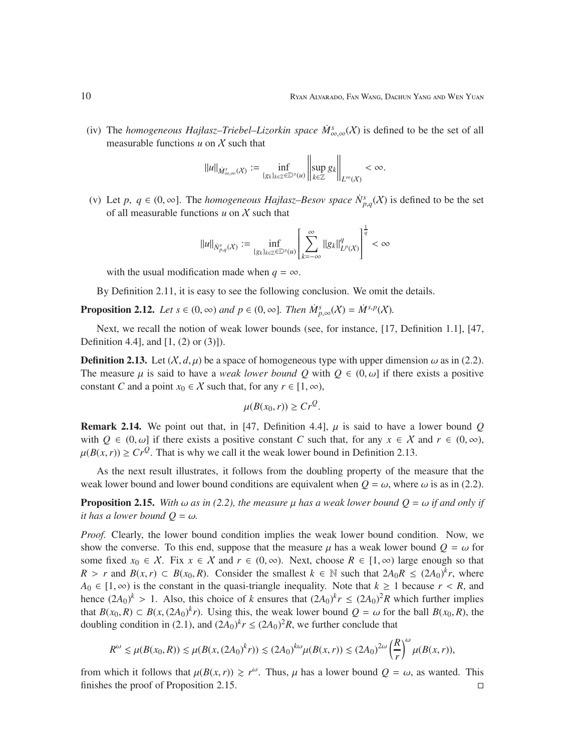(iv) The *homogeneous Hajłasz–Triebel–Lizorkin space* $\dot{M}^s_{\infty,\infty}(\mathcal{X})$ is defined to be the set of all measurable functions $u$ on $\mathcal{X}$ such that

$$\|u\|_{\dot{M}^s_{\infty,\infty}(\mathcal{X})} := \inf_{\{g_k\}_{k\in\mathbb{Z}}\in\mathbb{D}^s(u)} \left\| \sup_{k\in\mathbb{Z}} g_k \right\|_{L^\infty(\mathcal{X})} < \infty.$$

(v) Let $p,\ q \in (0,\infty]$. The *homogeneous Hajłasz–Besov space* $\dot{N}^s_{p,q}(\mathcal{X})$ is defined to be the set of all measurable functions $u$ on $\mathcal{X}$ such that

$$\|u\|_{\dot{N}^s_{p,q}(\mathcal{X})} := \inf_{\{g_k\}_{k\in\mathbb{Z}}\in\mathbb{D}^s(u)} \left[ \sum_{k=-\infty}^{\infty} \|g_k\|^q_{L^p(\mathcal{X})} \right]^{\frac{1}{q}} < \infty$$

with the usual modification made when $q = \infty$.

By Definition 2.11, it is easy to see the following conclusion. We omit the details.

**Proposition 2.12.** *Let $s \in (0,\infty)$ and $p \in (0,\infty]$. Then $\dot{M}^s_{p,\infty}(\mathcal{X}) = \dot{M}^{s,p}(\mathcal{X})$.*

Next, we recall the notion of weak lower bounds (see, for instance, [17, Definition 1.1], [47, Definition 4.4], and [1, (2) or (3)]).

**Definition 2.13.** Let $(\mathcal{X}, d, \mu)$ be a space of homogeneous type with upper dimension $\omega$ as in (2.2). The measure $\mu$ is said to have a *weak lower bound $Q$* with $Q \in (0,\omega]$ if there exists a positive constant $C$ and a point $x_0 \in \mathcal{X}$ such that, for any $r \in [1,\infty)$,

$$\mu(B(x_0, r)) \geq C r^Q.$$

**Remark 2.14.** We point out that, in [47, Definition 4.4], $\mu$ is said to have a lower bound $Q$ with $Q \in (0,\omega]$ if there exists a positive constant $C$ such that, for any $x \in \mathcal{X}$ and $r \in (0,\infty)$, $\mu(B(x,r)) \geq C r^Q$. That is why we call it the weak lower bound in Definition 2.13.

As the next result illustrates, it follows from the doubling property of the measure that the weak lower bound and lower bound conditions are equivalent when $Q = \omega$, where $\omega$ is as in (2.2).

**Proposition 2.15.** *With $\omega$ as in (2.2), the measure $\mu$ has a weak lower bound $Q = \omega$ if and only if it has a lower bound $Q = \omega$.*

*Proof.* Clearly, the lower bound condition implies the weak lower bound condition. Now, we show the converse. To this end, suppose that the measure $\mu$ has a weak lower bound $Q = \omega$ for some fixed $x_0 \in \mathcal{X}$. Fix $x \in \mathcal{X}$ and $r \in (0,\infty)$. Next, choose $R \in [1,\infty)$ large enough so that $R > r$ and $B(x,r) \subset B(x_0,R)$. Consider the smallest $k \in \mathbb{N}$ such that $2A_0 R \leq (2A_0)^k r$, where $A_0 \in [1,\infty)$ is the constant in the quasi-triangle inequality. Note that $k \geq 1$ because $r < R$, and hence $(2A_0)^k > 1$. Also, this choice of $k$ ensures that $(2A_0)^k r \leq (2A_0)^2 R$ which further implies that $B(x_0,R) \subset B(x,(2A_0)^k r)$. Using this, the weak lower bound $Q = \omega$ for the ball $B(x_0,R)$, the doubling condition in (2.1), and $(2A_0)^k r \leq (2A_0)^2 R$, we further conclude that

$$R^\omega \lesssim \mu(B(x_0,R)) \lesssim \mu(B(x,(2A_0)^k r)) \lesssim (2A_0)^{k\omega} \mu(B(x,r)) \lesssim (2A_0)^{2\omega} \left(\frac{R}{r}\right)^\omega \mu(B(x,r)),$$

from which it follows that $\mu(B(x,r)) \gtrsim r^\omega$. Thus, $\mu$ has a lower bound $Q = \omega$, as wanted. This finishes the proof of Proposition 2.15. $\square$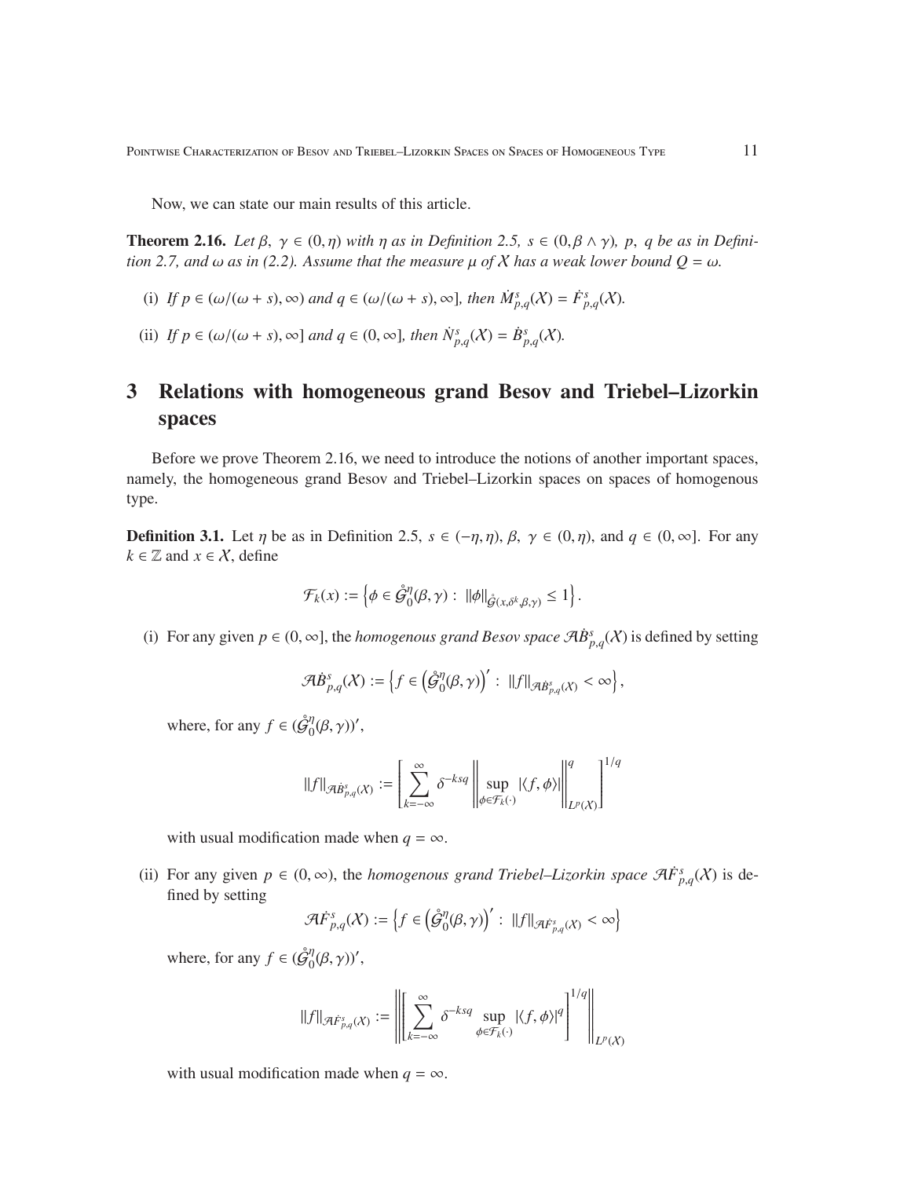Now, we can state our main results of this article.

**Theorem 2.16.** *Let $\beta,\ \gamma \in (0, \eta)$ with $\eta$ as in Definition 2.5, $s \in (0, \beta \wedge \gamma)$, $p,\ q$ be as in Definition 2.7, and $\omega$ as in (2.2). Assume that the measure $\mu$ of $\mathcal{X}$ has a weak lower bound $Q = \omega$.*

(i) *If $p \in (\omega/(\omega + s), \infty)$ and $q \in (\omega/(\omega + s), \infty]$, then $\dot{M}^s_{p,q}(\mathcal{X}) = \dot{F}^s_{p,q}(\mathcal{X})$.*

(ii) *If $p \in (\omega/(\omega + s), \infty]$ and $q \in (0, \infty]$, then $\dot{N}^s_{p,q}(\mathcal{X}) = \dot{B}^s_{p,q}(\mathcal{X})$.*

# 3 Relations with homogeneous grand Besov and Triebel–Lizorkin spaces

Before we prove Theorem 2.16, we need to introduce the notions of another important spaces, namely, the homogeneous grand Besov and Triebel–Lizorkin spaces on spaces of homogenous type.

**Definition 3.1.** Let $\eta$ be as in Definition 2.5, $s \in (-\eta, \eta)$, $\beta,\ \gamma \in (0, \eta)$, and $q \in (0, \infty]$. For any $k \in \mathbb{Z}$ and $x \in \mathcal{X}$, define

$$\mathcal{F}_k(x) := \left\{ \phi \in \mathring{\mathcal{G}}^\eta_0(\beta, \gamma) : \ \|\phi\|_{\mathcal{G}(x, \delta^k, \beta, \gamma)} \leq 1 \right\}.$$

(i) For any given $p \in (0, \infty]$, the *homogenous grand Besov space* $\mathcal{A}\dot{B}^s_{p,q}(\mathcal{X})$ is defined by setting

$$\mathcal{A}\dot{B}^s_{p,q}(\mathcal{X}) := \left\{ f \in \left(\mathring{\mathcal{G}}^\eta_0(\beta, \gamma)\right)' : \ \|f\|_{\mathcal{A}\dot{B}^s_{p,q}(\mathcal{X})} < \infty \right\},$$

where, for any $f \in (\mathring{\mathcal{G}}^\eta_0(\beta, \gamma))'$,

$$\|f\|_{\mathcal{A}\dot{B}^s_{p,q}(\mathcal{X})} := \left[ \sum_{k=-\infty}^{\infty} \delta^{-ksq} \left\| \sup_{\phi \in \mathcal{F}_k(\cdot)} |\langle f, \phi \rangle| \right\|^q_{L^p(\mathcal{X})} \right]^{1/q}$$

with usual modification made when $q = \infty$.

(ii) For any given $p \in (0, \infty)$, the *homogenous grand Triebel–Lizorkin space* $\mathcal{A}\dot{F}^s_{p,q}(\mathcal{X})$ is defined by setting

$$\mathcal{A}\dot{F}^s_{p,q}(\mathcal{X}) := \left\{ f \in \left(\mathring{\mathcal{G}}^\eta_0(\beta, \gamma)\right)' : \ \|f\|_{\mathcal{A}\dot{F}^s_{p,q}(\mathcal{X})} < \infty \right\}$$

where, for any $f \in (\mathring{\mathcal{G}}^\eta_0(\beta, \gamma))'$,

$$\|f\|_{\mathcal{A}\dot{F}^s_{p,q}(\mathcal{X})} := \left\| \left[ \sum_{k=-\infty}^{\infty} \delta^{-ksq} \sup_{\phi \in \mathcal{F}_k(\cdot)} |\langle f, \phi \rangle|^q \right]^{1/q} \right\|_{L^p(\mathcal{X})}$$

with usual modification made when $q = \infty$.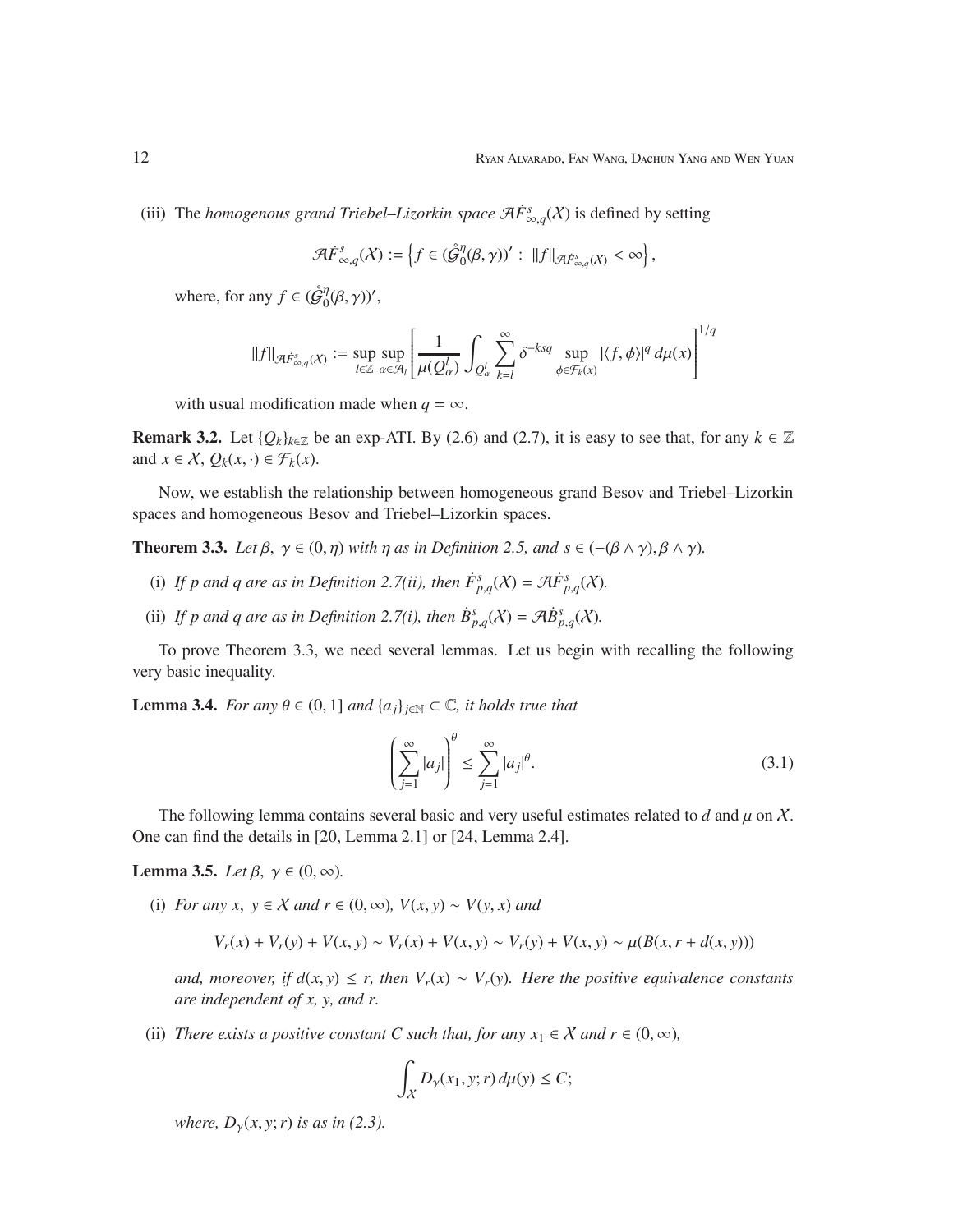(iii) The *homogenous grand Triebel–Lizorkin space* $\mathcal{A}\dot{F}^s_{\infty,q}(\mathcal{X})$ is defined by setting

$$\mathcal{A}\dot{F}^s_{\infty,q}(\mathcal{X}) := \left\{ f \in (\mathring{\mathcal{G}}^\eta_0(\beta,\gamma))' : \|f\|_{\mathcal{A}\dot{F}^s_{\infty,q}(\mathcal{X})} < \infty \right\},$$

where, for any $f \in (\mathring{\mathcal{G}}^\eta_0(\beta,\gamma))'$,

$$\|f\|_{\mathcal{A}\dot{F}^s_{\infty,q}(\mathcal{X})} := \sup_{l\in\mathbb{Z}} \sup_{\alpha\in\mathcal{A}_l} \left[ \frac{1}{\mu(Q^l_\alpha)} \int_{Q^l_\alpha} \sum_{k=l}^{\infty} \delta^{-ksq} \sup_{\phi\in\mathcal{F}_k(x)} |\langle f, \phi\rangle|^q \, d\mu(x) \right]^{1/q}$$

with usual modification made when $q = \infty$.

**Remark 3.2.** Let $\{Q_k\}_{k\in\mathbb{Z}}$ be an exp-ATI. By (2.6) and (2.7), it is easy to see that, for any $k \in \mathbb{Z}$ and $x \in \mathcal{X}$, $Q_k(x,\cdot) \in \mathcal{F}_k(x)$.

Now, we establish the relationship between homogeneous grand Besov and Triebel–Lizorkin spaces and homogeneous Besov and Triebel–Lizorkin spaces.

**Theorem 3.3.** *Let $\beta$, $\gamma \in (0,\eta)$ with $\eta$ as in Definition 2.5, and $s \in (-(\beta\wedge\gamma), \beta\wedge\gamma)$.*

(i) *If $p$ and $q$ are as in Definition 2.7(ii), then $\dot{F}^s_{p,q}(\mathcal{X}) = \mathcal{A}\dot{F}^s_{p,q}(\mathcal{X})$.*

(ii) *If $p$ and $q$ are as in Definition 2.7(i), then $\dot{B}^s_{p,q}(\mathcal{X}) = \mathcal{A}\dot{B}^s_{p,q}(\mathcal{X})$.*

To prove Theorem 3.3, we need several lemmas. Let us begin with recalling the following very basic inequality.

**Lemma 3.4.** *For any $\theta \in (0,1]$ and $\{a_j\}_{j\in\mathbb{N}} \subset \mathbb{C}$, it holds true that*

$$\left( \sum_{j=1}^{\infty} |a_j| \right)^\theta \le \sum_{j=1}^{\infty} |a_j|^\theta. \tag{3.1}$$

The following lemma contains several basic and very useful estimates related to $d$ and $\mu$ on $\mathcal{X}$. One can find the details in [20, Lemma 2.1] or [24, Lemma 2.4].

**Lemma 3.5.** *Let $\beta$, $\gamma \in (0,\infty)$.*

(i) *For any $x$, $y \in \mathcal{X}$ and $r \in (0,\infty)$, $V(x,y) \sim V(y,x)$ and*

$$V_r(x) + V_r(y) + V(x,y) \sim V_r(x) + V(x,y) \sim V_r(y) + V(x,y) \sim \mu(B(x, r + d(x,y)))$$

*and, moreover, if $d(x,y) \le r$, then $V_r(x) \sim V_r(y)$. Here the positive equivalence constants are independent of $x$, $y$, and $r$.*

(ii) *There exists a positive constant $C$ such that, for any $x_1 \in \mathcal{X}$ and $r \in (0,\infty)$,*

$$\int_{\mathcal{X}} D_\gamma(x_1, y; r)\, d\mu(y) \le C;$$

*where, $D_\gamma(x,y;r)$ is as in (2.3).*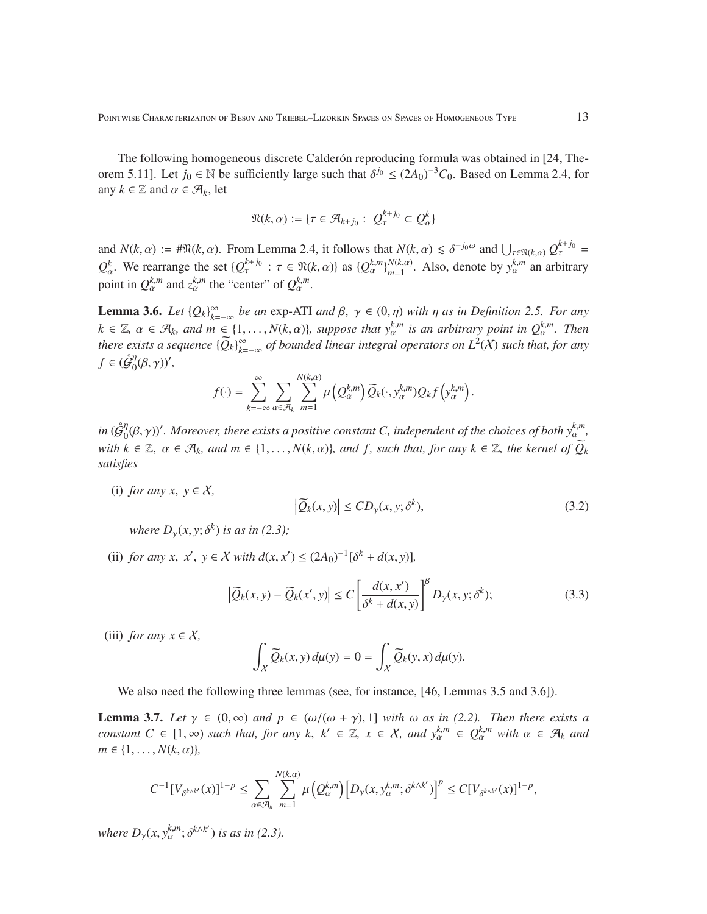The following homogeneous discrete Calderón reproducing formula was obtained in [24, Theorem 5.11]. Let $j_0 \in \mathbb{N}$ be sufficiently large such that $\delta^{j_0} \le (2A_0)^{-3}C_0$. Based on Lemma 2.4, for any $k \in \mathbb{Z}$ and $\alpha \in \mathcal{A}_k$, let

$$\mathfrak{N}(k,\alpha) := \{\tau \in \mathcal{A}_{k+j_0} : \ Q_\tau^{k+j_0} \subset Q_\alpha^k\}$$

and $N(k,\alpha) := \#\mathfrak{N}(k,\alpha)$. From Lemma 2.4, it follows that $N(k,\alpha) \lesssim \delta^{-j_0\omega}$ and $\bigcup_{\tau\in\mathfrak{N}(k,\alpha)} Q_\tau^{k+j_0} = Q_\alpha^k$. We rearrange the set $\{Q_\tau^{k+j_0} : \tau \in \mathfrak{N}(k,\alpha)\}$ as $\{Q_\alpha^{k,m}\}_{m=1}^{N(k,\alpha)}$. Also, denote by $y_\alpha^{k,m}$ an arbitrary point in $Q_\alpha^{k,m}$ and $z_\alpha^{k,m}$ the "center" of $Q_\alpha^{k,m}$.

**Lemma 3.6.** *Let $\{Q_k\}_{k=-\infty}^\infty$ be an* exp-ATI *and $\beta,\ \gamma \in (0,\eta)$ with $\eta$ as in Definition 2.5. For any $k \in \mathbb{Z}$, $\alpha \in \mathcal{A}_k$, and $m \in \{1,\ldots,N(k,\alpha)\}$, suppose that $y_\alpha^{k,m}$ is an arbitrary point in $Q_\alpha^{k,m}$. Then there exists a sequence $\{\widetilde{Q}_k\}_{k=-\infty}^\infty$ of bounded linear integral operators on $L^2(\mathcal{X})$ such that, for any $f \in (\mathring{\mathcal{G}}_0^\eta(\beta,\gamma))'$,*

$$f(\cdot) = \sum_{k=-\infty}^{\infty} \sum_{\alpha\in\mathcal{A}_k} \sum_{m=1}^{N(k,\alpha)} \mu\left(Q_\alpha^{k,m}\right) \widetilde{Q}_k(\cdot, y_\alpha^{k,m}) Q_k f\left(y_\alpha^{k,m}\right).$$

*in $(\mathring{\mathcal{G}}_0^\eta(\beta,\gamma))'$. Moreover, there exists a positive constant $C$, independent of the choices of both $y_\alpha^{k,m}$, with $k \in \mathbb{Z}$, $\alpha \in \mathcal{A}_k$, and $m \in \{1,\ldots,N(k,\alpha)\}$, and $f$, such that, for any $k \in \mathbb{Z}$, the kernel of $\widetilde{Q}_k$ satisfies*

(i) *for any $x,\ y \in \mathcal{X}$,*

$$\left|\widetilde{Q}_k(x,y)\right| \le C D_\gamma(x,y;\delta^k), \tag{3.2}$$

*where $D_\gamma(x,y;\delta^k)$ is as in (2.3);*

(ii) *for any $x,\ x',\ y \in \mathcal{X}$ with $d(x,x') \le (2A_0)^{-1}[\delta^k + d(x,y)]$,*

$$\left|\widetilde{Q}_k(x,y) - \widetilde{Q}_k(x',y)\right| \le C\left[\frac{d(x,x')}{\delta^k + d(x,y)}\right]^\beta D_\gamma(x,y;\delta^k); \tag{3.3}$$

(iii) *for any $x \in \mathcal{X}$,*

$$\int_{\mathcal{X}} \widetilde{Q}_k(x,y)\,d\mu(y) = 0 = \int_{\mathcal{X}} \widetilde{Q}_k(y,x)\,d\mu(y).$$

We also need the following three lemmas (see, for instance, [46, Lemmas 3.5 and 3.6]).

**Lemma 3.7.** *Let $\gamma \in (0,\infty)$ and $p \in (\omega/(\omega+\gamma), 1]$ with $\omega$ as in (2.2). Then there exists a constant $C \in [1,\infty)$ such that, for any $k,\ k' \in \mathbb{Z}$, $x \in \mathcal{X}$, and $y_\alpha^{k,m} \in Q_\alpha^{k,m}$ with $\alpha \in \mathcal{A}_k$ and $m \in \{1,\ldots,N(k,\alpha)\}$,*

$$C^{-1}[V_{\delta^{k\wedge k'}}(x)]^{1-p} \le \sum_{\alpha\in\mathcal{A}_k} \sum_{m=1}^{N(k,\alpha)} \mu\left(Q_\alpha^{k,m}\right)\left[D_\gamma(x,y_\alpha^{k,m};\delta^{k\wedge k'})\right]^p \le C[V_{\delta^{k\wedge k'}}(x)]^{1-p},$$

*where $D_\gamma(x,y_\alpha^{k,m};\delta^{k\wedge k'})$ is as in (2.3).*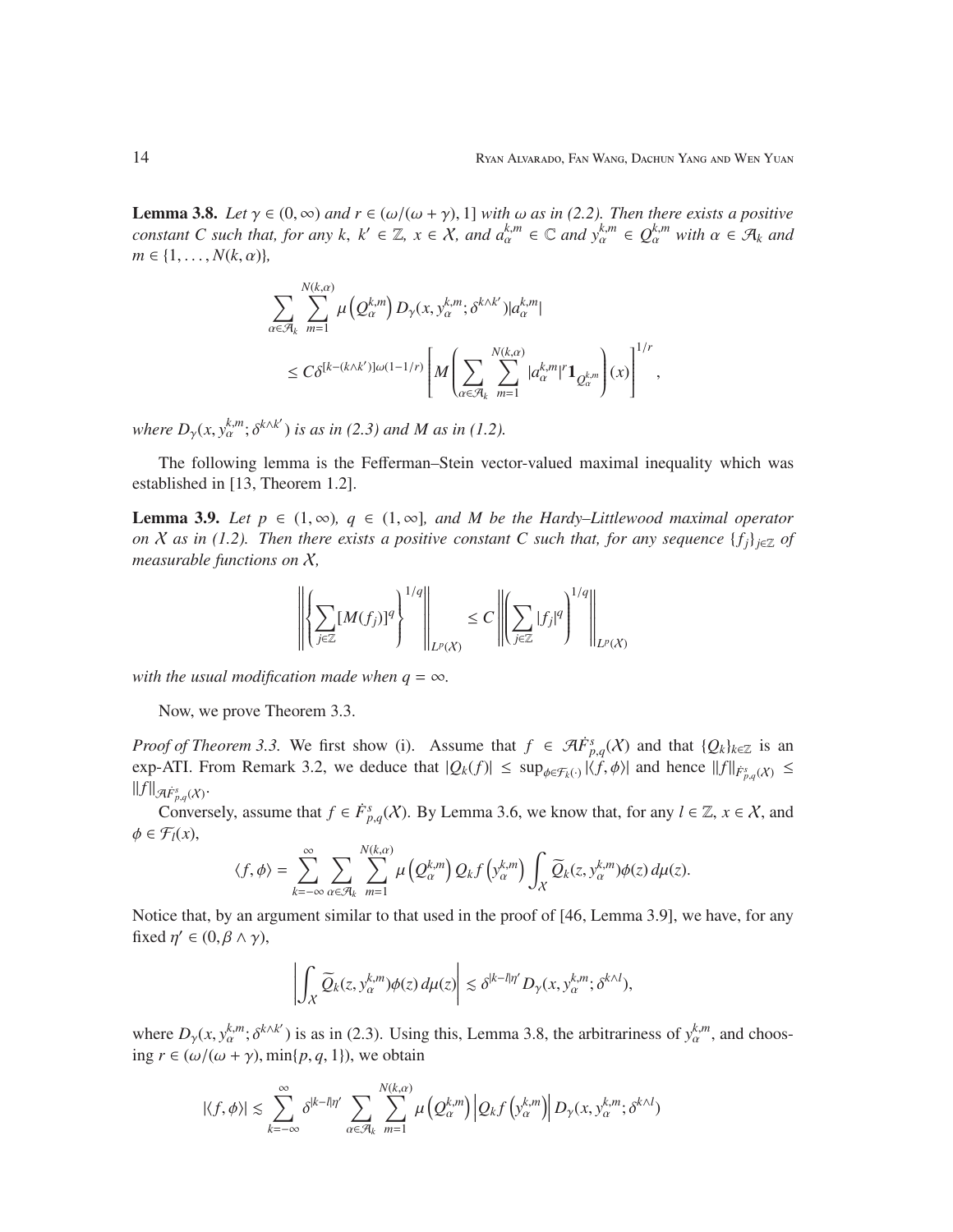**Lemma 3.8.** *Let $\gamma \in (0, \infty)$ and $r \in (\omega/(\omega + \gamma), 1]$ with $\omega$ as in (2.2). Then there exists a positive constant $C$ such that, for any $k$, $k' \in \mathbb{Z}$, $x \in \mathcal{X}$, and $a_\alpha^{k,m} \in \mathbb{C}$ and $y_\alpha^{k,m} \in Q_\alpha^{k,m}$ with $\alpha \in \mathcal{A}_k$ and $m \in \{1, \dots, N(k, \alpha)\}$,*

$$\sum_{\alpha \in \mathcal{A}_k} \sum_{m=1}^{N(k,\alpha)} \mu\left(Q_\alpha^{k,m}\right) D_\gamma(x, y_\alpha^{k,m}; \delta^{k \wedge k'}) |a_\alpha^{k,m}|$$
$$\leq C \delta^{[k-(k \wedge k')]\omega(1-1/r)} \left[ M\left( \sum_{\alpha \in \mathcal{A}_k} \sum_{m=1}^{N(k,\alpha)} |a_\alpha^{k,m}|^r \mathbf{1}_{Q_\alpha^{k,m}} \right)(x) \right]^{1/r},$$

*where $D_\gamma(x, y_\alpha^{k,m}; \delta^{k \wedge k'})$ is as in (2.3) and $M$ as in (1.2).*

The following lemma is the Fefferman–Stein vector-valued maximal inequality which was established in [13, Theorem 1.2].

**Lemma 3.9.** *Let $p \in (1, \infty)$, $q \in (1, \infty]$, and $M$ be the Hardy–Littlewood maximal operator on $\mathcal{X}$ as in (1.2). Then there exists a positive constant $C$ such that, for any sequence $\{f_j\}_{j \in \mathbb{Z}}$ of measurable functions on $\mathcal{X}$,*

$$\left\| \left\{ \sum_{j \in \mathbb{Z}} [M(f_j)]^q \right\}^{1/q} \right\|_{L^p(\mathcal{X})} \leq C \left\| \left( \sum_{j \in \mathbb{Z}} |f_j|^q \right)^{1/q} \right\|_{L^p(\mathcal{X})}$$

*with the usual modification made when $q = \infty$.*

Now, we prove Theorem 3.3.

*Proof of Theorem 3.3.* We first show (i). Assume that $f \in \mathcal{A}\dot{F}^s_{p,q}(\mathcal{X})$ and that $\{Q_k\}_{k \in \mathbb{Z}}$ is an exp-ATI. From Remark 3.2, we deduce that $|Q_k(f)| \leq \sup_{\phi \in \mathcal{F}_k(\cdot)} |\langle f, \phi \rangle|$ and hence $\|f\|_{\dot{F}^s_{p,q}(\mathcal{X})} \leq \|f\|_{\mathcal{A}\dot{F}^s_{p,q}(\mathcal{X})}$.

Conversely, assume that $f \in \dot{F}^s_{p,q}(\mathcal{X})$. By Lemma 3.6, we know that, for any $l \in \mathbb{Z}$, $x \in \mathcal{X}$, and $\phi \in \mathcal{F}_l(x)$,

$$\langle f, \phi \rangle = \sum_{k=-\infty}^{\infty} \sum_{\alpha \in \mathcal{A}_k} \sum_{m=1}^{N(k,\alpha)} \mu\left(Q_\alpha^{k,m}\right) Q_k f\left(y_\alpha^{k,m}\right) \int_{\mathcal{X}} \widetilde{Q}_k(z, y_\alpha^{k,m}) \phi(z) \, d\mu(z).$$

Notice that, by an argument similar to that used in the proof of [46, Lemma 3.9], we have, for any fixed $\eta' \in (0, \beta \wedge \gamma)$,

$$\left| \int_{\mathcal{X}} \widetilde{Q}_k(z, y_\alpha^{k,m}) \phi(z) \, d\mu(z) \right| \lesssim \delta^{|k-l|\eta'} D_\gamma(x, y_\alpha^{k,m}; \delta^{k \wedge l}),$$

where $D_\gamma(x, y_\alpha^{k,m}; \delta^{k \wedge k'})$ is as in (2.3). Using this, Lemma 3.8, the arbitrariness of $y_\alpha^{k,m}$, and choosing $r \in (\omega/(\omega + \gamma), \min\{p, q, 1\})$, we obtain

$$|\langle f, \phi \rangle| \lesssim \sum_{k=-\infty}^{\infty} \delta^{|k-l|\eta'} \sum_{\alpha \in \mathcal{A}_k} \sum_{m=1}^{N(k,\alpha)} \mu\left(Q_\alpha^{k,m}\right) \left| Q_k f\left(y_\alpha^{k,m}\right) \right| D_\gamma(x, y_\alpha^{k,m}; \delta^{k \wedge l})$$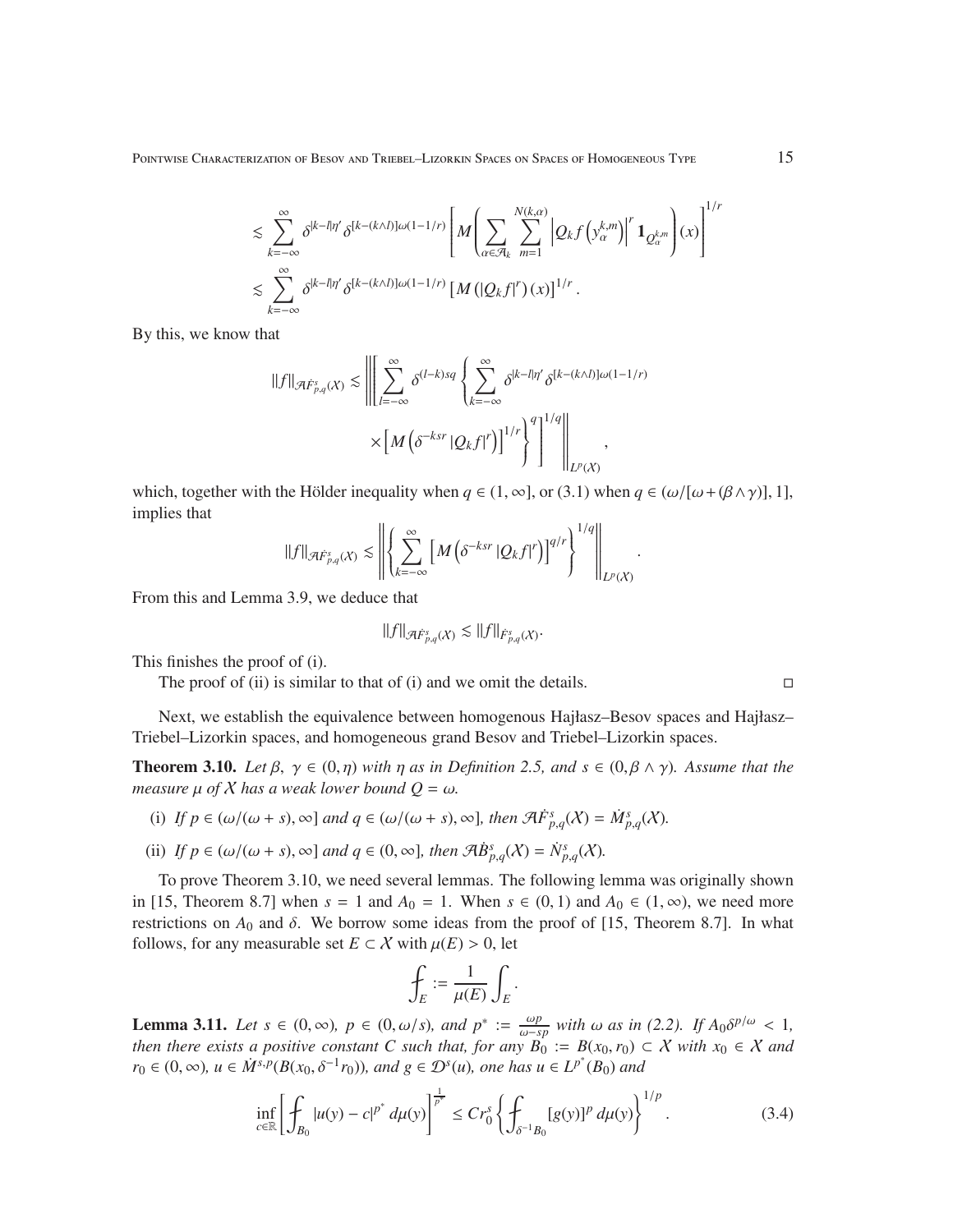$$
\begin{aligned}
&\lesssim \sum_{k=-\infty}^{\infty} \delta^{|k-l|\eta'} \delta^{[k-(k\wedge l)]\omega(1-1/r)} \left[ M\left( \sum_{\alpha\in\mathcal{A}_k} \sum_{m=1}^{N(k,\alpha)} \left| Q_k f\left(y_\alpha^{k,m}\right)\right|^r \mathbf{1}_{Q_\alpha^{k,m}} \right)(x) \right]^{1/r} \\
&\lesssim \sum_{k=-\infty}^{\infty} \delta^{|k-l|\eta'} \delta^{[k-(k\wedge l)]\omega(1-1/r)} \left[ M\left(|Q_k f|^r\right)(x)\right]^{1/r}.
\end{aligned}
$$

By this, we know that

$$
\|f\|_{\mathcal{A}\dot{F}^s_{p,q}(\mathcal{X})} \lesssim \left\| \left[ \sum_{l=-\infty}^{\infty} \delta^{(l-k)sq} \left\{ \sum_{k=-\infty}^{\infty} \delta^{|k-l|\eta'} \delta^{[k-(k\wedge l)]\omega(1-1/r)} \times \left[ M\left(\delta^{-ksr} |Q_k f|^r\right)\right]^{1/r} \right\}^q \right]^{1/q} \right\|_{L^p(\mathcal{X})},
$$

which, together with the Hölder inequality when $q \in (1, \infty]$, or (3.1) when $q \in (\omega/[\omega + (\beta \wedge \gamma)], 1]$, implies that

$$
\|f\|_{\mathcal{A}\dot{F}^s_{p,q}(\mathcal{X})} \lesssim \left\| \left\{ \sum_{k=-\infty}^{\infty} \left[ M\left(\delta^{-ksr} |Q_k f|^r\right)\right]^{q/r} \right\}^{1/q} \right\|_{L^p(\mathcal{X})}.
$$

From this and Lemma 3.9, we deduce that

$$
\|f\|_{\mathcal{A}\dot{F}^s_{p,q}(\mathcal{X})} \lesssim \|f\|_{\dot{F}^s_{p,q}(\mathcal{X})}.
$$

This finishes the proof of (i).

The proof of (ii) is similar to that of (i) and we omit the details. ◻

Next, we establish the equivalence between homogenous Hajłasz–Besov spaces and Hajłasz–Triebel–Lizorkin spaces, and homogeneous grand Besov and Triebel–Lizorkin spaces.

**Theorem 3.10.** *Let $\beta$, $\gamma \in (0, \eta)$ with $\eta$ as in Definition 2.5, and $s \in (0, \beta \wedge \gamma)$. Assume that the measure $\mu$ of $\mathcal{X}$ has a weak lower bound $Q = \omega$.*

(i) *If $p \in (\omega/(\omega + s), \infty]$ and $q \in (\omega/(\omega + s), \infty]$, then $\mathcal{A}\dot{F}^s_{p,q}(\mathcal{X}) = \dot{M}^s_{p,q}(\mathcal{X})$.*

(ii) *If $p \in (\omega/(\omega + s), \infty]$ and $q \in (0, \infty]$, then $\mathcal{A}\dot{B}^s_{p,q}(\mathcal{X}) = \dot{N}^s_{p,q}(\mathcal{X})$.*

To prove Theorem 3.10, we need several lemmas. The following lemma was originally shown in [15, Theorem 8.7] when $s = 1$ and $A_0 = 1$. When $s \in (0, 1)$ and $A_0 \in (1, \infty)$, we need more restrictions on $A_0$ and $\delta$. We borrow some ideas from the proof of [15, Theorem 8.7]. In what follows, for any measurable set $E \subset \mathcal{X}$ with $\mu(E) > 0$, let

$$
\fint_E := \frac{1}{\mu(E)} \int_E .
$$

**Lemma 3.11.** *Let $s \in (0, \infty)$, $p \in (0, \omega/s)$, and $p^* := \frac{\omega p}{\omega - sp}$ with $\omega$ as in (2.2). If $A_0\delta^{p/\omega} < 1$, then there exists a positive constant $C$ such that, for any $B_0 := B(x_0, r_0) \subset \mathcal{X}$ with $x_0 \in \mathcal{X}$ and $r_0 \in (0, \infty)$, $u \in \dot{M}^{s,p}(B(x_0, \delta^{-1}r_0))$, and $g \in \mathcal{D}^s(u)$, one has $u \in L^{p^*}(B_0)$ and*

$$
\inf_{c\in\mathbb{R}} \left[ \fint_{B_0} |u(y) - c|^{p^*} \, d\mu(y) \right]^{\frac{1}{p^*}} \leq C r_0^s \left\{ \fint_{\delta^{-1}B_0} [g(y)]^p \, d\mu(y) \right\}^{1/p}. \tag{3.4}
$$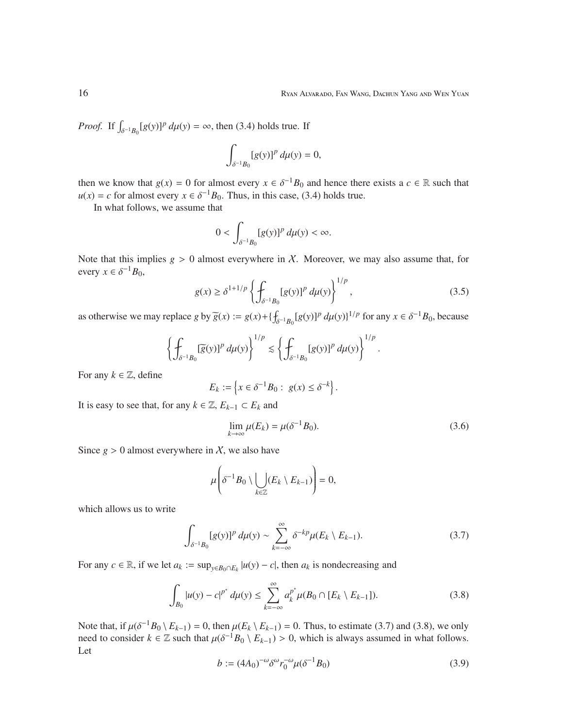*Proof.* If $\int_{\delta^{-1}B_0}[g(y)]^p\,d\mu(y) = \infty$, then (3.4) holds true. If

$$\int_{\delta^{-1}B_0}[g(y)]^p\,d\mu(y) = 0,$$

then we know that $g(x) = 0$ for almost every $x \in \delta^{-1}B_0$ and hence there exists a $c \in \mathbb{R}$ such that $u(x) = c$ for almost every $x \in \delta^{-1}B_0$. Thus, in this case, (3.4) holds true.

In what follows, we assume that

$$0 < \int_{\delta^{-1}B_0}[g(y)]^p\,d\mu(y) < \infty.$$

Note that this implies $g > 0$ almost everywhere in $\mathcal{X}$. Moreover, we may also assume that, for every $x \in \delta^{-1}B_0$,

$$g(x) \geq \delta^{1+1/p}\left\{\fint_{\delta^{-1}B_0}[g(y)]^p\,d\mu(y)\right\}^{1/p}, \tag{3.5}$$

as otherwise we may replace $g$ by $\widetilde{g}(x) := g(x)+\{\fint_{\delta^{-1}B_0}[g(y)]^p\,d\mu(y)\}^{1/p}$ for any $x \in \delta^{-1}B_0$, because

$$\left\{\fint_{\delta^{-1}B_0}[\widetilde{g}(y)]^p\,d\mu(y)\right\}^{1/p} \lesssim \left\{\fint_{\delta^{-1}B_0}[g(y)]^p\,d\mu(y)\right\}^{1/p}.$$

For any $k \in \mathbb{Z}$, define

$$E_k := \left\{x \in \delta^{-1}B_0 :\ g(x) \leq \delta^{-k}\right\}.$$

It is easy to see that, for any $k \in \mathbb{Z}$, $E_{k-1} \subset E_k$ and

$$\lim_{k\to\infty}\mu(E_k) = \mu(\delta^{-1}B_0). \tag{3.6}$$

Since $g > 0$ almost everywhere in $\mathcal{X}$, we also have

$$\mu\left(\delta^{-1}B_0 \setminus \bigcup_{k\in\mathbb{Z}}(E_k \setminus E_{k-1})\right) = 0,$$

which allows us to write

$$\int_{\delta^{-1}B_0}[g(y)]^p\,d\mu(y) \sim \sum_{k=-\infty}^{\infty}\delta^{-kp}\mu(E_k \setminus E_{k-1}). \tag{3.7}$$

For any $c \in \mathbb{R}$, if we let $a_k := \sup_{y\in B_0\cap E_k}|u(y) - c|$, then $a_k$ is nondecreasing and

$$\int_{B_0}|u(y) - c|^{p^*}\,d\mu(y) \leq \sum_{k=-\infty}^{\infty}a_k^{p^*}\mu(B_0 \cap [E_k \setminus E_{k-1}]). \tag{3.8}$$

Note that, if $\mu(\delta^{-1}B_0 \setminus E_{k-1}) = 0$, then $\mu(E_k \setminus E_{k-1}) = 0$. Thus, to estimate (3.7) and (3.8), we only need to consider $k \in \mathbb{Z}$ such that $\mu(\delta^{-1}B_0 \setminus E_{k-1}) > 0$, which is always assumed in what follows. Let

$$b := (4A_0)^{-\omega}\delta^{\omega}r_0^{-\omega}\mu(\delta^{-1}B_0) \tag{3.9}$$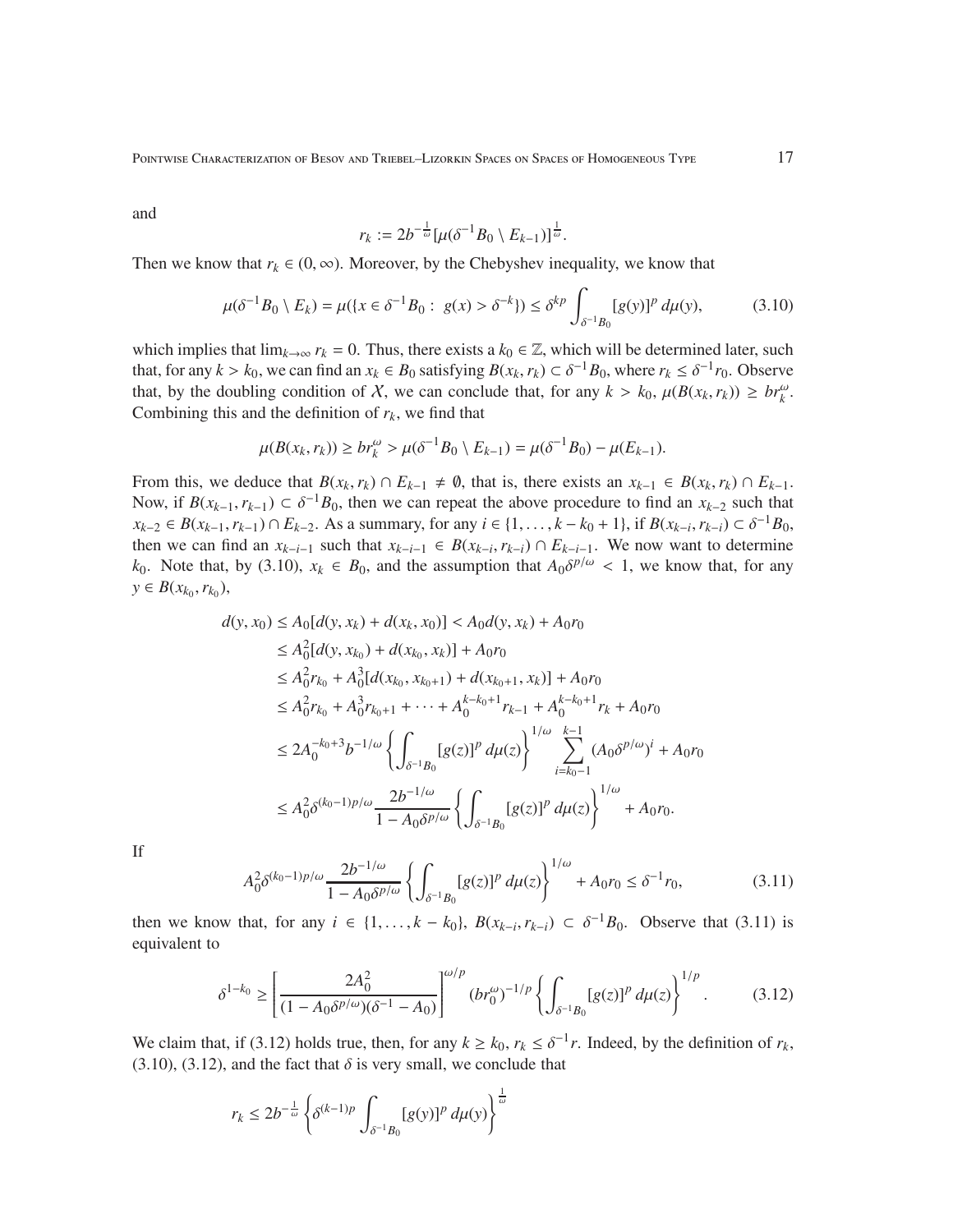and

$$r_k := 2b^{-\frac{1}{\omega}}[\mu(\delta^{-1}B_0 \setminus E_{k-1})]^{\frac{1}{\omega}}.$$

Then we know that $r_k \in (0, \infty)$. Moreover, by the Chebyshev inequality, we know that

$$\mu(\delta^{-1}B_0 \setminus E_k) = \mu(\{x \in \delta^{-1}B_0 : \ g(x) > \delta^{-k}\}) \leq \delta^{kp} \int_{\delta^{-1}B_0} [g(y)]^p \, d\mu(y), \tag{3.10}$$

which implies that $\lim_{k\to\infty} r_k = 0$. Thus, there exists a $k_0 \in \mathbb{Z}$, which will be determined later, such that, for any $k > k_0$, we can find an $x_k \in B_0$ satisfying $B(x_k, r_k) \subset \delta^{-1}B_0$, where $r_k \leq \delta^{-1}r_0$. Observe that, by the doubling condition of $\mathcal{X}$, we can conclude that, for any $k > k_0$, $\mu(B(x_k, r_k)) \geq br_k^\omega$. Combining this and the definition of $r_k$, we find that

$$\mu(B(x_k, r_k)) \geq br_k^\omega > \mu(\delta^{-1}B_0 \setminus E_{k-1}) = \mu(\delta^{-1}B_0) - \mu(E_{k-1}).$$

From this, we deduce that $B(x_k, r_k) \cap E_{k-1} \neq \emptyset$, that is, there exists an $x_{k-1} \in B(x_k, r_k) \cap E_{k-1}$. Now, if $B(x_{k-1}, r_{k-1}) \subset \delta^{-1}B_0$, then we can repeat the above procedure to find an $x_{k-2}$ such that $x_{k-2} \in B(x_{k-1}, r_{k-1}) \cap E_{k-2}$. As a summary, for any $i \in \{1, \ldots, k - k_0 + 1\}$, if $B(x_{k-i}, r_{k-i}) \subset \delta^{-1}B_0$, then we can find an $x_{k-i-1}$ such that $x_{k-i-1} \in B(x_{k-i}, r_{k-i}) \cap E_{k-i-1}$. We now want to determine $k_0$. Note that, by (3.10), $x_k \in B_0$, and the assumption that $A_0\delta^{p/\omega} < 1$, we know that, for any $y \in B(x_{k_0}, r_{k_0})$,

$$\begin{aligned}
d(y, x_0) &\leq A_0[d(y, x_k) + d(x_k, x_0)] < A_0 d(y, x_k) + A_0 r_0 \\
&\leq A_0^2[d(y, x_{k_0}) + d(x_{k_0}, x_k)] + A_0 r_0 \\
&\leq A_0^2 r_{k_0} + A_0^3[d(x_{k_0}, x_{k_0+1}) + d(x_{k_0+1}, x_k)] + A_0 r_0 \\
&\leq A_0^2 r_{k_0} + A_0^3 r_{k_0+1} + \cdots + A_0^{k-k_0+1} r_{k-1} + A_0^{k-k_0+1} r_k + A_0 r_0 \\
&\leq 2A_0^{-k_0+3} b^{-1/\omega} \left\{ \int_{\delta^{-1}B_0} [g(z)]^p \, d\mu(z) \right\}^{1/\omega} \sum_{i=k_0-1}^{k-1} (A_0\delta^{p/\omega})^i + A_0 r_0 \\
&\leq A_0^2 \delta^{(k_0-1)p/\omega} \frac{2b^{-1/\omega}}{1 - A_0\delta^{p/\omega}} \left\{ \int_{\delta^{-1}B_0} [g(z)]^p \, d\mu(z) \right\}^{1/\omega} + A_0 r_0.
\end{aligned}$$

If

$$A_0^2 \delta^{(k_0-1)p/\omega} \frac{2b^{-1/\omega}}{1 - A_0\delta^{p/\omega}} \left\{ \int_{\delta^{-1}B_0} [g(z)]^p \, d\mu(z) \right\}^{1/\omega} + A_0 r_0 \leq \delta^{-1} r_0, \tag{3.11}$$

then we know that, for any $i \in \{1, \ldots, k - k_0\}$, $B(x_{k-i}, r_{k-i}) \subset \delta^{-1}B_0$. Observe that (3.11) is equivalent to

$$\delta^{1-k_0} \geq \left[ \frac{2A_0^2}{(1 - A_0\delta^{p/\omega})(\delta^{-1} - A_0)} \right]^{\omega/p} (br_0^\omega)^{-1/p} \left\{ \int_{\delta^{-1}B_0} [g(z)]^p \, d\mu(z) \right\}^{1/p}. \tag{3.12}$$

We claim that, if (3.12) holds true, then, for any $k \geq k_0$, $r_k \leq \delta^{-1}r$. Indeed, by the definition of $r_k$, (3.10), (3.12), and the fact that $\delta$ is very small, we conclude that

$$r_k \leq 2b^{-\frac{1}{\omega}} \left\{ \delta^{(k-1)p} \int_{\delta^{-1}B_0} [g(y)]^p \, d\mu(y) \right\}^{\frac{1}{\omega}}$$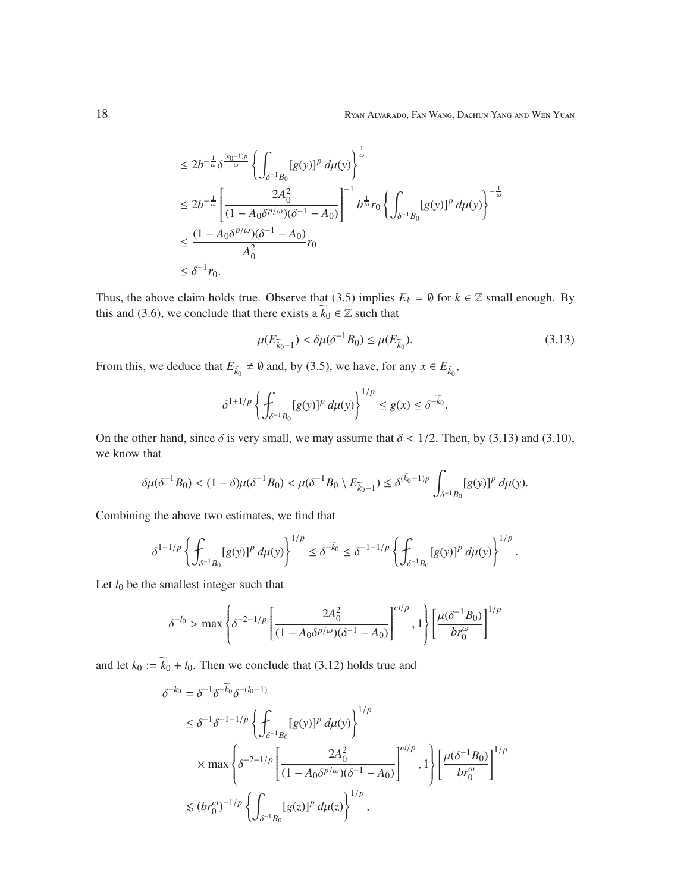$$
\begin{aligned}
&\leq 2b^{-\frac{1}{\omega}}\delta^{\frac{(k_0-1)p}{\omega}}\left\{\int_{\delta^{-1}B_0}[g(y)]^p\,d\mu(y)\right\}^{\frac{1}{\omega}}\\
&\leq 2b^{-\frac{1}{\omega}}\left[\frac{2A_0^2}{(1-A_0\delta^{p/\omega})(\delta^{-1}-A_0)}\right]^{-1}b^{\frac{1}{\omega}}r_0\left\{\int_{\delta^{-1}B_0}[g(y)]^p\,d\mu(y)\right\}^{-\frac{1}{\omega}}\\
&\leq \frac{(1-A_0\delta^{p/\omega})(\delta^{-1}-A_0)}{A_0^2}r_0\\
&\leq \delta^{-1}r_0.
\end{aligned}
$$

Thus, the above claim holds true. Observe that (3.5) implies $E_k=\emptyset$ for $k\in\mathbb{Z}$ small enough. By this and (3.6), we conclude that there exists a $\widetilde{k_0}\in\mathbb{Z}$ such that

$$
\mu(E_{\widetilde{k_0}-1})<\delta\mu(\delta^{-1}B_0)\leq\mu(E_{\widetilde{k_0}}). \tag{3.13}
$$

From this, we deduce that $E_{\widetilde{k_0}}\neq\emptyset$ and, by (3.5), we have, for any $x\in E_{\widetilde{k_0}}$,

$$
\delta^{1+1/p}\left\{⨍_{\delta^{-1}B_0}[g(y)]^p\,d\mu(y)\right\}^{1/p}\leq g(x)\leq\delta^{-\widetilde{k_0}}.
$$

On the other hand, since $\delta$ is very small, we may assume that $\delta<1/2$. Then, by (3.13) and (3.10), we know that

$$
\delta\mu(\delta^{-1}B_0)<(1-\delta)\mu(\delta^{-1}B_0)<\mu(\delta^{-1}B_0\setminus E_{\widetilde{k_0}-1})\leq\delta^{(\widetilde{k_0}-1)p}\int_{\delta^{-1}B_0}[g(y)]^p\,d\mu(y).
$$

Combining the above two estimates, we find that

$$
\delta^{1+1/p}\left\{⨍_{\delta^{-1}B_0}[g(y)]^p\,d\mu(y)\right\}^{1/p}\leq\delta^{-\widetilde{k_0}}\leq\delta^{-1-1/p}\left\{⨍_{\delta^{-1}B_0}[g(y)]^p\,d\mu(y)\right\}^{1/p}.
$$

Let $l_0$ be the smallest integer such that

$$
\delta^{-l_0}>\max\left\{\delta^{-2-1/p}\left[\frac{2A_0^2}{(1-A_0\delta^{p/\omega})(\delta^{-1}-A_0)}\right]^{\omega/p},1\right\}\left[\frac{\mu(\delta^{-1}B_0)}{br_0^{\omega}}\right]^{1/p}
$$

and let $k_0:=\widetilde{k_0}+l_0$. Then we conclude that (3.12) holds true and

$$
\begin{aligned}
\delta^{-k_0}&=\delta^{-1}\delta^{-\widetilde{k_0}}\delta^{-(l_0-1)}\\
&\leq\delta^{-1}\delta^{-1-1/p}\left\{⨍_{\delta^{-1}B_0}[g(y)]^p\,d\mu(y)\right\}^{1/p}\\
&\quad\times\max\left\{\delta^{-2-1/p}\left[\frac{2A_0^2}{(1-A_0\delta^{p/\omega})(\delta^{-1}-A_0)}\right]^{\omega/p},1\right\}\left[\frac{\mu(\delta^{-1}B_0)}{br_0^{\omega}}\right]^{1/p}\\
&\lesssim(br_0^{\omega})^{-1/p}\left\{\int_{\delta^{-1}B_0}[g(z)]^p\,d\mu(z)\right\}^{1/p},
\end{aligned}
$$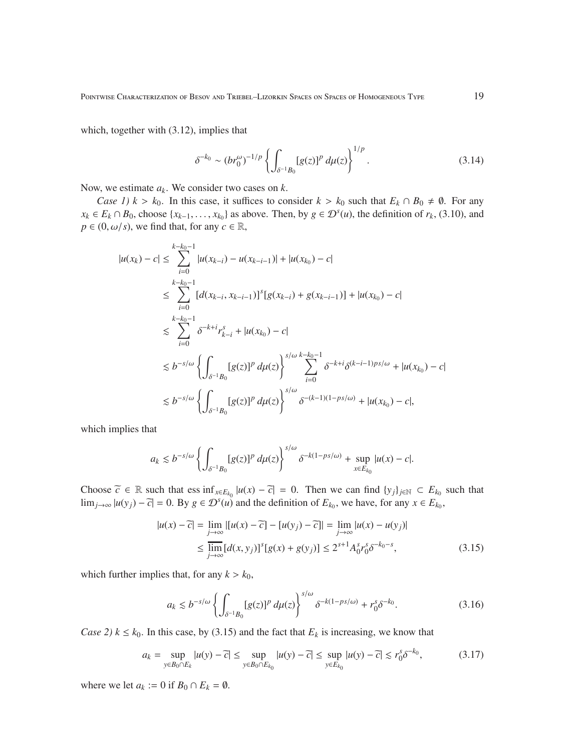which, together with (3.12), implies that

$$\delta^{-k_0} \sim (br_0^\omega)^{-1/p} \left\{ \int_{\delta^{-1}B_0} [g(z)]^p \, d\mu(z) \right\}^{1/p}. \tag{3.14}$$

Now, we estimate $a_k$. We consider two cases on $k$.

*Case 1)* $k > k_0$. In this case, it suffices to consider $k > k_0$ such that $E_k \cap B_0 \neq \emptyset$. For any $x_k \in E_k \cap B_0$, choose $\{x_{k-1}, \ldots, x_{k_0}\}$ as above. Then, by $g \in \mathcal{D}^s(u)$, the definition of $r_k$, (3.10), and $p \in (0, \omega/s)$, we find that, for any $c \in \mathbb{R}$,

$$\begin{aligned}
|u(x_k) - c| &\leq \sum_{i=0}^{k-k_0-1} |u(x_{k-i}) - u(x_{k-i-1})| + |u(x_{k_0}) - c| \\
&\leq \sum_{i=0}^{k-k_0-1} [d(x_{k-i}, x_{k-i-1})]^s [g(x_{k-i}) + g(x_{k-i-1})] + |u(x_{k_0}) - c| \\
&\lesssim \sum_{i=0}^{k-k_0-1} \delta^{-k+i} r_{k-i}^s + |u(x_{k_0}) - c| \\
&\lesssim b^{-s/\omega} \left\{ \int_{\delta^{-1}B_0} [g(z)]^p \, d\mu(z) \right\}^{s/\omega} \sum_{i=0}^{k-k_0-1} \delta^{-k+i} \delta^{(k-i-1)ps/\omega} + |u(x_{k_0}) - c| \\
&\lesssim b^{-s/\omega} \left\{ \int_{\delta^{-1}B_0} [g(z)]^p \, d\mu(z) \right\}^{s/\omega} \delta^{-(k-1)(1-ps/\omega)} + |u(x_{k_0}) - c|,
\end{aligned}$$

which implies that

$$a_k \lesssim b^{-s/\omega} \left\{ \int_{\delta^{-1}B_0} [g(z)]^p \, d\mu(z) \right\}^{s/\omega} \delta^{-k(1-ps/\omega)} + \sup_{x \in E_{k_0}} |u(x) - c|.$$

Choose $\widetilde{c} \in \mathbb{R}$ such that $\operatorname{ess\,inf}_{x \in E_{k_0}} |u(x) - \widetilde{c}| = 0$. Then we can find $\{y_j\}_{j \in \mathbb{N}} \subset E_{k_0}$ such that $\lim_{j \to \infty} |u(y_j) - \widetilde{c}| = 0$. By $g \in \mathcal{D}^s(u)$ and the definition of $E_{k_0}$, we have, for any $x \in E_{k_0}$,

$$\begin{aligned}
|u(x) - \widetilde{c}| &= \lim_{j \to \infty} |[u(x) - \widetilde{c}] - [u(y_j) - \widetilde{c}]| = \lim_{j \to \infty} |u(x) - u(y_j)| \\
&\leq \varlimsup_{j \to \infty} [d(x, y_j)]^s [g(x) + g(y_j)] \leq 2^{s+1} A_0^s r_0^s \delta^{-k_0 - s},
\end{aligned} \tag{3.15}$$

which further implies that, for any $k > k_0$,

$$a_k \lesssim b^{-s/\omega} \left\{ \int_{\delta^{-1}B_0} [g(z)]^p \, d\mu(z) \right\}^{s/\omega} \delta^{-k(1-ps/\omega)} + r_0^s \delta^{-k_0}. \tag{3.16}$$

*Case 2)* $k \leq k_0$. In this case, by (3.15) and the fact that $E_k$ is increasing, we know that

$$a_k = \sup_{y \in B_0 \cap E_k} |u(y) - \widetilde{c}| \leq \sup_{y \in B_0 \cap E_{k_0}} |u(y) - \widetilde{c}| \leq \sup_{y \in E_{k_0}} |u(y) - \widetilde{c}| \lesssim r_0^s \delta^{-k_0}, \tag{3.17}$$

where we let $a_k := 0$ if $B_0 \cap E_k = \emptyset$.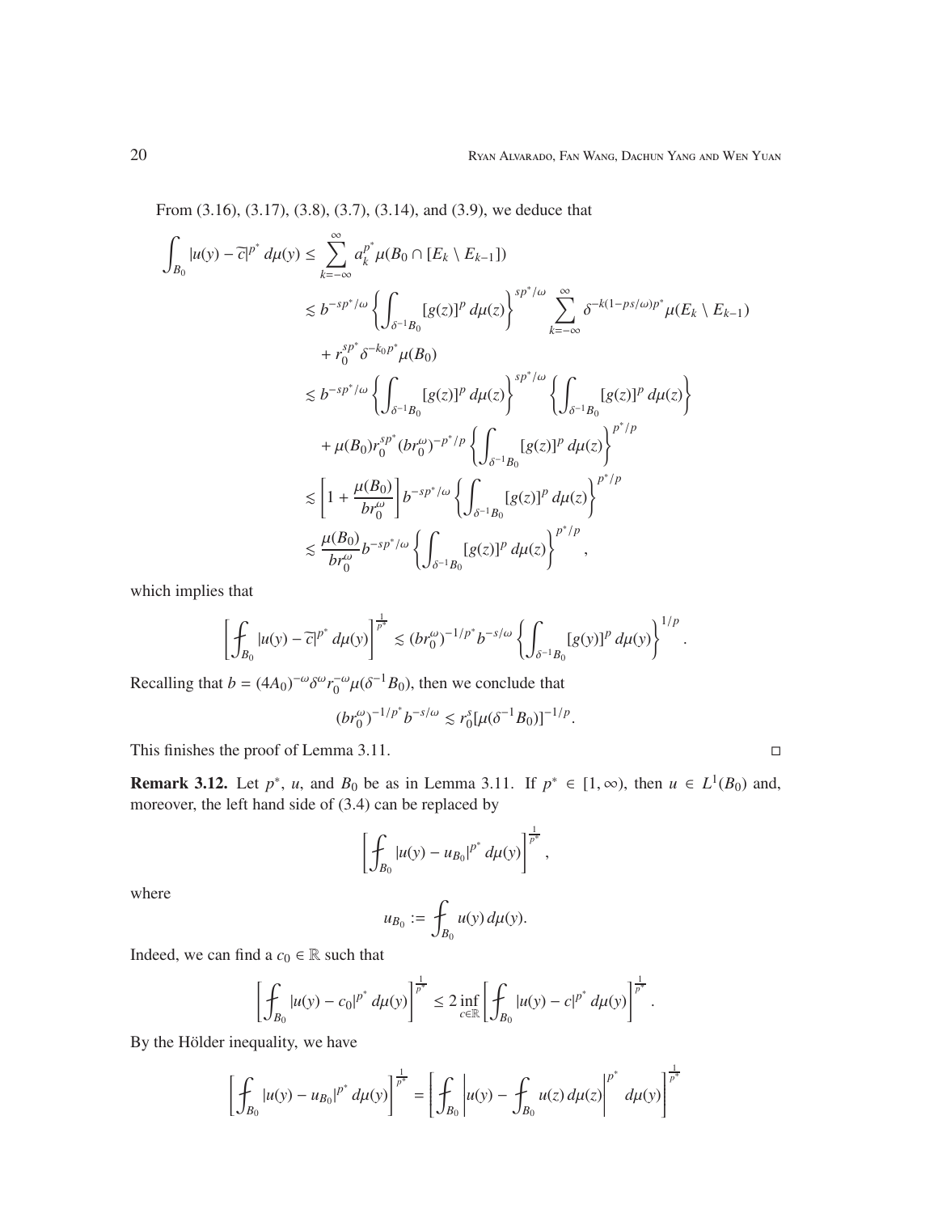From (3.16), (3.17), (3.8), (3.7), (3.14), and (3.9), we deduce that

$$
\begin{aligned}
\int_{B_0} |u(y) - \widetilde{c}|^{p^*}\, d\mu(y) &\le \sum_{k=-\infty}^{\infty} a_k^{p^*} \mu(B_0 \cap [E_k \setminus E_{k-1}]) \\
&\lesssim b^{-sp^*/\omega} \left\{ \int_{\delta^{-1}B_0} [g(z)]^p \, d\mu(z) \right\}^{sp^*/\omega} \sum_{k=-\infty}^{\infty} \delta^{-k(1-ps/\omega)p^*} \mu(E_k \setminus E_{k-1}) \\
&\quad + r_0^{sp^*} \delta^{-k_0 p^*} \mu(B_0) \\
&\lesssim b^{-sp^*/\omega} \left\{ \int_{\delta^{-1}B_0} [g(z)]^p \, d\mu(z) \right\}^{sp^*/\omega} \left\{ \int_{\delta^{-1}B_0} [g(z)]^p \, d\mu(z) \right\} \\
&\quad + \mu(B_0) r_0^{sp^*} (b r_0^{\omega})^{-p^*/p} \left\{ \int_{\delta^{-1}B_0} [g(z)]^p \, d\mu(z) \right\}^{p^*/p} \\
&\lesssim \left[ 1 + \frac{\mu(B_0)}{b r_0^{\omega}} \right] b^{-sp^*/\omega} \left\{ \int_{\delta^{-1}B_0} [g(z)]^p \, d\mu(z) \right\}^{p^*/p} \\
&\lesssim \frac{\mu(B_0)}{b r_0^{\omega}} b^{-sp^*/\omega} \left\{ \int_{\delta^{-1}B_0} [g(z)]^p \, d\mu(z) \right\}^{p^*/p},
\end{aligned}
$$

which implies that

$$
\left[ ⨍_{B_0} |u(y) - \widetilde{c}|^{p^*}\, d\mu(y) \right]^{\frac{1}{p^*}} \lesssim (b r_0^{\omega})^{-1/p^*} b^{-s/\omega} \left\{ \int_{\delta^{-1}B_0} [g(y)]^p \, d\mu(y) \right\}^{1/p}.
$$

Recalling that $b = (4A_0)^{-\omega} \delta^{\omega} r_0^{-\omega} \mu(\delta^{-1}B_0)$, then we conclude that

$$
(b r_0^{\omega})^{-1/p^*} b^{-s/\omega} \lesssim r_0^s [\mu(\delta^{-1}B_0)]^{-1/p}.
$$

This finishes the proof of Lemma 3.11. □

**Remark 3.12.** Let $p^*$, $u$, and $B_0$ be as in Lemma 3.11. If $p^* \in [1, \infty)$, then $u \in L^1(B_0)$ and, moreover, the left hand side of (3.4) can be replaced by

$$
\left[ ⨍_{B_0} |u(y) - u_{B_0}|^{p^*}\, d\mu(y) \right]^{\frac{1}{p^*}},
$$

where

$$
u_{B_0} := ⨍_{B_0} u(y)\, d\mu(y).
$$

Indeed, we can find a $c_0 \in \mathbb{R}$ such that

$$
\left[ ⨍_{B_0} |u(y) - c_0|^{p^*}\, d\mu(y) \right]^{\frac{1}{p^*}} \le 2 \inf_{c \in \mathbb{R}} \left[ ⨍_{B_0} |u(y) - c|^{p^*}\, d\mu(y) \right]^{\frac{1}{p^*}}.
$$

By the Hölder inequality, we have

$$
\left[ ⨍_{B_0} |u(y) - u_{B_0}|^{p^*}\, d\mu(y) \right]^{\frac{1}{p^*}} = \left[ ⨍_{B_0} \left| u(y) - ⨍_{B_0} u(z)\, d\mu(z) \right|^{p^*} d\mu(y) \right]^{\frac{1}{p^*}}
$$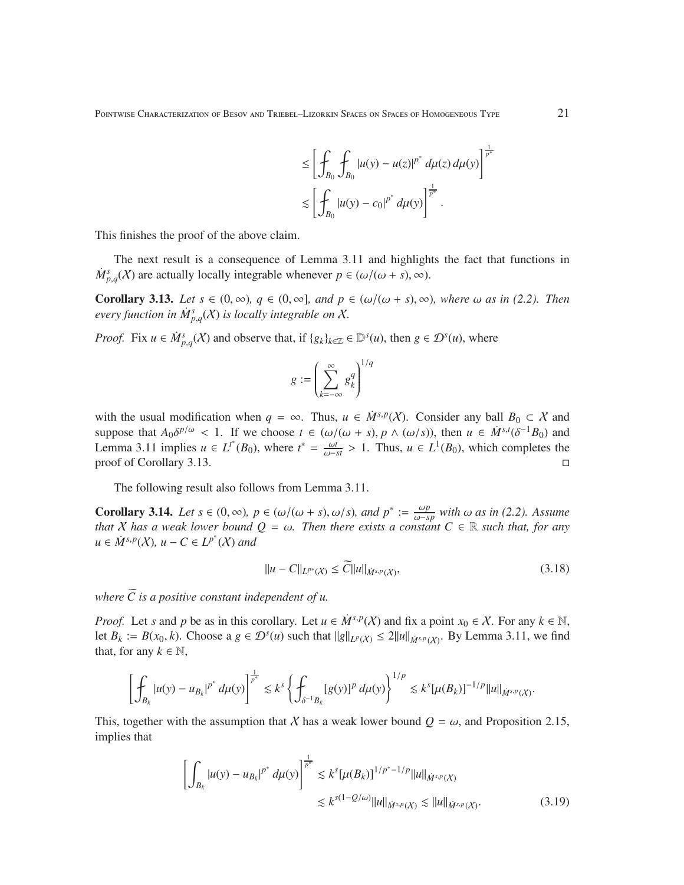$$
\begin{aligned}
&\le \left[ \fint_{B_0} \fint_{B_0} |u(y) - u(z)|^{p^*} \, d\mu(z)\, d\mu(y) \right]^{\frac{1}{p^*}} \\
&\lesssim \left[ \fint_{B_0} |u(y) - c_0|^{p^*} \, d\mu(y) \right]^{\frac{1}{p^*}} .
\end{aligned}
$$

This finishes the proof of the above claim.

The next result is a consequence of Lemma 3.11 and highlights the fact that functions in $\dot{M}^s_{p,q}(\mathcal{X})$ are actually locally integrable whenever $p \in (\omega/(\omega + s), \infty)$.

**Corollary 3.13.** *Let $s \in (0, \infty)$, $q \in (0, \infty]$, and $p \in (\omega/(\omega + s), \infty)$, where $\omega$ as in (2.2). Then every function in $\dot{M}^s_{p,q}(\mathcal{X})$ is locally integrable on $\mathcal{X}$.*

*Proof.* Fix $u \in \dot{M}^s_{p,q}(\mathcal{X})$ and observe that, if $\{g_k\}_{k\in\mathbb{Z}} \in \mathbb{D}^s(u)$, then $g \in \mathcal{D}^s(u)$, where

$$
g := \left( \sum_{k=-\infty}^{\infty} g_k^q \right)^{1/q}
$$

with the usual modification when $q = \infty$. Thus, $u \in \dot{M}^{s,p}(\mathcal{X})$. Consider any ball $B_0 \subset \mathcal{X}$ and suppose that $A_0 \delta^{p/\omega} < 1$. If we choose $t \in (\omega/(\omega + s), p \wedge (\omega/s))$, then $u \in \dot{M}^{s,t}(\delta^{-1}B_0)$ and Lemma 3.11 implies $u \in L^{t^*}(B_0)$, where $t^* = \frac{\omega t}{\omega - st} > 1$. Thus, $u \in L^1(B_0)$, which completes the proof of Corollary 3.13. $\square$

The following result also follows from Lemma 3.11.

**Corollary 3.14.** *Let $s \in (0, \infty)$, $p \in (\omega/(\omega + s), \omega/s)$, and $p^* := \frac{\omega p}{\omega - sp}$ with $\omega$ as in (2.2). Assume that $\mathcal{X}$ has a weak lower bound $Q = \omega$. Then there exists a constant $C \in \mathbb{R}$ such that, for any $u \in \dot{M}^{s,p}(\mathcal{X})$, $u - C \in L^{p^*}(\mathcal{X})$ and*

$$
\|u - C\|_{L^{p^*}(\mathcal{X})} \le \widetilde{C} \|u\|_{\dot{M}^{s,p}(\mathcal{X})}, \tag{3.18}
$$

*where $\widetilde{C}$ is a positive constant independent of $u$.*

*Proof.* Let $s$ and $p$ be as in this corollary. Let $u \in \dot{M}^{s,p}(\mathcal{X})$ and fix a point $x_0 \in \mathcal{X}$. For any $k \in \mathbb{N}$, let $B_k := B(x_0, k)$. Choose a $g \in \mathcal{D}^s(u)$ such that $\|g\|_{L^p(\mathcal{X})} \le 2\|u\|_{\dot{M}^{s,p}(\mathcal{X})}$. By Lemma 3.11, we find that, for any $k \in \mathbb{N}$,

$$
\left[ \fint_{B_k} |u(y) - u_{B_k}|^{p^*} \, d\mu(y) \right]^{\frac{1}{p^*}} \lesssim k^s \left\{ \fint_{\delta^{-1}B_k} [g(y)]^p \, d\mu(y) \right\}^{1/p} \lesssim k^s [\mu(B_k)]^{-1/p} \|u\|_{\dot{M}^{s,p}(\mathcal{X})}.
$$

This, together with the assumption that $\mathcal{X}$ has a weak lower bound $Q = \omega$, and Proposition 2.15, implies that

$$
\begin{aligned}
\left[ \int_{B_k} |u(y) - u_{B_k}|^{p^*} \, d\mu(y) \right]^{\frac{1}{p^*}} &\lesssim k^s [\mu(B_k)]^{1/p^* - 1/p} \|u\|_{\dot{M}^{s,p}(\mathcal{X})} \\
&\lesssim k^{s(1 - Q/\omega)} \|u\|_{\dot{M}^{s,p}(\mathcal{X})} \lesssim \|u\|_{\dot{M}^{s,p}(\mathcal{X})}.
\end{aligned} \tag{3.19}
$$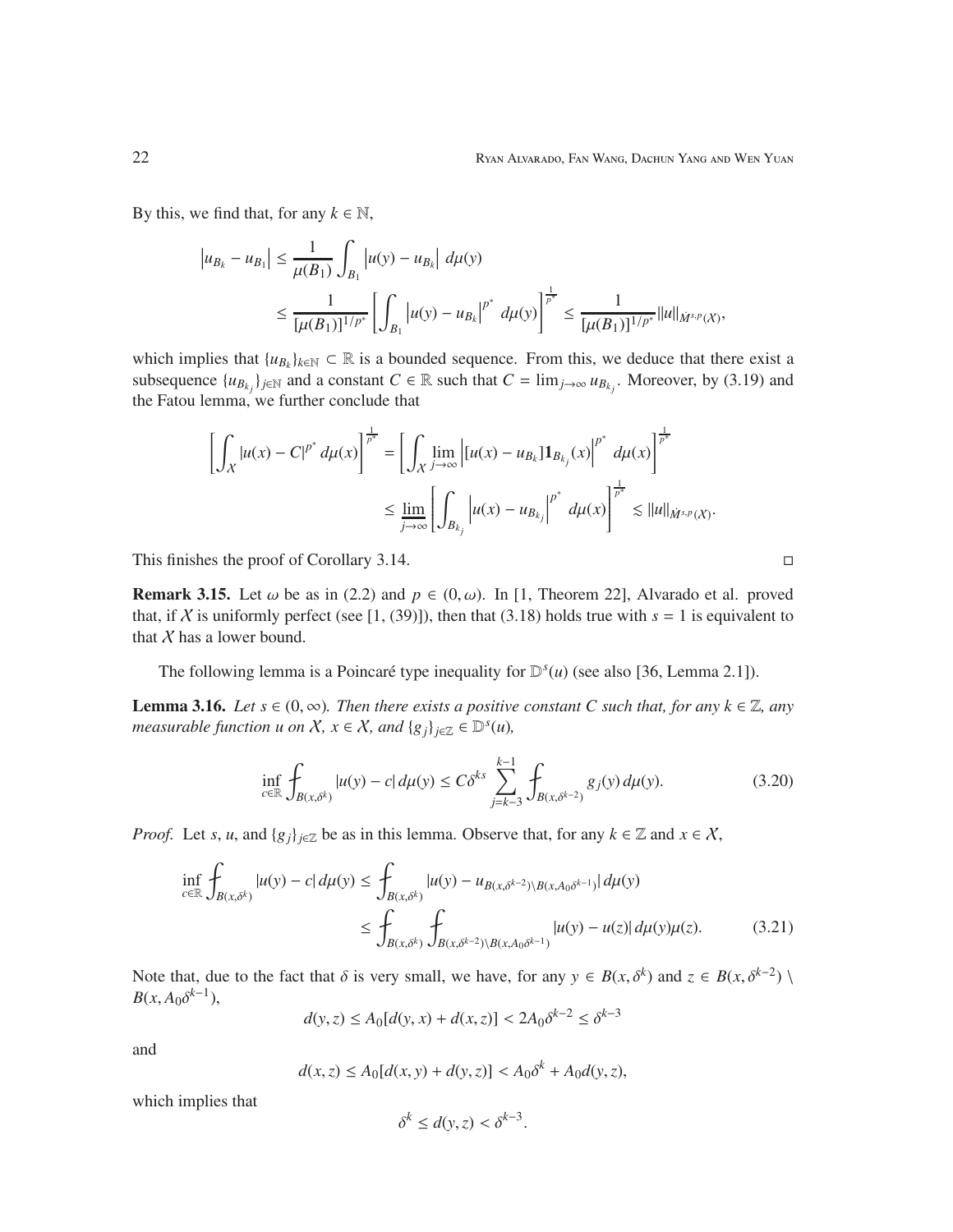By this, we find that, for any $k \in \mathbb{N}$,

$$
\begin{aligned}
\left|u_{B_k} - u_{B_1}\right| &\le \frac{1}{\mu(B_1)} \int_{B_1} \left|u(y) - u_{B_k}\right| \, d\mu(y) \\
&\le \frac{1}{[\mu(B_1)]^{1/p^*}} \left[\int_{B_1} \left|u(y) - u_{B_k}\right|^{p^*} \, d\mu(y)\right]^{\frac{1}{p^*}} \le \frac{1}{[\mu(B_1)]^{1/p^*}} \|u\|_{\dot{M}^{s,p}(\mathcal{X})},
\end{aligned}
$$

which implies that $\{u_{B_k}\}_{k\in\mathbb{N}} \subset \mathbb{R}$ is a bounded sequence. From this, we deduce that there exist a subsequence $\{u_{B_{k_j}}\}_{j\in\mathbb{N}}$ and a constant $C \in \mathbb{R}$ such that $C = \lim_{j\to\infty} u_{B_{k_j}}$. Moreover, by (3.19) and the Fatou lemma, we further conclude that

$$
\begin{aligned}
\left[\int_{\mathcal{X}} |u(x) - C|^{p^*} \, d\mu(x)\right]^{\frac{1}{p^*}} &= \left[\int_{\mathcal{X}} \lim_{j\to\infty} \left|[u(x) - u_{B_k}]\mathbf{1}_{B_{k_j}}(x)\right|^{p^*} \, d\mu(x)\right]^{\frac{1}{p^*}} \\
&\le \varliminf_{j\to\infty} \left[\int_{B_{k_j}} \left|u(x) - u_{B_{k_j}}\right|^{p^*} \, d\mu(x)\right]^{\frac{1}{p^*}} \lesssim \|u\|_{\dot{M}^{s,p}(\mathcal{X})}.
\end{aligned}
$$

This finishes the proof of Corollary 3.14. $\square$

**Remark 3.15.** Let $\omega$ be as in (2.2) and $p \in (0, \omega)$. In [1, Theorem 22], Alvarado et al. proved that, if $\mathcal{X}$ is uniformly perfect (see [1, (39)]), then that (3.18) holds true with $s = 1$ is equivalent to that $\mathcal{X}$ has a lower bound.

The following lemma is a Poincaré type inequality for $\mathbb{D}^s(u)$ (see also [36, Lemma 2.1]).

**Lemma 3.16.** *Let $s \in (0, \infty)$. Then there exists a positive constant $C$ such that, for any $k \in \mathbb{Z}$, any measurable function $u$ on $\mathcal{X}$, $x \in \mathcal{X}$, and $\{g_j\}_{j\in\mathbb{Z}} \in \mathbb{D}^s(u)$,*

$$
\inf_{c\in\mathbb{R}} \fint_{B(x,\delta^k)} |u(y) - c| \, d\mu(y) \le C\delta^{ks} \sum_{j=k-3}^{k-1} \fint_{B(x,\delta^{k-2})} g_j(y) \, d\mu(y). \tag{3.20}
$$

*Proof.* Let $s$, $u$, and $\{g_j\}_{j\in\mathbb{Z}}$ be as in this lemma. Observe that, for any $k \in \mathbb{Z}$ and $x \in \mathcal{X}$,

$$
\begin{aligned}
\inf_{c\in\mathbb{R}} \fint_{B(x,\delta^k)} |u(y) - c| \, d\mu(y) &\le \fint_{B(x,\delta^k)} |u(y) - u_{B(x,\delta^{k-2})\setminus B(x,A_0\delta^{k-1})}| \, d\mu(y) \\
&\le \fint_{B(x,\delta^k)} \fint_{B(x,\delta^{k-2})\setminus B(x,A_0\delta^{k-1})} |u(y) - u(z)| \, d\mu(y)\mu(z). 
\end{aligned} \tag{3.21}
$$

Note that, due to the fact that $\delta$ is very small, we have, for any $y \in B(x, \delta^k)$ and $z \in B(x, \delta^{k-2}) \setminus B(x, A_0\delta^{k-1})$,

$$
d(y, z) \le A_0[d(y, x) + d(x, z)] < 2A_0\delta^{k-2} \le \delta^{k-3}
$$

and

$$
d(x, z) \le A_0[d(x, y) + d(y, z)] < A_0\delta^k + A_0 d(y, z),
$$

which implies that

$$
\delta^k \le d(y, z) < \delta^{k-3}.
$$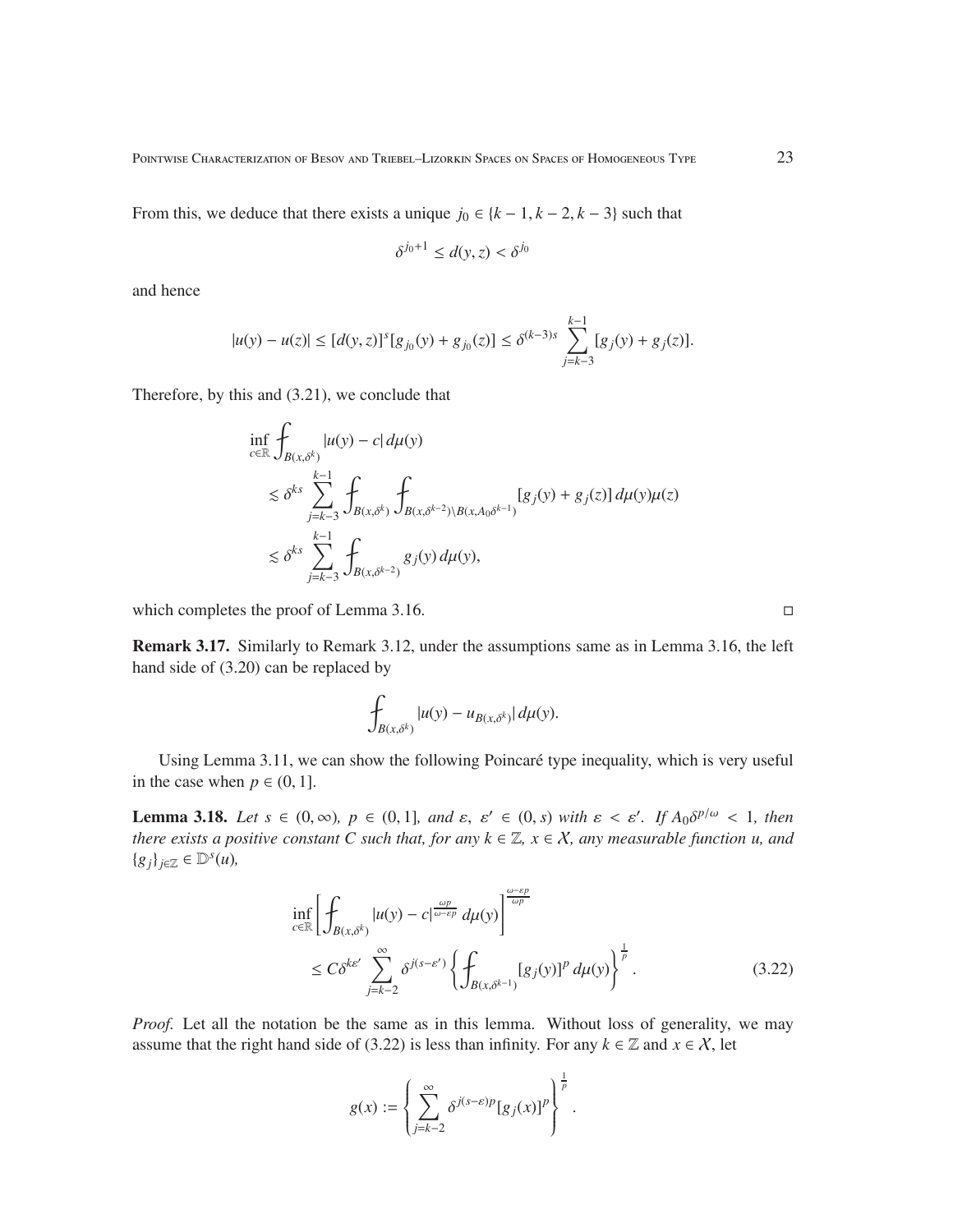From this, we deduce that there exists a unique $j_0 \in \{k-1, k-2, k-3\}$ such that

$$\delta^{j_0+1} \leq d(y,z) < \delta^{j_0}$$

and hence

$$|u(y) - u(z)| \leq [d(y,z)]^s [g_{j_0}(y) + g_{j_0}(z)] \leq \delta^{(k-3)s} \sum_{j=k-3}^{k-1} [g_j(y) + g_j(z)].$$

Therefore, by this and (3.21), we conclude that

$$\begin{aligned}
&\inf_{c\in\mathbb{R}} \fint_{B(x,\delta^k)} |u(y) - c| \, d\mu(y) \\
&\quad \lesssim \delta^{ks} \sum_{j=k-3}^{k-1} \fint_{B(x,\delta^k)} \fint_{B(x,\delta^{k-2})\setminus B(x,A_0\delta^{k-1})} [g_j(y) + g_j(z)] \, d\mu(y)\mu(z) \\
&\quad \lesssim \delta^{ks} \sum_{j=k-3}^{k-1} \fint_{B(x,\delta^{k-2})} g_j(y) \, d\mu(y),
\end{aligned}$$

which completes the proof of Lemma 3.16. $\square$

**Remark 3.17.** Similarly to Remark 3.12, under the assumptions same as in Lemma 3.16, the left hand side of (3.20) can be replaced by

$$\fint_{B(x,\delta^k)} |u(y) - u_{B(x,\delta^k)}| \, d\mu(y).$$

Using Lemma 3.11, we can show the following Poincaré type inequality, which is very useful in the case when $p \in (0,1]$.

**Lemma 3.18.** *Let $s \in (0,\infty)$, $p \in (0,1]$, and $\varepsilon$, $\varepsilon' \in (0,s)$ with $\varepsilon < \varepsilon'$. If $A_0\delta^{p/\omega} < 1$, then there exists a positive constant $C$ such that, for any $k \in \mathbb{Z}$, $x \in \mathcal{X}$, any measurable function $u$, and $\{g_j\}_{j\in\mathbb{Z}} \in \mathbb{D}^s(u)$,*

$$\begin{aligned}
&\inf_{c\in\mathbb{R}} \left[\fint_{B(x,\delta^k)} |u(y) - c|^{\frac{\omega p}{\omega-\varepsilon p}} \, d\mu(y)\right]^{\frac{\omega-\varepsilon p}{\omega p}} \\
&\quad \leq C\delta^{k\varepsilon'} \sum_{j=k-2}^{\infty} \delta^{j(s-\varepsilon')} \left\{\fint_{B(x,\delta^{k-1})} [g_j(y)]^p \, d\mu(y)\right\}^{\frac{1}{p}}. \qquad (3.22)
\end{aligned}$$

*Proof.* Let all the notation be the same as in this lemma. Without loss of generality, we may assume that the right hand side of (3.22) is less than infinity. For any $k \in \mathbb{Z}$ and $x \in \mathcal{X}$, let

$$g(x) := \left\{\sum_{j=k-2}^{\infty} \delta^{j(s-\varepsilon)p} [g_j(x)]^p\right\}^{\frac{1}{p}}.$$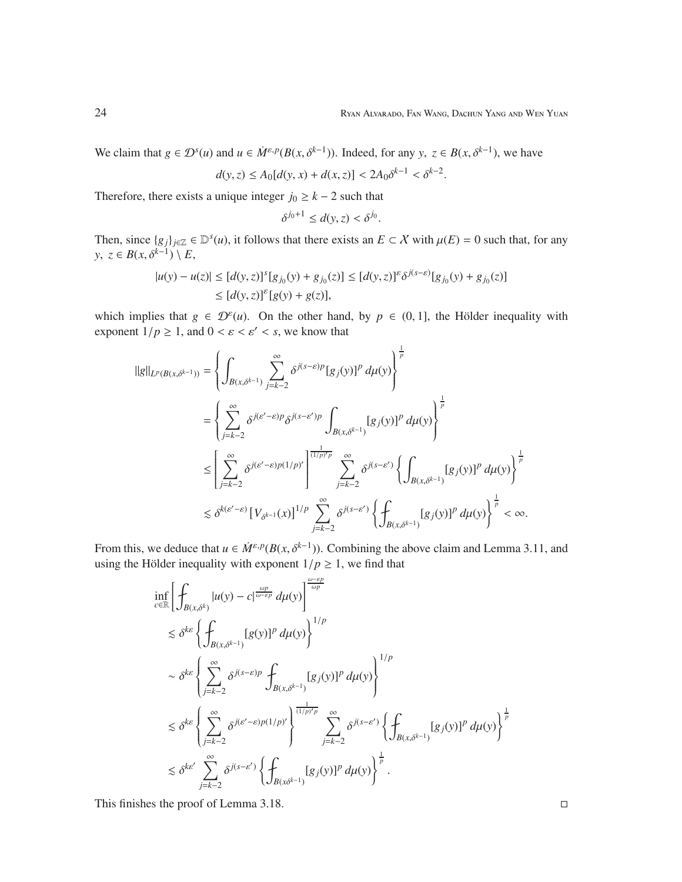We claim that $g \in \mathcal{D}^s(u)$ and $u \in \dot{M}^{\varepsilon,p}(B(x,\delta^{k-1}))$. Indeed, for any $y,\ z \in B(x,\delta^{k-1})$, we have

$$d(y,z) \le A_0[d(y,x) + d(x,z)] < 2A_0\delta^{k-1} < \delta^{k-2}.$$

Therefore, there exists a unique integer $j_0 \ge k-2$ such that

$$\delta^{j_0+1} \le d(y,z) < \delta^{j_0}.$$

Then, since $\{g_j\}_{j\in\mathbb{Z}} \in \mathbb{D}^s(u)$, it follows that there exists an $E \subset \mathcal{X}$ with $\mu(E) = 0$ such that, for any $y,\ z \in B(x,\delta^{k-1}) \setminus E$,

$$\begin{aligned}
|u(y) - u(z)| &\le [d(y,z)]^s[g_{j_0}(y) + g_{j_0}(z)] \le [d(y,z)]^{\varepsilon}\delta^{j(s-\varepsilon)}[g_{j_0}(y) + g_{j_0}(z)] \\
&\le [d(y,z)]^{\varepsilon}[g(y) + g(z)],
\end{aligned}$$

which implies that $g \in \mathcal{D}^{\varepsilon}(u)$. On the other hand, by $p \in (0,1]$, the Hölder inequality with exponent $1/p \ge 1$, and $0 < \varepsilon < \varepsilon' < s$, we know that

$$\begin{aligned}
\|g\|_{L^p(B(x,\delta^{k-1}))} &= \left\{\int_{B(x,\delta^{k-1})} \sum_{j=k-2}^{\infty} \delta^{j(s-\varepsilon)p}[g_j(y)]^p \, d\mu(y)\right\}^{\frac{1}{p}} \\
&= \left\{\sum_{j=k-2}^{\infty} \delta^{j(\varepsilon'-\varepsilon)p}\delta^{j(s-\varepsilon')p} \int_{B(x,\delta^{k-1})} [g_j(y)]^p \, d\mu(y)\right\}^{\frac{1}{p}} \\
&\le \left[\sum_{j=k-2}^{\infty} \delta^{j(\varepsilon'-\varepsilon)p(1/p)'}\right]^{\frac{1}{(1/p)'p}} \sum_{j=k-2}^{\infty} \delta^{j(s-\varepsilon')} \left\{\int_{B(x,\delta^{k-1})} [g_j(y)]^p \, d\mu(y)\right\}^{\frac{1}{p}} \\
&\lesssim \delta^{k(\varepsilon'-\varepsilon)} \left[V_{\delta^{k-1}}(x)\right]^{1/p} \sum_{j=k-2}^{\infty} \delta^{j(s-\varepsilon')} \left\{⨍_{B(x,\delta^{k-1})} [g_j(y)]^p \, d\mu(y)\right\}^{\frac{1}{p}} < \infty.
\end{aligned}$$

From this, we deduce that $u \in \dot{M}^{\varepsilon,p}(B(x,\delta^{k-1}))$. Combining the above claim and Lemma 3.11, and using the Hölder inequality with exponent $1/p \ge 1$, we find that

$$\begin{aligned}
&\inf_{c\in\mathbb{R}} \left[⨍_{B(x,\delta^k)} |u(y) - c|^{\frac{\omega p}{\omega - \varepsilon p}} \, d\mu(y)\right]^{\frac{\omega - \varepsilon p}{\omega p}} \\
&\quad \lesssim \delta^{k\varepsilon} \left\{⨍_{B(x,\delta^{k-1})} [g(y)]^p \, d\mu(y)\right\}^{1/p} \\
&\quad \sim \delta^{k\varepsilon} \left\{\sum_{j=k-2}^{\infty} \delta^{j(s-\varepsilon)p} ⨍_{B(x,\delta^{k-1})} [g_j(y)]^p \, d\mu(y)\right\}^{1/p} \\
&\quad \lesssim \delta^{k\varepsilon} \left\{\sum_{j=k-2}^{\infty} \delta^{j(\varepsilon'-\varepsilon)p(1/p)'}\right\}^{\frac{1}{(1/p)'p}} \sum_{j=k-2}^{\infty} \delta^{j(s-\varepsilon')} \left\{⨍_{B(x,\delta^{k-1})} [g_j(y)]^p \, d\mu(y)\right\}^{\frac{1}{p}} \\
&\quad \lesssim \delta^{k\varepsilon'} \sum_{j=k-2}^{\infty} \delta^{j(s-\varepsilon')} \left\{⨍_{B(x\delta^{k-1})} [g_j(y)]^p \, d\mu(y)\right\}^{\frac{1}{p}}.
\end{aligned}$$

This finishes the proof of Lemma 3.18. $\square$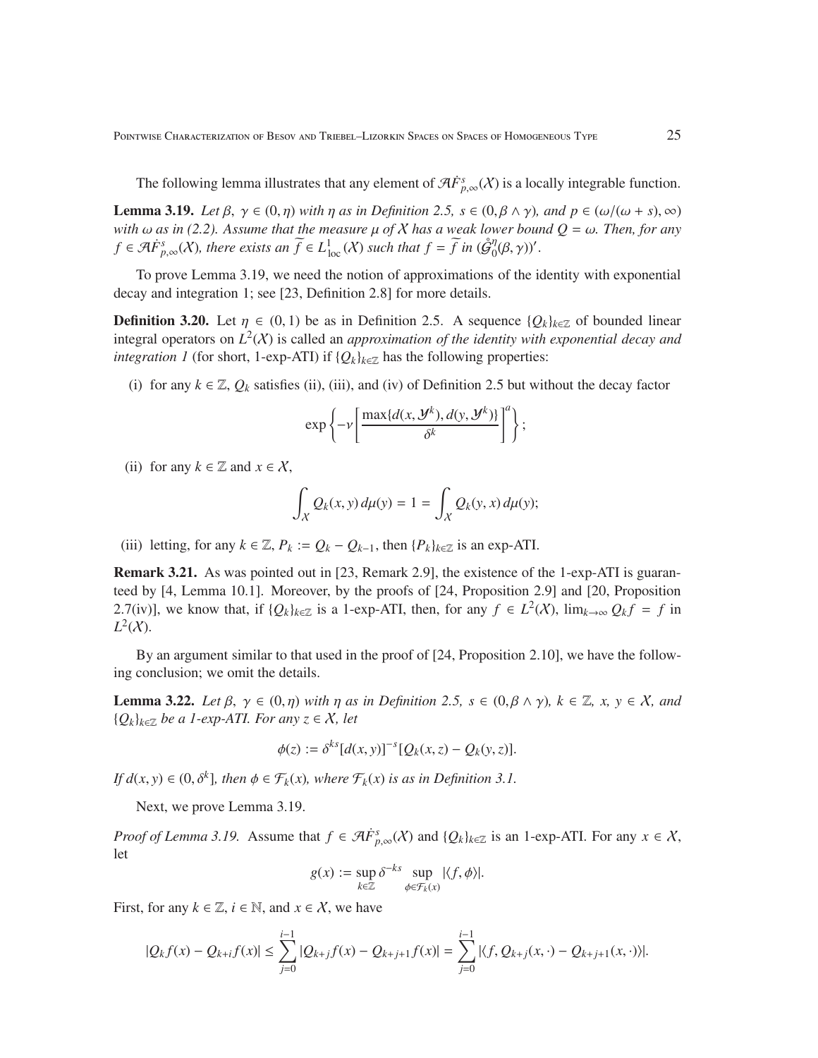The following lemma illustrates that any element of $\mathcal{A}\dot{F}^s_{p,\infty}(\mathcal{X})$ is a locally integrable function.

**Lemma 3.19.** *Let $\beta,\ \gamma \in (0,\eta)$ with $\eta$ as in Definition 2.5, $s \in (0, \beta \wedge \gamma)$, and $p \in (\omega/(\omega+s), \infty)$ with $\omega$ as in (2.2). Assume that the measure $\mu$ of $\mathcal{X}$ has a weak lower bound $Q = \omega$. Then, for any $f \in \mathcal{A}\dot{F}^s_{p,\infty}(\mathcal{X})$, there exists an $\widetilde{f} \in L^1_{\mathrm{loc}}(\mathcal{X})$ such that $f = \widetilde{f}$ in $(\mathring{\mathcal{G}}^\eta_0(\beta,\gamma))'$.*

To prove Lemma 3.19, we need the notion of approximations of the identity with exponential decay and integration 1; see [23, Definition 2.8] for more details.

**Definition 3.20.** Let $\eta \in (0,1)$ be as in Definition 2.5. A sequence $\{Q_k\}_{k\in\mathbb{Z}}$ of bounded linear integral operators on $L^2(\mathcal{X})$ is called an *approximation of the identity with exponential decay and integration 1* (for short, 1-exp-ATI) if $\{Q_k\}_{k\in\mathbb{Z}}$ has the following properties:

(i) for any $k \in \mathbb{Z}$, $Q_k$ satisfies (ii), (iii), and (iv) of Definition 2.5 but without the decay factor

$$\exp\left\{-\nu\left[\frac{\max\{d(x,\mathcal{Y}^k), d(y,\mathcal{Y}^k)\}}{\delta^k}\right]^a\right\};$$

(ii) for any $k \in \mathbb{Z}$ and $x \in \mathcal{X}$,

$$\int_{\mathcal{X}} Q_k(x,y)\,d\mu(y) = 1 = \int_{\mathcal{X}} Q_k(y,x)\,d\mu(y);$$

(iii) letting, for any $k \in \mathbb{Z}$, $P_k := Q_k - Q_{k-1}$, then $\{P_k\}_{k\in\mathbb{Z}}$ is an exp-ATI.

**Remark 3.21.** As was pointed out in [23, Remark 2.9], the existence of the 1-exp-ATI is guaranteed by [4, Lemma 10.1]. Moreover, by the proofs of [24, Proposition 2.9] and [20, Proposition 2.7(iv)], we know that, if $\{Q_k\}_{k\in\mathbb{Z}}$ is a 1-exp-ATI, then, for any $f \in L^2(\mathcal{X})$, $\lim_{k\to\infty} Q_k f = f$ in $L^2(\mathcal{X})$.

By an argument similar to that used in the proof of [24, Proposition 2.10], we have the following conclusion; we omit the details.

**Lemma 3.22.** *Let $\beta,\ \gamma \in (0,\eta)$ with $\eta$ as in Definition 2.5, $s \in (0, \beta\wedge\gamma)$, $k \in \mathbb{Z}$, $x,\ y \in \mathcal{X}$, and $\{Q_k\}_{k\in\mathbb{Z}}$ be a 1-exp-ATI. For any $z \in \mathcal{X}$, let*

$$\phi(z) := \delta^{ks}[d(x,y)]^{-s}[Q_k(x,z) - Q_k(y,z)].$$

*If $d(x,y) \in (0,\delta^k]$, then $\phi \in \mathcal{F}_k(x)$, where $\mathcal{F}_k(x)$ is as in Definition 3.1.*

Next, we prove Lemma 3.19.

*Proof of Lemma 3.19.* Assume that $f \in \mathcal{A}\dot{F}^s_{p,\infty}(\mathcal{X})$ and $\{Q_k\}_{k\in\mathbb{Z}}$ is an 1-exp-ATI. For any $x \in \mathcal{X}$, let

$$g(x) := \sup_{k\in\mathbb{Z}} \delta^{-ks} \sup_{\phi\in\mathcal{F}_k(x)} |\langle f, \phi\rangle|.$$

First, for any $k \in \mathbb{Z}$, $i \in \mathbb{N}$, and $x \in \mathcal{X}$, we have

$$|Q_k f(x) - Q_{k+i} f(x)| \leq \sum_{j=0}^{i-1} |Q_{k+j} f(x) - Q_{k+j+1} f(x)| = \sum_{j=0}^{i-1} |\langle f, Q_{k+j}(x,\cdot) - Q_{k+j+1}(x,\cdot)\rangle|.$$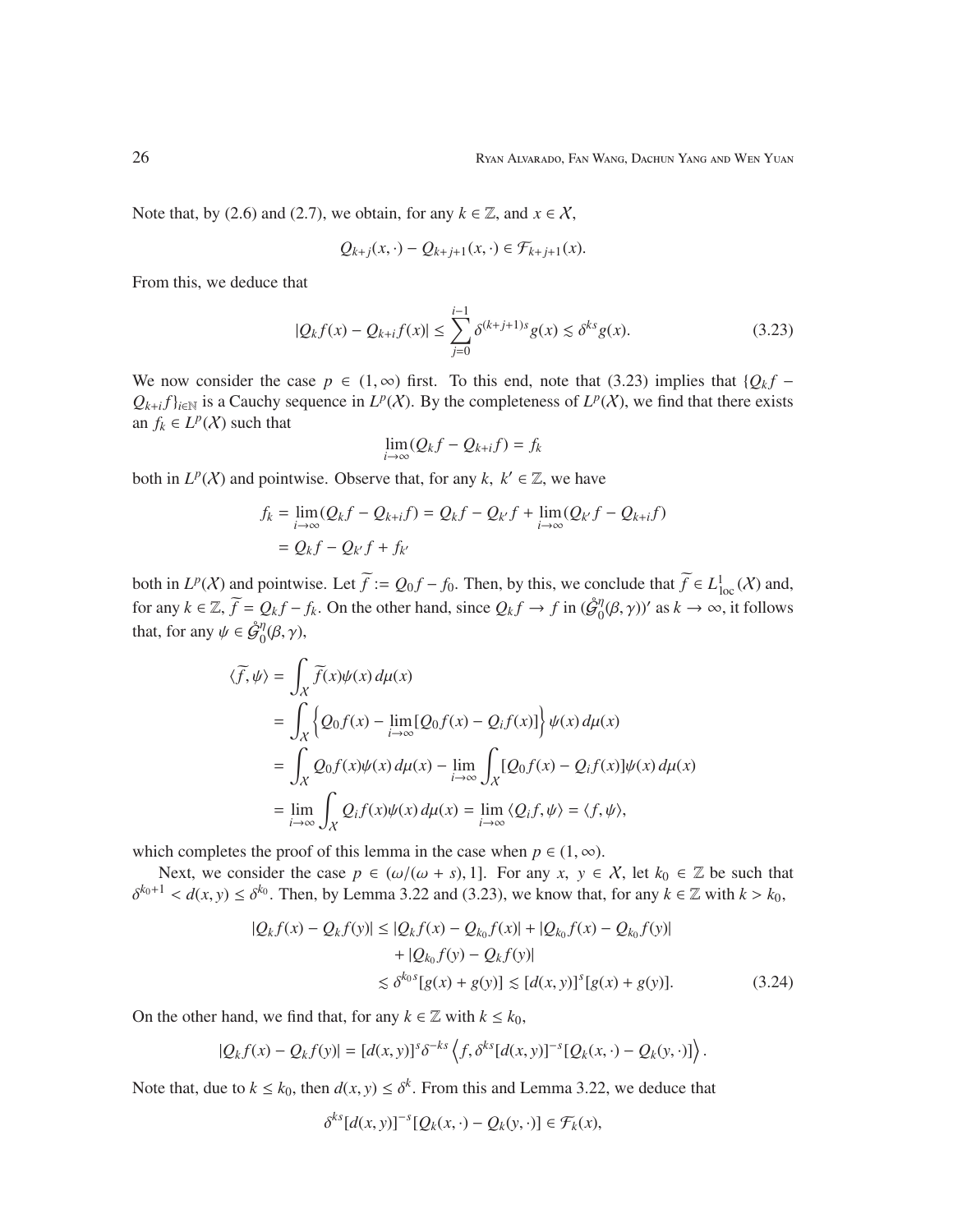Note that, by (2.6) and (2.7), we obtain, for any $k \in \mathbb{Z}$, and $x \in \mathcal{X}$,

$$Q_{k+j}(x, \cdot) - Q_{k+j+1}(x, \cdot) \in \mathcal{F}_{k+j+1}(x).$$

From this, we deduce that

$$|Q_k f(x) - Q_{k+i} f(x)| \leq \sum_{j=0}^{i-1} \delta^{(k+j+1)s} g(x) \lesssim \delta^{ks} g(x). \tag{3.23}$$

We now consider the case $p \in (1, \infty)$ first. To this end, note that (3.23) implies that $\{Q_k f - Q_{k+i} f\}_{i \in \mathbb{N}}$ is a Cauchy sequence in $L^p(\mathcal{X})$. By the completeness of $L^p(\mathcal{X})$, we find that there exists an $f_k \in L^p(\mathcal{X})$ such that

$$\lim_{i \to \infty} (Q_k f - Q_{k+i} f) = f_k$$

both in $L^p(\mathcal{X})$ and pointwise. Observe that, for any $k,\ k' \in \mathbb{Z}$, we have

$$\begin{aligned} f_k &= \lim_{i \to \infty} (Q_k f - Q_{k+i} f) = Q_k f - Q_{k'} f + \lim_{i \to \infty} (Q_{k'} f - Q_{k+i} f) \\ &= Q_k f - Q_{k'} f + f_{k'} \end{aligned}$$

both in $L^p(\mathcal{X})$ and pointwise. Let $\widetilde{f} := Q_0 f - f_0$. Then, by this, we conclude that $\widetilde{f} \in L^1_{\rm loc}(\mathcal{X})$ and, for any $k \in \mathbb{Z}$, $\widetilde{f} = Q_k f - f_k$. On the other hand, since $Q_k f \to f$ in $(\mathring{\mathcal{G}}^{\eta}_0(\beta, \gamma))'$ as $k \to \infty$, it follows that, for any $\psi \in \mathring{\mathcal{G}}^{\eta}_0(\beta, \gamma)$,

$$\begin{aligned} \langle \widetilde{f}, \psi \rangle &= \int_{\mathcal{X}} \widetilde{f}(x) \psi(x)\, d\mu(x) \\ &= \int_{\mathcal{X}} \left\{ Q_0 f(x) - \lim_{i \to \infty} [Q_0 f(x) - Q_i f(x)] \right\} \psi(x)\, d\mu(x) \\ &= \int_{\mathcal{X}} Q_0 f(x) \psi(x)\, d\mu(x) - \lim_{i \to \infty} \int_{\mathcal{X}} [Q_0 f(x) - Q_i f(x)] \psi(x)\, d\mu(x) \\ &= \lim_{i \to \infty} \int_{\mathcal{X}} Q_i f(x) \psi(x)\, d\mu(x) = \lim_{i \to \infty} \langle Q_i f, \psi \rangle = \langle f, \psi \rangle, \end{aligned}$$

which completes the proof of this lemma in the case when $p \in (1, \infty)$.

Next, we consider the case $p \in (\omega/(\omega + s), 1]$. For any $x,\ y \in \mathcal{X}$, let $k_0 \in \mathbb{Z}$ be such that $\delta^{k_0+1} < d(x, y) \leq \delta^{k_0}$. Then, by Lemma 3.22 and (3.23), we know that, for any $k \in \mathbb{Z}$ with $k > k_0$,

$$\begin{aligned} |Q_k f(x) - Q_k f(y)| &\leq |Q_k f(x) - Q_{k_0} f(x)| + |Q_{k_0} f(x) - Q_{k_0} f(y)| \\ &\quad + |Q_{k_0} f(y) - Q_k f(y)| \\ &\lesssim \delta^{k_0 s}[g(x) + g(y)] \lesssim [d(x, y)]^s [g(x) + g(y)]. \end{aligned} \tag{3.24}$$

On the other hand, we find that, for any $k \in \mathbb{Z}$ with $k \leq k_0$,

$$|Q_k f(x) - Q_k f(y)| = [d(x, y)]^s \delta^{-ks} \left\langle f, \delta^{ks} [d(x, y)]^{-s} [Q_k(x, \cdot) - Q_k(y, \cdot)] \right\rangle.$$

Note that, due to $k \leq k_0$, then $d(x, y) \leq \delta^k$. From this and Lemma 3.22, we deduce that

$$\delta^{ks} [d(x, y)]^{-s} [Q_k(x, \cdot) - Q_k(y, \cdot)] \in \mathcal{F}_k(x),$$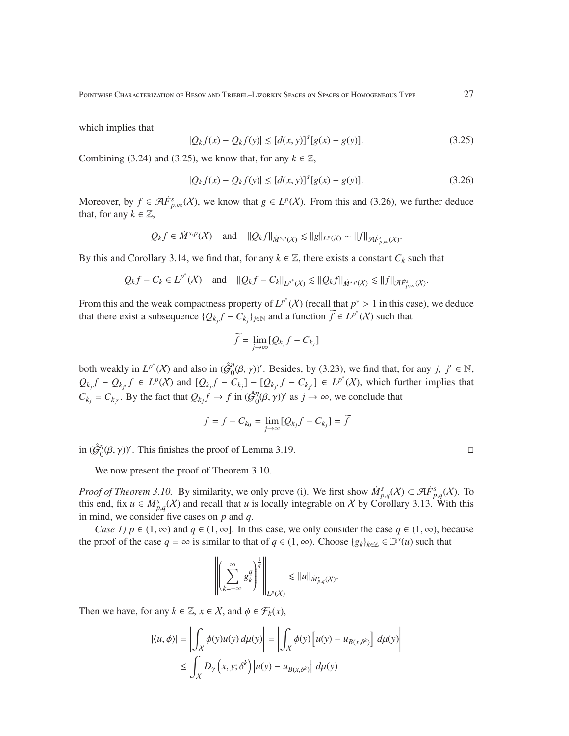which implies that

$$|Q_k f(x) - Q_k f(y)| \lesssim [d(x,y)]^s [g(x) + g(y)]. \tag{3.25}$$

Combining (3.24) and (3.25), we know that, for any $k \in \mathbb{Z}$,

$$|Q_k f(x) - Q_k f(y)| \lesssim [d(x,y)]^s [g(x) + g(y)]. \tag{3.26}$$

Moreover, by $f \in \mathcal{A}\dot{F}^s_{p,\infty}(\mathcal{X})$, we know that $g \in L^p(\mathcal{X})$. From this and (3.26), we further deduce that, for any $k \in \mathbb{Z}$,

$$Q_k f \in \dot{M}^{s,p}(\mathcal{X}) \quad \text{and} \quad \|Q_k f\|_{\dot{M}^{s,p}(\mathcal{X})} \lesssim \|g\|_{L^p(\mathcal{X})} \sim \|f\|_{\mathcal{A}\dot{F}^s_{p,\infty}(\mathcal{X})}.$$

By this and Corollary 3.14, we find that, for any $k \in \mathbb{Z}$, there exists a constant $C_k$ such that

$$Q_k f - C_k \in L^{p^*}(\mathcal{X}) \quad \text{and} \quad \|Q_k f - C_k\|_{L^{p^*}(\mathcal{X})} \lesssim \|Q_k f\|_{\dot{M}^{s,p}(\mathcal{X})} \lesssim \|f\|_{\mathcal{A}\dot{F}^s_{p,\infty}(\mathcal{X})}.$$

From this and the weak compactness property of $L^{p^*}(\mathcal{X})$ (recall that $p^* > 1$ in this case), we deduce that there exist a subsequence $\{Q_{k_j} f - C_{k_j}\}_{j \in \mathbb{N}}$ and a function $\widetilde{f} \in L^{p^*}(\mathcal{X})$ such that

$$\widetilde{f} = \lim_{j \to \infty} [Q_{k_j} f - C_{k_j}]$$

both weakly in $L^{p^*}(\mathcal{X})$ and also in $(\mathring{\mathcal{G}}^\eta_0(\beta,\gamma))'$. Besides, by (3.23), we find that, for any $j,\ j' \in \mathbb{N}$, $Q_{k_j} f - Q_{k_{j'}} f \in L^p(\mathcal{X})$ and $[Q_{k_j} f - C_{k_j}] - [Q_{k_{j'}} f - C_{k_{j'}}] \in L^{p^*}(\mathcal{X})$, which further implies that $C_{k_j} = C_{k_{j'}}$. By the fact that $Q_{k_j} f \to f$ in $(\mathring{\mathcal{G}}^\eta_0(\beta,\gamma))'$ as $j \to \infty$, we conclude that

$$f = f - C_{k_0} = \lim_{j \to \infty} [Q_{k_j} f - C_{k_j}] = \widetilde{f}$$

in $(\mathring{\mathcal{G}}^\eta_0(\beta,\gamma))'$. This finishes the proof of Lemma 3.19. $\square$

We now present the proof of Theorem 3.10.

*Proof of Theorem 3.10.* By similarity, we only prove (i). We first show $\dot{M}^s_{p,q}(\mathcal{X}) \subset \mathcal{A}\dot{F}^s_{p,q}(\mathcal{X})$. To this end, fix $u \in \dot{M}^s_{p,q}(\mathcal{X})$ and recall that $u$ is locally integrable on $\mathcal{X}$ by Corollary 3.13. With this in mind, we consider five cases on $p$ and $q$.

*Case 1)* $p \in (1,\infty)$ and $q \in (1,\infty]$. In this case, we only consider the case $q \in (1,\infty)$, because the proof of the case $q = \infty$ is similar to that of $q \in (1,\infty)$. Choose $\{g_k\}_{k\in\mathbb{Z}} \in \mathbb{D}^s(u)$ such that

$$\left\| \left( \sum_{k=-\infty}^{\infty} g_k^q \right)^{\frac{1}{q}} \right\|_{L^p(\mathcal{X})} \lesssim \|u\|_{\dot{M}^s_{p,q}(\mathcal{X})}.$$

Then we have, for any $k \in \mathbb{Z}$, $x \in \mathcal{X}$, and $\phi \in \mathcal{F}_k(x)$,

$$\begin{aligned}
|\langle u, \phi \rangle| &= \left| \int_{\mathcal{X}} \phi(y) u(y)\, d\mu(y) \right| = \left| \int_{\mathcal{X}} \phi(y) \left[ u(y) - u_{B(x,\delta^k)} \right] d\mu(y) \right| \\
&\le \int_{\mathcal{X}} D_\gamma\left(x, y; \delta^k\right) \left| u(y) - u_{B(x,\delta^k)} \right| d\mu(y)
\end{aligned}$$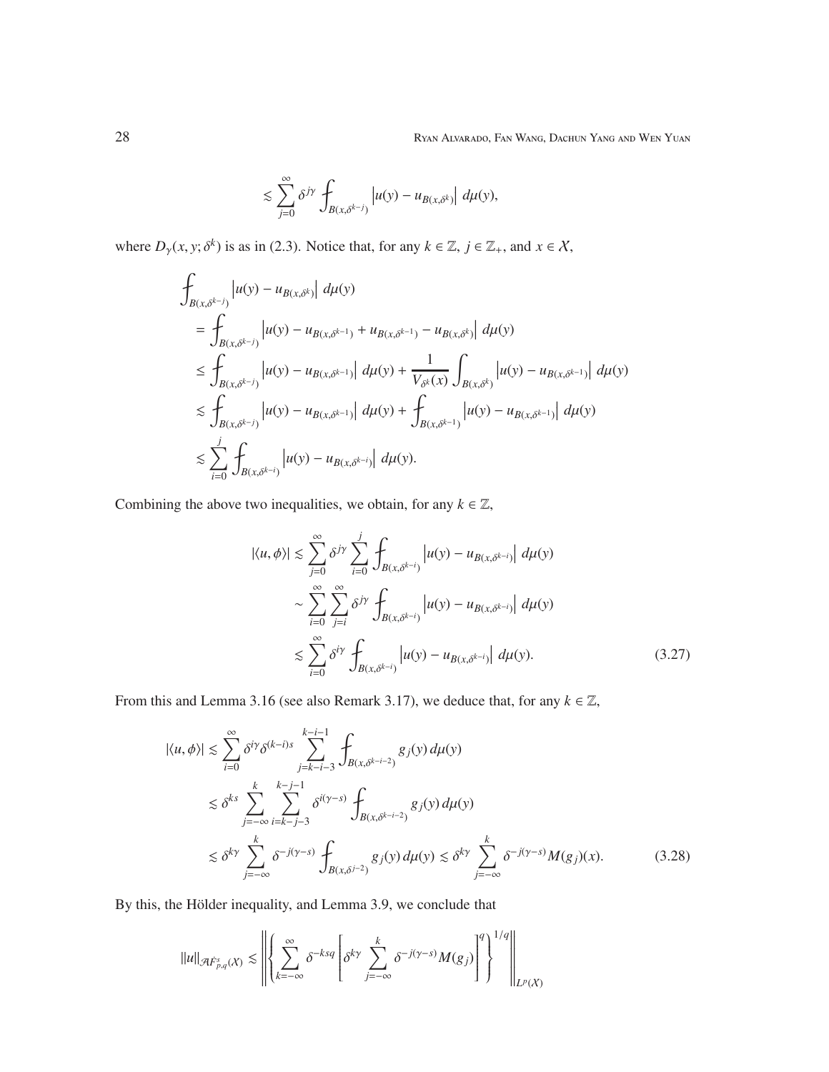$$\lesssim \sum_{j=0}^{\infty} \delta^{j\gamma} \fint_{B(x,\delta^{k-j})} \left|u(y) - u_{B(x,\delta^k)}\right| \, d\mu(y),$$

where $D_\gamma(x, y; \delta^k)$ is as in (2.3). Notice that, for any $k \in \mathbb{Z}$, $j \in \mathbb{Z}_+$, and $x \in \mathcal{X}$,

$$\begin{aligned}
&\fint_{B(x,\delta^{k-j})} \left|u(y) - u_{B(x,\delta^k)}\right| \, d\mu(y) \\
&= \fint_{B(x,\delta^{k-j})} \left|u(y) - u_{B(x,\delta^{k-1})} + u_{B(x,\delta^{k-1})} - u_{B(x,\delta^k)}\right| \, d\mu(y) \\
&\leq \fint_{B(x,\delta^{k-j})} \left|u(y) - u_{B(x,\delta^{k-1})}\right| \, d\mu(y) + \frac{1}{V_{\delta^k}(x)} \int_{B(x,\delta^k)} \left|u(y) - u_{B(x,\delta^{k-1})}\right| \, d\mu(y) \\
&\lesssim \fint_{B(x,\delta^{k-j})} \left|u(y) - u_{B(x,\delta^{k-1})}\right| \, d\mu(y) + \fint_{B(x,\delta^{k-1})} \left|u(y) - u_{B(x,\delta^{k-1})}\right| \, d\mu(y) \\
&\lesssim \sum_{i=0}^{j} \fint_{B(x,\delta^{k-i})} \left|u(y) - u_{B(x,\delta^{k-i})}\right| \, d\mu(y).
\end{aligned}$$

Combining the above two inequalities, we obtain, for any $k \in \mathbb{Z}$,

$$\begin{aligned}
|\langle u, \phi \rangle| &\lesssim \sum_{j=0}^{\infty} \delta^{j\gamma} \sum_{i=0}^{j} \fint_{B(x,\delta^{k-i})} \left|u(y) - u_{B(x,\delta^{k-i})}\right| \, d\mu(y) \\
&\sim \sum_{i=0}^{\infty} \sum_{j=i}^{\infty} \delta^{j\gamma} \fint_{B(x,\delta^{k-i})} \left|u(y) - u_{B(x,\delta^{k-i})}\right| \, d\mu(y) \\
&\lesssim \sum_{i=0}^{\infty} \delta^{i\gamma} \fint_{B(x,\delta^{k-i})} \left|u(y) - u_{B(x,\delta^{k-i})}\right| \, d\mu(y). \qquad (3.27)
\end{aligned}$$

From this and Lemma 3.16 (see also Remark 3.17), we deduce that, for any $k \in \mathbb{Z}$,

$$\begin{aligned}
|\langle u, \phi \rangle| &\lesssim \sum_{i=0}^{\infty} \delta^{i\gamma} \delta^{(k-i)s} \sum_{j=k-i-3}^{k-i-1} \fint_{B(x,\delta^{k-i-2})} g_j(y) \, d\mu(y) \\
&\lesssim \delta^{ks} \sum_{j=-\infty}^{k} \sum_{i=k-j-3}^{k-j-1} \delta^{i(\gamma-s)} \fint_{B(x,\delta^{k-i-2})} g_j(y) \, d\mu(y) \\
&\lesssim \delta^{k\gamma} \sum_{j=-\infty}^{k} \delta^{-j(\gamma-s)} \fint_{B(x,\delta^{j-2})} g_j(y) \, d\mu(y) \lesssim \delta^{k\gamma} \sum_{j=-\infty}^{k} \delta^{-j(\gamma-s)} M(g_j)(x). \qquad (3.28)
\end{aligned}$$

By this, the Hölder inequality, and Lemma 3.9, we conclude that

$$\|u\|_{\mathcal{A}\dot{F}^s_{p,q}(\mathcal{X})} \lesssim \left\| \left\{ \sum_{k=-\infty}^{\infty} \delta^{-ksq} \left[ \delta^{k\gamma} \sum_{j=-\infty}^{k} \delta^{-j(\gamma-s)} M(g_j) \right]^q \right\}^{1/q} \right\|_{L^p(\mathcal{X})}$$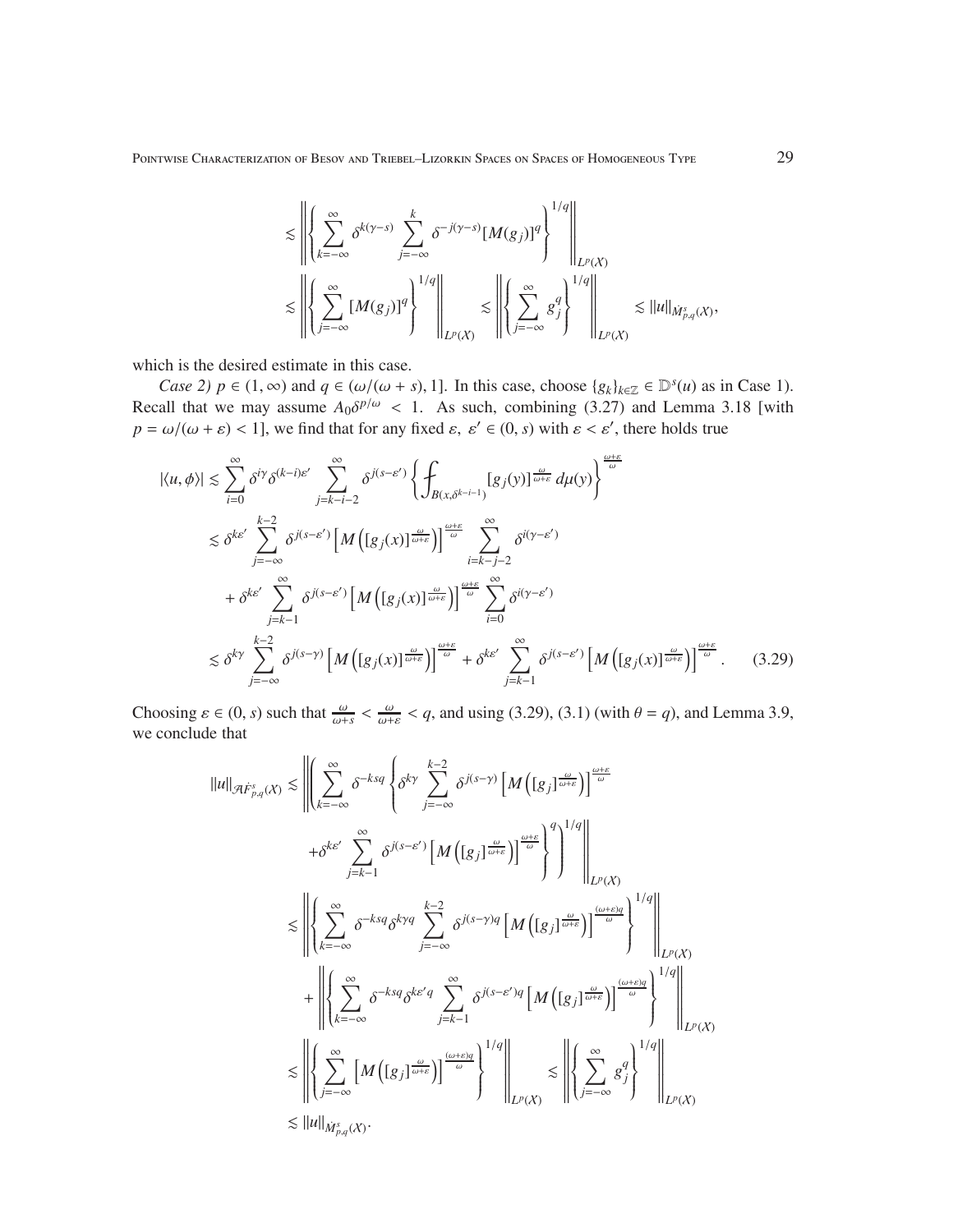$$\lesssim \left\| \left\{ \sum_{k=-\infty}^{\infty} \delta^{k(\gamma-s)} \sum_{j=-\infty}^{k} \delta^{-j(\gamma-s)} [M(g_j)]^q \right\}^{1/q} \right\|_{L^p(\mathcal{X})}$$

$$\lesssim \left\| \left\{ \sum_{j=-\infty}^{\infty} [M(g_j)]^q \right\}^{1/q} \right\|_{L^p(\mathcal{X})} \lesssim \left\| \left\{ \sum_{j=-\infty}^{\infty} g_j^q \right\}^{1/q} \right\|_{L^p(\mathcal{X})} \lesssim \|u\|_{\dot{M}^s_{p,q}(\mathcal{X})},$$

which is the desired estimate in this case.

*Case 2)* $p \in (1, \infty)$ and $q \in (\omega/(\omega + s), 1]$. In this case, choose $\{g_k\}_{k\in\mathbb{Z}} \in \mathbb{D}^s(u)$ as in Case 1). Recall that we may assume $A_0\delta^{p/\omega} < 1$. As such, combining (3.27) and Lemma 3.18 [with $p = \omega/(\omega + \varepsilon) < 1$], we find that for any fixed $\varepsilon,\ \varepsilon' \in (0, s)$ with $\varepsilon < \varepsilon'$, there holds true

$$\begin{aligned}
|\langle u, \phi\rangle| &\lesssim \sum_{i=0}^{\infty} \delta^{i\gamma} \delta^{(k-i)\varepsilon'} \sum_{j=k-i-2}^{\infty} \delta^{j(s-\varepsilon')} \left\{ ⨍_{B(x,\delta^{k-i-1})} [g_j(y)]^{\frac{\omega}{\omega+\varepsilon}}\, d\mu(y) \right\}^{\frac{\omega+\varepsilon}{\omega}} \\
&\lesssim \delta^{k\varepsilon'} \sum_{j=-\infty}^{k-2} \delta^{j(s-\varepsilon')} \left[ M\left( [g_j(x)]^{\frac{\omega}{\omega+\varepsilon}} \right) \right]^{\frac{\omega+\varepsilon}{\omega}} \sum_{i=k-j-2}^{\infty} \delta^{i(\gamma-\varepsilon')} \\
&\quad + \delta^{k\varepsilon'} \sum_{j=k-1}^{\infty} \delta^{j(s-\varepsilon')} \left[ M\left( [g_j(x)]^{\frac{\omega}{\omega+\varepsilon}} \right) \right]^{\frac{\omega+\varepsilon}{\omega}} \sum_{i=0}^{\infty} \delta^{i(\gamma-\varepsilon')} \\
&\lesssim \delta^{k\gamma} \sum_{j=-\infty}^{k-2} \delta^{j(s-\gamma)} \left[ M\left( [g_j(x)]^{\frac{\omega}{\omega+\varepsilon}} \right) \right]^{\frac{\omega+\varepsilon}{\omega}} + \delta^{k\varepsilon'} \sum_{j=k-1}^{\infty} \delta^{j(s-\varepsilon')} \left[ M\left( [g_j(x)]^{\frac{\omega}{\omega+\varepsilon}} \right) \right]^{\frac{\omega+\varepsilon}{\omega}}. \qquad (3.29)
\end{aligned}$$

Choosing $\varepsilon \in (0, s)$ such that $\frac{\omega}{\omega+s} < \frac{\omega}{\omega+\varepsilon} < q$, and using (3.29), (3.1) (with $\theta = q$), and Lemma 3.9, we conclude that

$$\begin{aligned}
\|u\|_{\mathcal{A}\dot{F}^s_{p,q}(\mathcal{X})} &\lesssim \left\| \left( \sum_{k=-\infty}^{\infty} \delta^{-ksq} \left\{ \delta^{k\gamma} \sum_{j=-\infty}^{k-2} \delta^{j(s-\gamma)} \left[ M\left( [g_j]^{\frac{\omega}{\omega+\varepsilon}} \right) \right]^{\frac{\omega+\varepsilon}{\omega}} \right. \right. \right. \\
&\qquad \left. \left. \left. + \delta^{k\varepsilon'} \sum_{j=k-1}^{\infty} \delta^{j(s-\varepsilon')} \left[ M\left( [g_j]^{\frac{\omega}{\omega+\varepsilon}} \right) \right]^{\frac{\omega+\varepsilon}{\omega}} \right\}^q \right)^{1/q} \right\|_{L^p(\mathcal{X})} \\
&\lesssim \left\| \left\{ \sum_{k=-\infty}^{\infty} \delta^{-ksq} \delta^{k\gamma q} \sum_{j=-\infty}^{k-2} \delta^{j(s-\gamma)q} \left[ M\left( [g_j]^{\frac{\omega}{\omega+\varepsilon}} \right) \right]^{\frac{(\omega+\varepsilon)q}{\omega}} \right\}^{1/q} \right\|_{L^p(\mathcal{X})} \\
&\quad + \left\| \left\{ \sum_{k=-\infty}^{\infty} \delta^{-ksq} \delta^{k\varepsilon' q} \sum_{j=k-1}^{\infty} \delta^{j(s-\varepsilon')q} \left[ M\left( [g_j]^{\frac{\omega}{\omega+\varepsilon}} \right) \right]^{\frac{(\omega+\varepsilon)q}{\omega}} \right\}^{1/q} \right\|_{L^p(\mathcal{X})} \\
&\lesssim \left\| \left\{ \sum_{j=-\infty}^{\infty} \left[ M\left( [g_j]^{\frac{\omega}{\omega+\varepsilon}} \right) \right]^{\frac{(\omega+\varepsilon)q}{\omega}} \right\}^{1/q} \right\|_{L^p(\mathcal{X})} \lesssim \left\| \left\{ \sum_{j=-\infty}^{\infty} g_j^q \right\}^{1/q} \right\|_{L^p(\mathcal{X})} \\
&\lesssim \|u\|_{\dot{M}^s_{p,q}(\mathcal{X})}.
\end{aligned}$$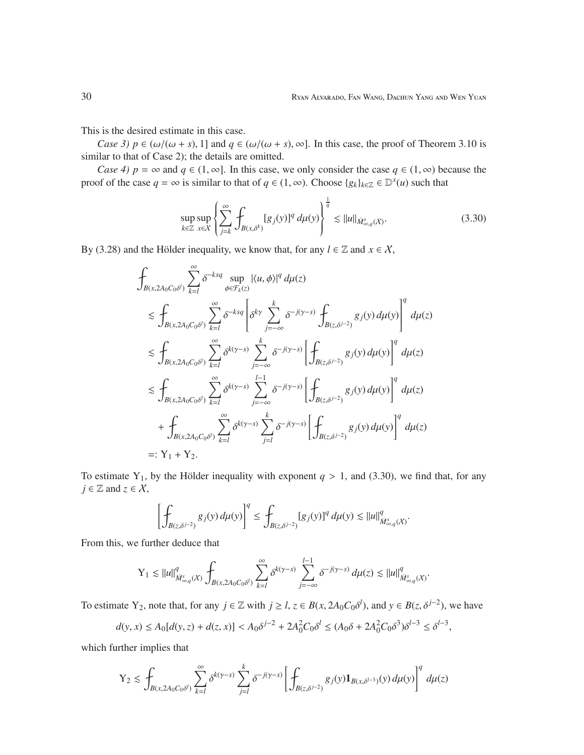This is the desired estimate in this case.

*Case 3)* $p \in (\omega/(\omega+s), 1]$ and $q \in (\omega/(\omega+s), \infty]$. In this case, the proof of Theorem 3.10 is similar to that of Case 2); the details are omitted.

*Case 4)* $p = \infty$ and $q \in (1, \infty]$. In this case, we only consider the case $q \in (1, \infty)$ because the proof of the case $q = \infty$ is similar to that of $q \in (1, \infty)$. Choose $\{g_k\}_{k\in\mathbb{Z}} \in \mathbb{D}^s(u)$ such that

$$\sup_{k\in\mathbb{Z}} \sup_{x\in\mathcal{X}} \left\{ \sum_{j=k}^{\infty} \fint_{B(x,\delta^k)} [g_j(y)]^q \, d\mu(y) \right\}^{\frac{1}{q}} \lesssim \|u\|_{\dot{M}^s_{\infty,q}(\mathcal{X})}. \tag{3.30}$$

By (3.28) and the Hölder inequality, we know that, for any $l \in \mathbb{Z}$ and $x \in \mathcal{X}$,

$$\begin{aligned}
&\fint_{B(x,2A_0C_0\delta^l)} \sum_{k=l}^{\infty} \delta^{-ksq} \sup_{\phi\in\mathcal{F}_k(z)} |\langle u, \phi\rangle|^q \, d\mu(z) \\
&\quad \lesssim \fint_{B(x,2A_0C_0\delta^l)} \sum_{k=l}^{\infty} \delta^{-ksq} \left[ \delta^{k\gamma} \sum_{j=-\infty}^{k} \delta^{-j(\gamma-s)} \fint_{B(z,\delta^{j-2})} g_j(y) \, d\mu(y) \right]^q d\mu(z) \\
&\quad \lesssim \fint_{B(x,2A_0C_0\delta^l)} \sum_{k=l}^{\infty} \delta^{k(\gamma-s)} \sum_{j=-\infty}^{k} \delta^{-j(\gamma-s)} \left[ \fint_{B(z,\delta^{j-2})} g_j(y) \, d\mu(y) \right]^q d\mu(z) \\
&\quad \lesssim \fint_{B(x,2A_0C_0\delta^l)} \sum_{k=l}^{\infty} \delta^{k(\gamma-s)} \sum_{j=-\infty}^{l-1} \delta^{-j(\gamma-s)} \left[ \fint_{B(z,\delta^{j-2})} g_j(y) \, d\mu(y) \right]^q d\mu(z) \\
&\qquad + \fint_{B(x,2A_0C_0\delta^l)} \sum_{k=l}^{\infty} \delta^{k(\gamma-s)} \sum_{j=l}^{k} \delta^{-j(\gamma-s)} \left[ \fint_{B(z,\delta^{j-2})} g_j(y) \, d\mu(y) \right]^q d\mu(z) \\
&\quad =: \mathrm{Y}_1 + \mathrm{Y}_2.
\end{aligned}$$

To estimate $\mathrm{Y}_1$, by the Hölder inequality with exponent $q > 1$, and (3.30), we find that, for any $j \in \mathbb{Z}$ and $z \in \mathcal{X}$,

$$\left[ \fint_{B(z,\delta^{j-2})} g_j(y) \, d\mu(y) \right]^q \le \fint_{B(z,\delta^{j-2})} [g_j(y)]^q \, d\mu(y) \lesssim \|u\|^q_{\dot{M}^s_{\infty,q}(\mathcal{X})}.$$

From this, we further deduce that

$$\mathrm{Y}_1 \lesssim \|u\|^q_{\dot{M}^s_{\infty,q}(\mathcal{X})} \fint_{B(x,2A_0C_0\delta^l)} \sum_{k=l}^{\infty} \delta^{k(\gamma-s)} \sum_{j=-\infty}^{l-1} \delta^{-j(\gamma-s)} \, d\mu(z) \lesssim \|u\|^q_{\dot{M}^s_{\infty,q}(\mathcal{X})}.$$

To estimate $\mathrm{Y}_2$, note that, for any $j \in \mathbb{Z}$ with $j \ge l$, $z \in B(x, 2A_0C_0\delta^l)$, and $y \in B(z, \delta^{j-2})$, we have

$$d(y,x) \le A_0[d(y,z) + d(z,x)] < A_0\delta^{j-2} + 2A_0^2C_0\delta^l \le (A_0\delta + 2A_0^2C_0\delta^3)\delta^{l-3} \le \delta^{l-3},$$

which further implies that

$$\mathrm{Y}_2 \lesssim \fint_{B(x,2A_0C_0\delta^l)} \sum_{k=l}^{\infty} \delta^{k(\gamma-s)} \sum_{j=l}^{k} \delta^{-j(\gamma-s)} \left[ \fint_{B(z,\delta^{j-2})} g_j(y) \mathbf{1}_{B(x,\delta^{l-3})}(y) \, d\mu(y) \right]^q d\mu(z)$$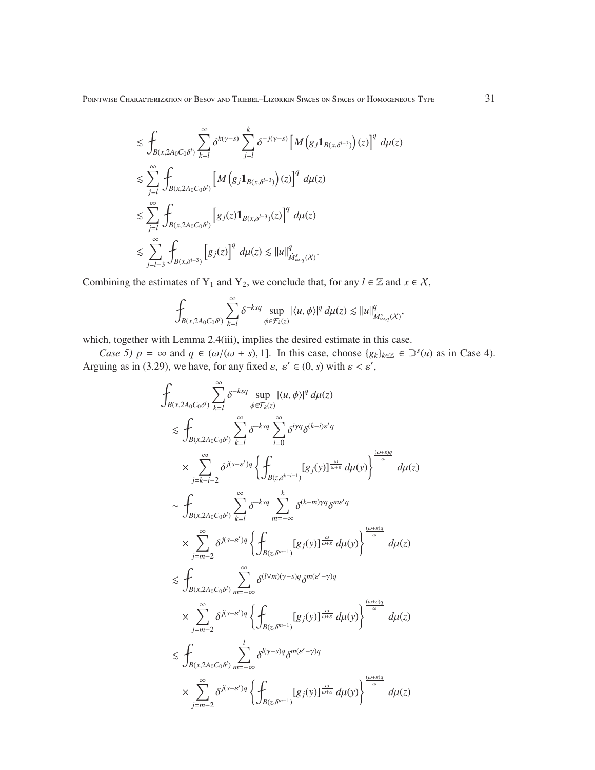$$
\begin{aligned}
&\lesssim \fint_{B(x,2A_0C_0\delta^l)} \sum_{k=l}^{\infty} \delta^{k(\gamma-s)} \sum_{j=l}^{k} \delta^{-j(\gamma-s)} \left[ M\left(g_j \mathbf{1}_{B(x,\delta^{l-3})}\right)(z)\right]^q \, d\mu(z) \\
&\lesssim \sum_{j=l}^{\infty} \fint_{B(x,2A_0C_0\delta^l)} \left[ M\left(g_j \mathbf{1}_{B(x,\delta^{l-3})}\right)(z)\right]^q \, d\mu(z) \\
&\lesssim \sum_{j=l}^{\infty} \fint_{B(x,2A_0C_0\delta^l)} \left[ g_j(z) \mathbf{1}_{B(x,\delta^{l-3})}(z)\right]^q \, d\mu(z) \\
&\lesssim \sum_{j=l-3}^{\infty} \fint_{B(x,\delta^{l-3})} \left[ g_j(z)\right]^q \, d\mu(z) \lesssim \|u\|^q_{\dot{M}^s_{\infty,q}(\mathcal{X})}.
\end{aligned}
$$

Combining the estimates of $\mathrm{Y}_1$ and $\mathrm{Y}_2$, we conclude that, for any $l \in \mathbb{Z}$ and $x \in \mathcal{X}$,

$$
\fint_{B(x,2A_0C_0\delta^l)} \sum_{k=l}^{\infty} \delta^{-ksq} \sup_{\phi \in \mathcal{F}_k(z)} |\langle u, \phi\rangle|^q \, d\mu(z) \lesssim \|u\|^q_{\dot{M}^s_{\infty,q}(\mathcal{X})},
$$

which, together with Lemma 2.4(iii), implies the desired estimate in this case.

*Case 5)* $p = \infty$ and $q \in (\omega/(\omega+s), 1]$. In this case, choose $\{g_k\}_{k\in\mathbb{Z}} \in \mathbb{D}^s(u)$ as in Case 4). Arguing as in (3.29), we have, for any fixed $\varepsilon$, $\varepsilon' \in (0, s)$ with $\varepsilon < \varepsilon'$,

$$
\begin{aligned}
&\fint_{B(x,2A_0C_0\delta^l)} \sum_{k=l}^{\infty} \delta^{-ksq} \sup_{\phi \in \mathcal{F}_k(z)} |\langle u, \phi\rangle|^q \, d\mu(z) \\
&\quad \lesssim \fint_{B(x,2A_0C_0\delta^l)} \sum_{k=l}^{\infty} \delta^{-ksq} \sum_{i=0}^{\infty} \delta^{i\gamma q} \delta^{(k-i)\varepsilon' q} \\
&\qquad \times \sum_{j=k-i-2}^{\infty} \delta^{j(s-\varepsilon')q} \left\{ \fint_{B(z,\delta^{k-i-1})} [g_j(y)]^{\frac{\omega}{\omega+\varepsilon}} \, d\mu(y) \right\}^{\frac{(\omega+\varepsilon)q}{\omega}} \, d\mu(z) \\
&\quad \sim \fint_{B(x,2A_0C_0\delta^l)} \sum_{k=l}^{\infty} \delta^{-ksq} \sum_{m=-\infty}^{k} \delta^{(k-m)\gamma q} \delta^{m\varepsilon' q} \\
&\qquad \times \sum_{j=m-2}^{\infty} \delta^{j(s-\varepsilon')q} \left\{ \fint_{B(z,\delta^{m-1})} [g_j(y)]^{\frac{\omega}{\omega+\varepsilon}} \, d\mu(y) \right\}^{\frac{(\omega+\varepsilon)q}{\omega}} \, d\mu(z) \\
&\quad \lesssim \fint_{B(x,2A_0C_0\delta^l)} \sum_{m=-\infty}^{\infty} \delta^{(l\vee m)(\gamma-s)q} \delta^{m(\varepsilon'-\gamma)q} \\
&\qquad \times \sum_{j=m-2}^{\infty} \delta^{j(s-\varepsilon')q} \left\{ \fint_{B(z,\delta^{m-1})} [g_j(y)]^{\frac{\omega}{\omega+\varepsilon}} \, d\mu(y) \right\}^{\frac{(\omega+\varepsilon)q}{\omega}} \, d\mu(z) \\
&\quad \lesssim \fint_{B(x,2A_0C_0\delta^l)} \sum_{m=-\infty}^{l} \delta^{l(\gamma-s)q} \delta^{m(\varepsilon'-\gamma)q} \\
&\qquad \times \sum_{j=m-2}^{\infty} \delta^{j(s-\varepsilon')q} \left\{ \fint_{B(z,\delta^{m-1})} [g_j(y)]^{\frac{\omega}{\omega+\varepsilon}} \, d\mu(y) \right\}^{\frac{(\omega+\varepsilon)q}{\omega}} \, d\mu(z)
\end{aligned}
$$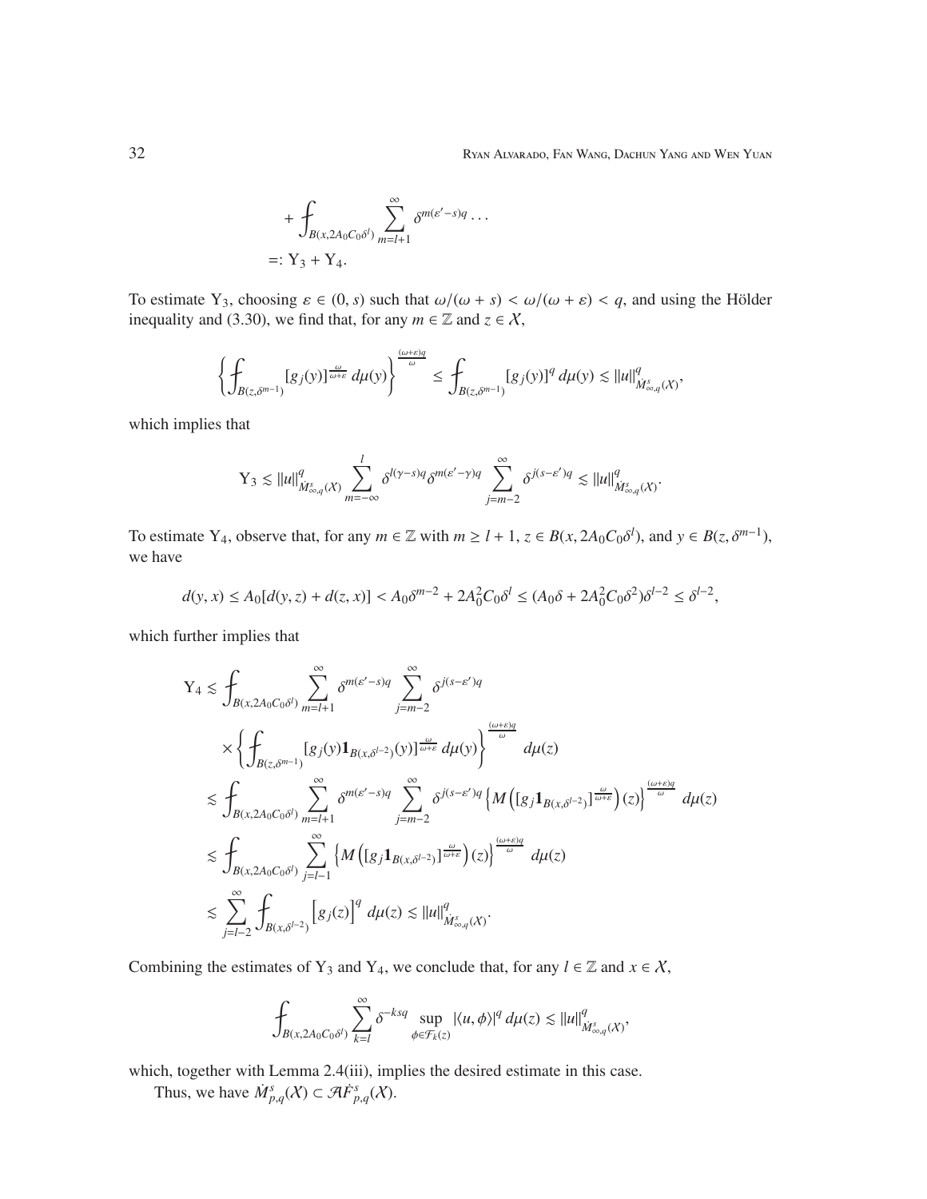$$
\begin{aligned}
&+ \fint_{B(x,2A_0C_0\delta^l)} \sum_{m=l+1}^{\infty} \delta^{m(\varepsilon'-s)q} \dots \\
&=: \mathrm{Y}_3 + \mathrm{Y}_4.
\end{aligned}
$$

To estimate $\mathrm{Y}_3$, choosing $\varepsilon \in (0, s)$ such that $\omega/(\omega + s) < \omega/(\omega + \varepsilon) < q$, and using the Hölder inequality and (3.30), we find that, for any $m \in \mathbb{Z}$ and $z \in \mathcal{X}$,

$$
\left\{ \fint_{B(z,\delta^{m-1})} [g_j(y)]^{\frac{\omega}{\omega+\varepsilon}} \, d\mu(y) \right\}^{\frac{(\omega+\varepsilon)q}{\omega}} \le \fint_{B(z,\delta^{m-1})} [g_j(y)]^q \, d\mu(y) \lesssim \|u\|^q_{\dot{M}^s_{\infty,q}(\mathcal{X})},
$$

which implies that

$$
\mathrm{Y}_3 \lesssim \|u\|^q_{\dot{M}^s_{\infty,q}(\mathcal{X})} \sum_{m=-\infty}^{l} \delta^{l(\gamma-s)q} \delta^{m(\varepsilon'-\gamma)q} \sum_{j=m-2}^{\infty} \delta^{j(s-\varepsilon')q} \lesssim \|u\|^q_{\dot{M}^s_{\infty,q}(\mathcal{X})}.
$$

To estimate $\mathrm{Y}_4$, observe that, for any $m \in \mathbb{Z}$ with $m \ge l + 1$, $z \in B(x, 2A_0C_0\delta^l)$, and $y \in B(z, \delta^{m-1})$, we have

$$
d(y, x) \le A_0[d(y, z) + d(z, x)] < A_0\delta^{m-2} + 2A_0^2C_0\delta^l \le (A_0\delta + 2A_0^2C_0\delta^2)\delta^{l-2} \le \delta^{l-2},
$$

which further implies that

$$
\begin{aligned}
\mathrm{Y}_4 &\lesssim \fint_{B(x,2A_0C_0\delta^l)} \sum_{m=l+1}^{\infty} \delta^{m(\varepsilon'-s)q} \sum_{j=m-2}^{\infty} \delta^{j(s-\varepsilon')q} \\
&\quad \times \left\{ \fint_{B(z,\delta^{m-1})} [g_j(y)\mathbf{1}_{B(x,\delta^{l-2})}(y)]^{\frac{\omega}{\omega+\varepsilon}} \, d\mu(y) \right\}^{\frac{(\omega+\varepsilon)q}{\omega}} \, d\mu(z) \\
&\lesssim \fint_{B(x,2A_0C_0\delta^l)} \sum_{m=l+1}^{\infty} \delta^{m(\varepsilon'-s)q} \sum_{j=m-2}^{\infty} \delta^{j(s-\varepsilon')q} \left\{ M\left( [g_j\mathbf{1}_{B(x,\delta^{l-2})}]^{\frac{\omega}{\omega+\varepsilon}} \right)(z) \right\}^{\frac{(\omega+\varepsilon)q}{\omega}} \, d\mu(z) \\
&\lesssim \fint_{B(x,2A_0C_0\delta^l)} \sum_{j=l-1}^{\infty} \left\{ M\left( [g_j\mathbf{1}_{B(x,\delta^{l-2})}]^{\frac{\omega}{\omega+\varepsilon}} \right)(z) \right\}^{\frac{(\omega+\varepsilon)q}{\omega}} \, d\mu(z) \\
&\lesssim \sum_{j=l-2}^{\infty} \fint_{B(x,\delta^{l-2})} \left[ g_j(z) \right]^q \, d\mu(z) \lesssim \|u\|^q_{\dot{M}^s_{\infty,q}(\mathcal{X})}.
\end{aligned}
$$

Combining the estimates of $\mathrm{Y}_3$ and $\mathrm{Y}_4$, we conclude that, for any $l \in \mathbb{Z}$ and $x \in \mathcal{X}$,

$$
\fint_{B(x,2A_0C_0\delta^l)} \sum_{k=l}^{\infty} \delta^{-ksq} \sup_{\phi \in \mathcal{F}_k(z)} |\langle u, \phi \rangle|^q \, d\mu(z) \lesssim \|u\|^q_{\dot{M}^s_{\infty,q}(\mathcal{X})},
$$

which, together with Lemma 2.4(iii), implies the desired estimate in this case.

Thus, we have $\dot{M}^s_{p,q}(\mathcal{X}) \subset \mathcal{A}\dot{F}^s_{p,q}(\mathcal{X})$.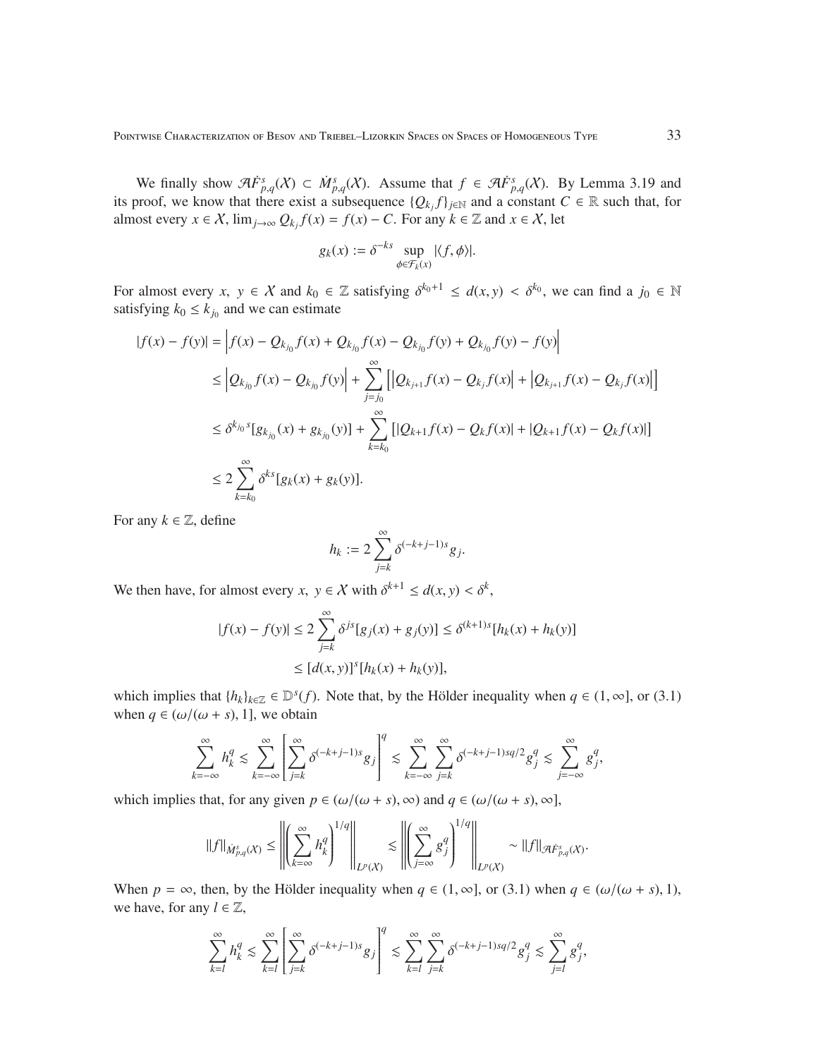We finally show $\mathcal{A}\dot{F}^s_{p,q}(\mathcal{X}) \subset \dot{M}^s_{p,q}(\mathcal{X})$. Assume that $f \in \mathcal{A}\dot{F}^s_{p,q}(\mathcal{X})$. By Lemma 3.19 and its proof, we know that there exist a subsequence $\{Q_{k_j} f\}_{j\in\mathbb{N}}$ and a constant $C \in \mathbb{R}$ such that, for almost every $x \in \mathcal{X}$, $\lim_{j\to\infty} Q_{k_j} f(x) = f(x) - C$. For any $k \in \mathbb{Z}$ and $x \in \mathcal{X}$, let

$$g_k(x) := \delta^{-ks} \sup_{\phi\in\mathcal{F}_k(x)} |\langle f, \phi\rangle|.$$

For almost every $x,\ y \in \mathcal{X}$ and $k_0 \in \mathbb{Z}$ satisfying $\delta^{k_0+1} \le d(x, y) < \delta^{k_0}$, we can find a $j_0 \in \mathbb{N}$ satisfying $k_0 \le k_{j_0}$ and we can estimate

$$\begin{aligned}
|f(x) - f(y)| &= \left|f(x) - Q_{k_{j_0}} f(x) + Q_{k_{j_0}} f(x) - Q_{k_{j_0}} f(y) + Q_{k_{j_0}} f(y) - f(y)\right| \\
&\le \left|Q_{k_{j_0}} f(x) - Q_{k_{j_0}} f(y)\right| + \sum_{j=j_0}^{\infty} \left[\left|Q_{k_{j+1}} f(x) - Q_{k_j} f(x)\right| + \left|Q_{k_{j+1}} f(x) - Q_{k_j} f(x)\right|\right] \\
&\le \delta^{k_{j_0} s}[g_{k_{j_0}}(x) + g_{k_{j_0}}(y)] + \sum_{k=k_0}^{\infty} \left[|Q_{k+1} f(x) - Q_k f(x)| + |Q_{k+1} f(x) - Q_k f(x)|\right] \\
&\le 2\sum_{k=k_0}^{\infty} \delta^{ks}[g_k(x) + g_k(y)].
\end{aligned}$$

For any $k \in \mathbb{Z}$, define

$$h_k := 2\sum_{j=k}^{\infty} \delta^{(-k+j-1)s} g_j.$$

We then have, for almost every $x,\ y \in \mathcal{X}$ with $\delta^{k+1} \le d(x, y) < \delta^k$,

$$\begin{aligned}
|f(x) - f(y)| &\le 2\sum_{j=k}^{\infty} \delta^{js}[g_j(x) + g_j(y)] \le \delta^{(k+1)s}[h_k(x) + h_k(y)] \\
&\le [d(x, y)]^s[h_k(x) + h_k(y)],
\end{aligned}$$

which implies that $\{h_k\}_{k\in\mathbb{Z}} \in \mathbb{D}^s(f)$. Note that, by the Hölder inequality when $q \in (1, \infty]$, or (3.1) when $q \in (\omega/(\omega + s), 1]$, we obtain

$$\sum_{k=-\infty}^{\infty} h_k^q \lesssim \sum_{k=-\infty}^{\infty} \left[\sum_{j=k}^{\infty} \delta^{(-k+j-1)s} g_j\right]^q \lesssim \sum_{k=-\infty}^{\infty} \sum_{j=k}^{\infty} \delta^{(-k+j-1)sq/2} g_j^q \lesssim \sum_{j=-\infty}^{\infty} g_j^q,$$

which implies that, for any given $p \in (\omega/(\omega + s), \infty)$ and $q \in (\omega/(\omega + s), \infty]$,

$$\|f\|_{\dot{M}^s_{p,q}(\mathcal{X})} \le \left\|\left(\sum_{k=\infty}^{\infty} h_k^q\right)^{1/q}\right\|_{L^p(\mathcal{X})} \lesssim \left\|\left(\sum_{j=\infty}^{\infty} g_j^q\right)^{1/q}\right\|_{L^p(\mathcal{X})} \sim \|f\|_{\mathcal{A}\dot{F}^s_{p,q}(\mathcal{X})}.$$

When $p = \infty$, then, by the Hölder inequality when $q \in (1, \infty]$, or (3.1) when $q \in (\omega/(\omega + s), 1)$, we have, for any $l \in \mathbb{Z}$,

$$\sum_{k=l}^{\infty} h_k^q \lesssim \sum_{k=l}^{\infty} \left[\sum_{j=k}^{\infty} \delta^{(-k+j-1)s} g_j\right]^q \lesssim \sum_{k=l}^{\infty} \sum_{j=k}^{\infty} \delta^{(-k+j-1)sq/2} g_j^q \lesssim \sum_{j=l}^{\infty} g_j^q,$$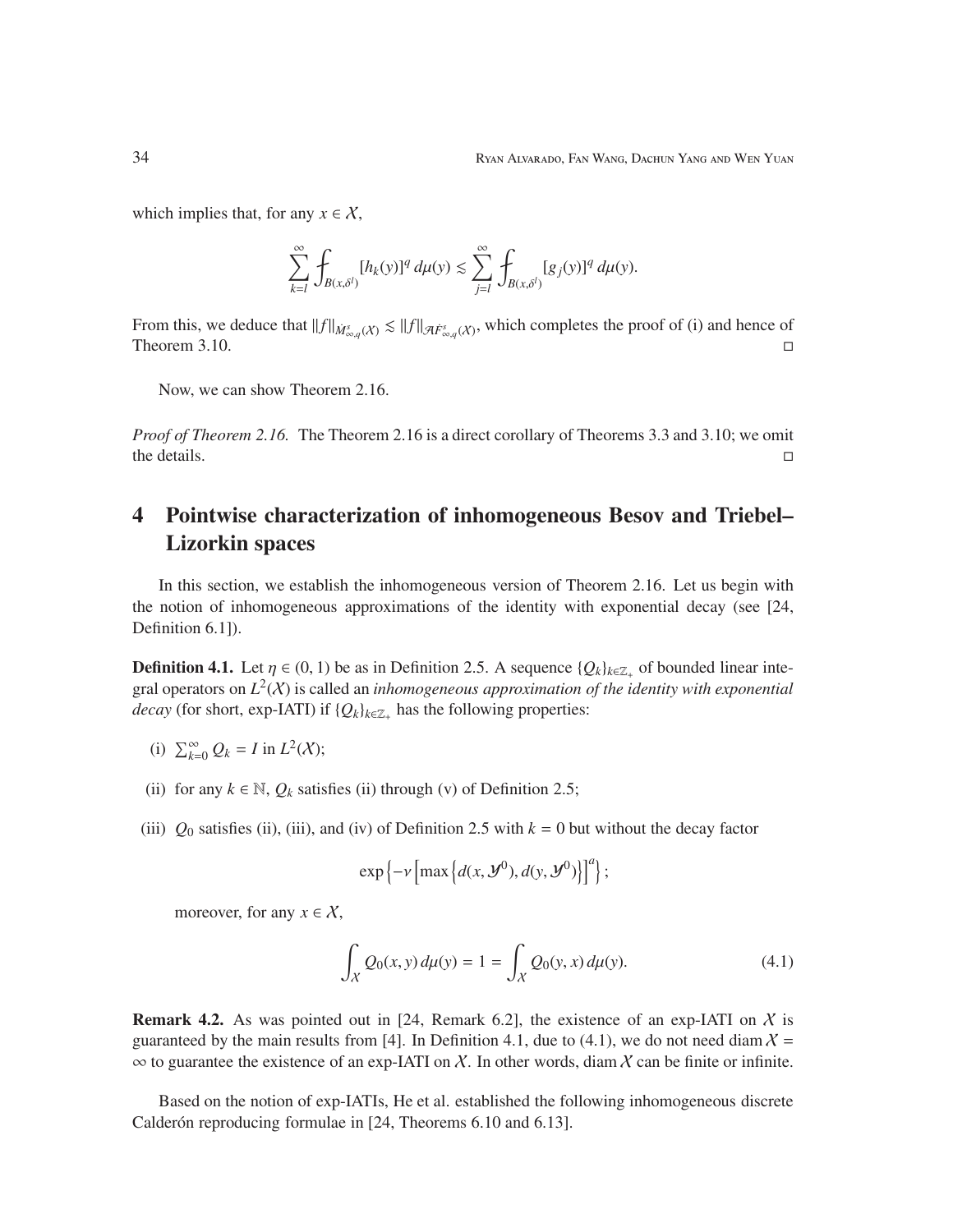which implies that, for any $x \in \mathcal{X}$,

$$\sum_{k=l}^{\infty} \fint_{B(x,\delta^l)} [h_k(y)]^q \, d\mu(y) \lesssim \sum_{j=l}^{\infty} \fint_{B(x,\delta^l)} [g_j(y)]^q \, d\mu(y).$$

From this, we deduce that $\|f\|_{\dot{M}^s_{\infty,q}(\mathcal{X})} \lesssim \|f\|_{\mathcal{A}\dot{F}^s_{\infty,q}(\mathcal{X})}$, which completes the proof of (i) and hence of Theorem 3.10. $\square$

Now, we can show Theorem 2.16.

*Proof of Theorem 2.16.* The Theorem 2.16 is a direct corollary of Theorems 3.3 and 3.10; we omit the details. $\square$

# 4 Pointwise characterization of inhomogeneous Besov and Triebel–Lizorkin spaces

In this section, we establish the inhomogeneous version of Theorem 2.16. Let us begin with the notion of inhomogeneous approximations of the identity with exponential decay (see [24, Definition 6.1]).

**Definition 4.1.** Let $\eta \in (0, 1)$ be as in Definition 2.5. A sequence $\{Q_k\}_{k\in\mathbb{Z}_+}$ of bounded linear integral operators on $L^2(\mathcal{X})$ is called an *inhomogeneous approximation of the identity with exponential decay* (for short, exp-IATI) if $\{Q_k\}_{k\in\mathbb{Z}_+}$ has the following properties:

(i) $\sum_{k=0}^{\infty} Q_k = I$ in $L^2(\mathcal{X})$;

(ii) for any $k \in \mathbb{N}$, $Q_k$ satisfies (ii) through (v) of Definition 2.5;

(iii) $Q_0$ satisfies (ii), (iii), and (iv) of Definition 2.5 with $k = 0$ but without the decay factor

$$\exp\left\{-\nu\left[\max\left\{d(x, \mathcal{Y}^0), d(y, \mathcal{Y}^0)\right\}\right]^a\right\};$$

moreover, for any $x \in \mathcal{X}$,

$$\int_{\mathcal{X}} Q_0(x, y) \, d\mu(y) = 1 = \int_{\mathcal{X}} Q_0(y, x) \, d\mu(y). \tag{4.1}$$

**Remark 4.2.** As was pointed out in [24, Remark 6.2], the existence of an exp-IATI on $\mathcal{X}$ is guaranteed by the main results from [4]. In Definition 4.1, due to (4.1), we do not need $\operatorname{diam} \mathcal{X} = \infty$ to guarantee the existence of an exp-IATI on $\mathcal{X}$. In other words, $\operatorname{diam} \mathcal{X}$ can be finite or infinite.

Based on the notion of exp-IATIs, He et al. established the following inhomogeneous discrete Calderón reproducing formulae in [24, Theorems 6.10 and 6.13].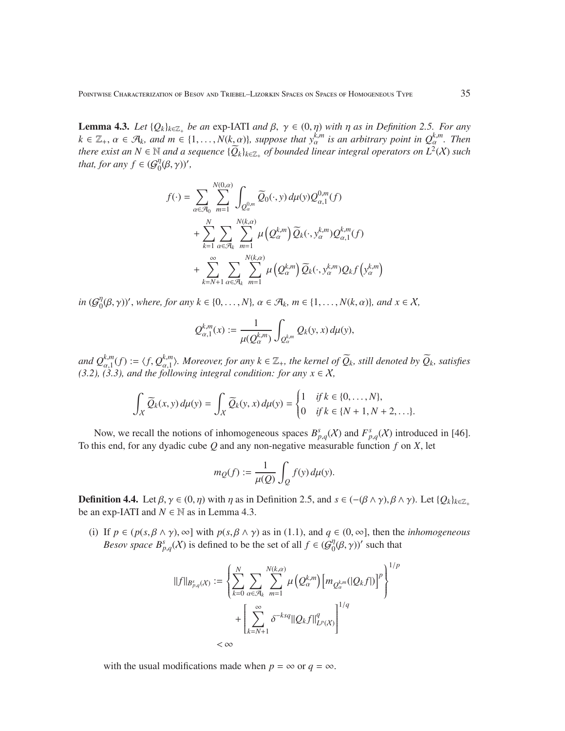**Lemma 4.3.** *Let $\{Q_k\}_{k\in\mathbb{Z}_+}$ be an* exp-IATI *and $\beta,\ \gamma \in (0,\eta)$ with $\eta$ as in Definition 2.5. For any $k \in \mathbb{Z}_+$, $\alpha \in \mathcal{A}_k$, and $m \in \{1,\ldots,N(k,\alpha)\}$, suppose that $y_\alpha^{k,m}$ is an arbitrary point in $Q_\alpha^{k,m}$. Then there exist an $N \in \mathbb{N}$ and a sequence $\{\widetilde{Q}_k\}_{k\in\mathbb{Z}_+}$ of bounded linear integral operators on $L^2(\mathcal{X})$ such that, for any $f \in (\mathcal{G}_0^\eta(\beta,\gamma))'$,*

$$
\begin{aligned}
f(\cdot) = & \sum_{\alpha\in\mathcal{A}_0} \sum_{m=1}^{N(0,\alpha)} \int_{Q_\alpha^{0,m}} \widetilde{Q}_0(\cdot,y)\,d\mu(y) Q_{\alpha,1}^{0,m}(f) \\
& + \sum_{k=1}^{N} \sum_{\alpha\in\mathcal{A}_k} \sum_{m=1}^{N(k,\alpha)} \mu\left(Q_\alpha^{k,m}\right) \widetilde{Q}_k(\cdot, y_\alpha^{k,m}) Q_{\alpha,1}^{k,m}(f) \\
& + \sum_{k=N+1}^{\infty} \sum_{\alpha\in\mathcal{A}_k} \sum_{m=1}^{N(k,\alpha)} \mu\left(Q_\alpha^{k,m}\right) \widetilde{Q}_k(\cdot, y_\alpha^{k,m}) Q_k f\left(y_\alpha^{k,m}\right)
\end{aligned}
$$

*in $(\mathcal{G}_0^\eta(\beta,\gamma))'$, where, for any $k \in \{0,\ldots,N\}$, $\alpha \in \mathcal{A}_k$, $m \in \{1,\ldots,N(k,\alpha)\}$, and $x \in \mathcal{X}$,*

$$
Q_{\alpha,1}^{k,m}(x) := \frac{1}{\mu(Q_\alpha^{k,m})} \int_{Q_\alpha^{k,m}} Q_k(y,x)\,d\mu(y),
$$

*and $Q_{\alpha,1}^{k,m}(f) := \langle f, Q_{\alpha,1}^{k,m}\rangle$. Moreover, for any $k \in \mathbb{Z}_+$, the kernel of $\widetilde{Q}_k$, still denoted by $\widetilde{Q}_k$, satisfies (3.2), (3.3), and the following integral condition: for any $x \in \mathcal{X}$,*

$$
\int_{\mathcal{X}} \widetilde{Q}_k(x,y)\,d\mu(y) = \int_{\mathcal{X}} \widetilde{Q}_k(y,x)\,d\mu(y) = \begin{cases} 1 & \text{if } k \in \{0,\ldots,N\}, \\ 0 & \text{if } k \in \{N+1, N+2, \ldots\}. \end{cases}
$$

Now, we recall the notions of inhomogeneous spaces $B_{p,q}^s(\mathcal{X})$ and $F_{p,q}^s(\mathcal{X})$ introduced in [46]. To this end, for any dyadic cube $Q$ and any non-negative measurable function $f$ on $X$, let

$$
m_Q(f) := \frac{1}{\mu(Q)} \int_Q f(y)\,d\mu(y).
$$

**Definition 4.4.** Let $\beta,\gamma \in (0,\eta)$ with $\eta$ as in Definition 2.5, and $s \in (-(\beta\wedge\gamma), \beta\wedge\gamma)$. Let $\{Q_k\}_{k\in\mathbb{Z}_+}$ be an exp-IATI and $N \in \mathbb{N}$ as in Lemma 4.3.

(i) If $p \in (p(s,\beta\wedge\gamma), \infty]$ with $p(s,\beta\wedge\gamma)$ as in (1.1), and $q \in (0,\infty]$, then the *inhomogeneous Besov space* $B_{p,q}^s(\mathcal{X})$ is defined to be the set of all $f \in (\mathcal{G}_0^\eta(\beta,\gamma))'$ such that

$$
\begin{aligned}
\|f\|_{B_{p,q}^s(\mathcal{X})} := & \left\{ \sum_{k=0}^{N} \sum_{\alpha\in\mathcal{A}_k} \sum_{m=1}^{N(k,\alpha)} \mu\left(Q_\alpha^{k,m}\right) \left[m_{Q_\alpha^{k,m}}(|Q_k f|)\right]^p \right\}^{1/p} \\
& + \left[ \sum_{k=N+1}^{\infty} \delta^{-ksq} \|Q_k f\|_{L^p(\mathcal{X})}^q \right]^{1/q} \\
< & \infty
\end{aligned}
$$

with the usual modifications made when $p = \infty$ or $q = \infty$.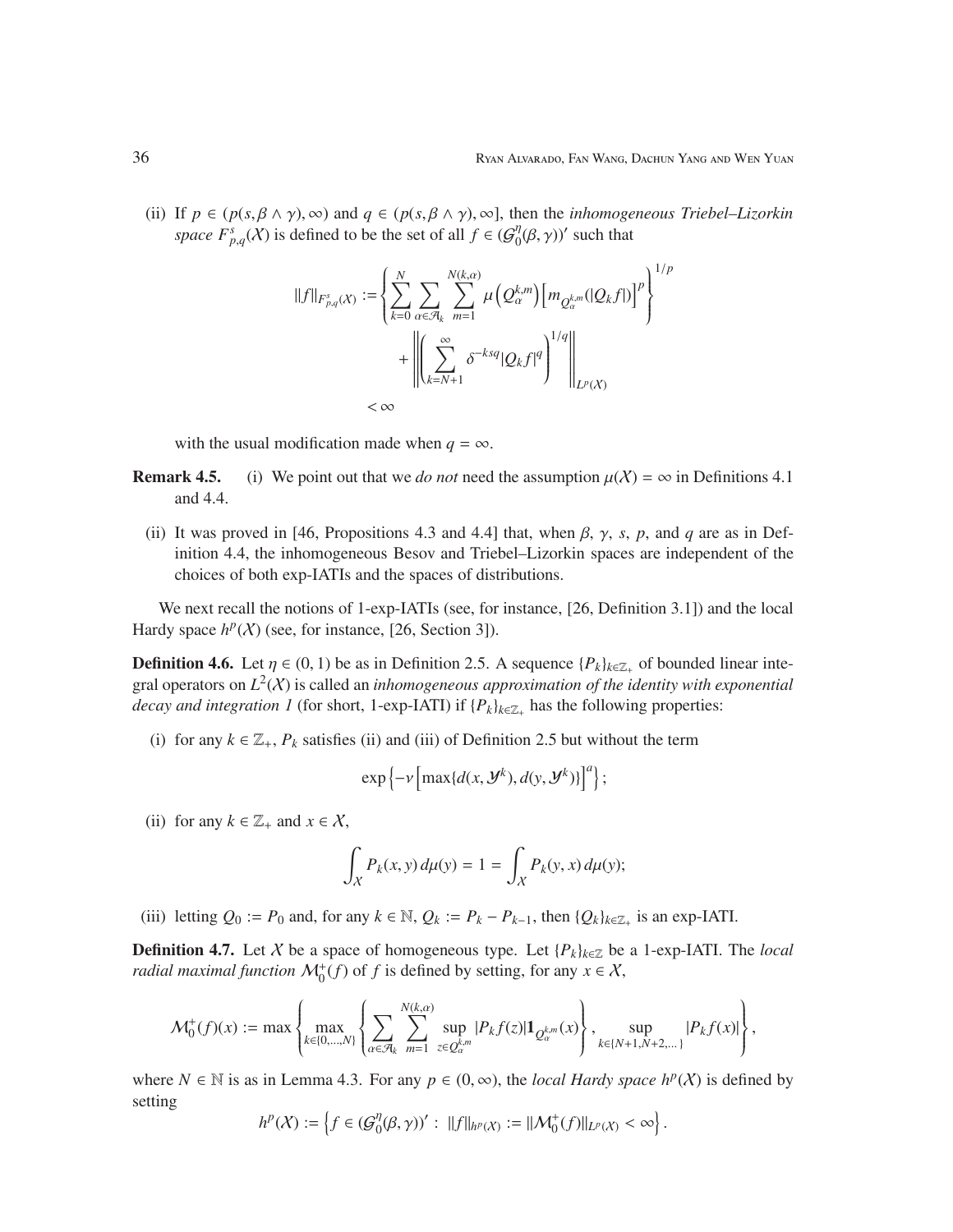(ii) If $p \in (p(s, \beta \wedge \gamma), \infty)$ and $q \in (p(s, \beta \wedge \gamma), \infty]$, then the *inhomogeneous Triebel–Lizorkin space* $F^s_{p,q}(\mathcal{X})$ is defined to be the set of all $f \in (\mathcal{G}^\eta_0(\beta, \gamma))'$ such that

$$\|f\|_{F^s_{p,q}(\mathcal{X})} := \left\{ \sum_{k=0}^{N} \sum_{\alpha \in \mathcal{A}_k} \sum_{m=1}^{N(k,\alpha)} \mu\left(Q_\alpha^{k,m}\right) \left[ m_{Q_\alpha^{k,m}}(|Q_k f|) \right]^p \right\}^{1/p} + \left\| \left( \sum_{k=N+1}^{\infty} \delta^{-ksq} |Q_k f|^q \right)^{1/q} \right\|_{L^p(\mathcal{X})} < \infty$$

with the usual modification made when $q = \infty$.

**Remark 4.5.** (i) We point out that we *do not* need the assumption $\mu(\mathcal{X}) = \infty$ in Definitions 4.1 and 4.4.

(ii) It was proved in [46, Propositions 4.3 and 4.4] that, when $\beta$, $\gamma$, $s$, $p$, and $q$ are as in Definition 4.4, the inhomogeneous Besov and Triebel–Lizorkin spaces are independent of the choices of both exp-IATIs and the spaces of distributions.

We next recall the notions of 1-exp-IATIs (see, for instance, [26, Definition 3.1]) and the local Hardy space $h^p(\mathcal{X})$ (see, for instance, [26, Section 3]).

**Definition 4.6.** Let $\eta \in (0, 1)$ be as in Definition 2.5. A sequence $\{P_k\}_{k \in \mathbb{Z}_+}$ of bounded linear integral operators on $L^2(\mathcal{X})$ is called an *inhomogeneous approximation of the identity with exponential decay and integration 1* (for short, 1-exp-IATI) if $\{P_k\}_{k \in \mathbb{Z}_+}$ has the following properties:

(i) for any $k \in \mathbb{Z}_+$, $P_k$ satisfies (ii) and (iii) of Definition 2.5 but without the term

$$\exp\left\{-\nu \left[\max\{d(x, \mathcal{Y}^k), d(y, \mathcal{Y}^k)\}\right]^a\right\};$$

(ii) for any $k \in \mathbb{Z}_+$ and $x \in \mathcal{X}$,

$$\int_{\mathcal{X}} P_k(x, y)\, d\mu(y) = 1 = \int_{\mathcal{X}} P_k(y, x)\, d\mu(y);$$

(iii) letting $Q_0 := P_0$ and, for any $k \in \mathbb{N}$, $Q_k := P_k - P_{k-1}$, then $\{Q_k\}_{k \in \mathbb{Z}_+}$ is an exp-IATI.

**Definition 4.7.** Let $\mathcal{X}$ be a space of homogeneous type. Let $\{P_k\}_{k \in \mathbb{Z}}$ be a 1-exp-IATI. The *local radial maximal function* $\mathcal{M}_0^+(f)$ of $f$ is defined by setting, for any $x \in \mathcal{X}$,

$$\mathcal{M}_0^+(f)(x) := \max\left\{ \max_{k \in \{0,\ldots,N\}} \left\{ \sum_{\alpha \in \mathcal{A}_k} \sum_{m=1}^{N(k,\alpha)} \sup_{z \in Q_\alpha^{k,m}} |P_k f(z)| \mathbf{1}_{Q_\alpha^{k,m}}(x) \right\}, \sup_{k \in \{N+1, N+2, \ldots\}} |P_k f(x)| \right\},$$

where $N \in \mathbb{N}$ is as in Lemma 4.3. For any $p \in (0, \infty)$, the *local Hardy space* $h^p(\mathcal{X})$ is defined by setting

$$h^p(\mathcal{X}) := \left\{ f \in (\mathcal{G}^\eta_0(\beta, \gamma))' : \|f\|_{h^p(\mathcal{X})} := \|\mathcal{M}_0^+(f)\|_{L^p(\mathcal{X})} < \infty \right\}.$$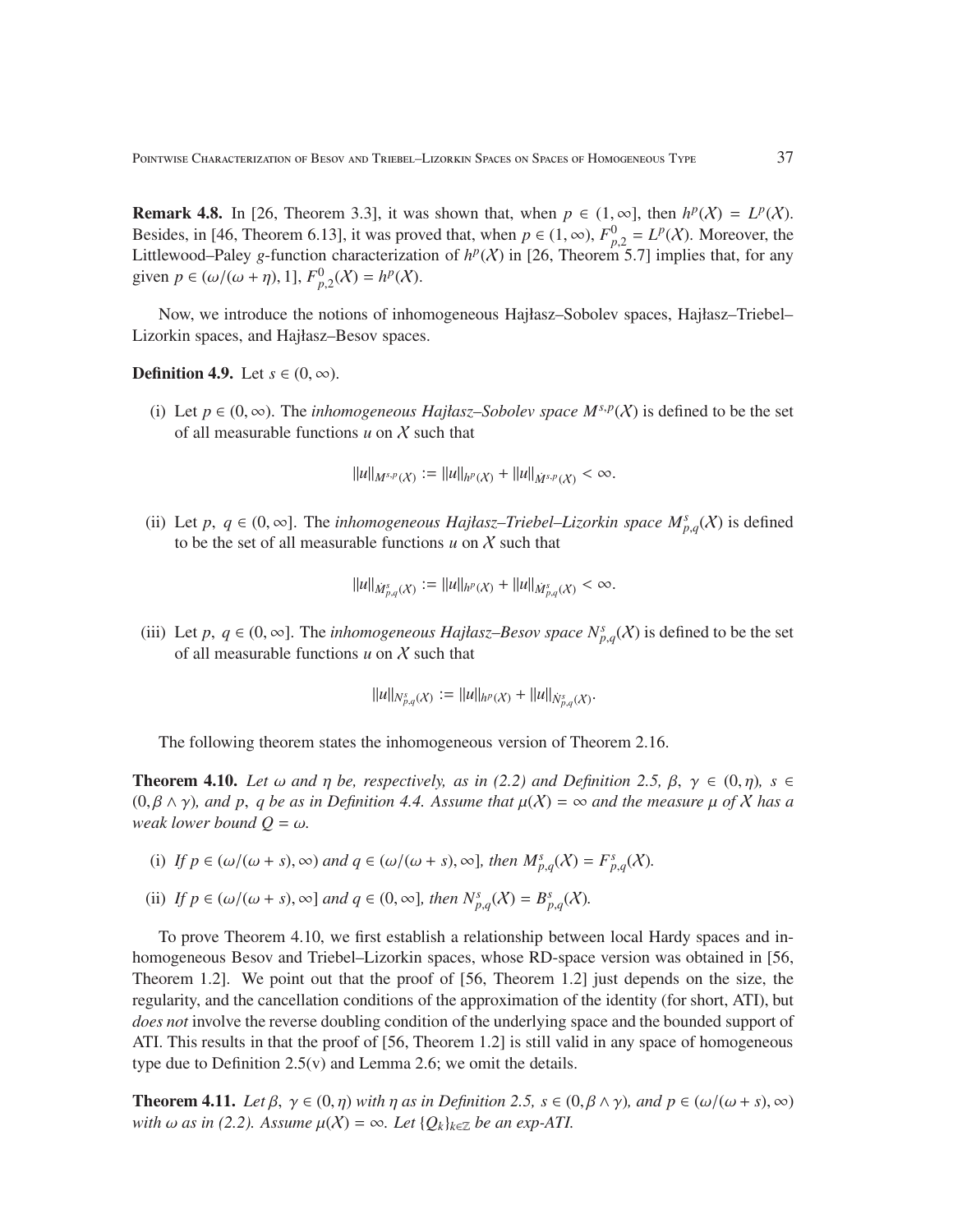**Remark 4.8.** In [26, Theorem 3.3], it was shown that, when $p \in (1, \infty]$, then $h^p(\mathcal{X}) = L^p(\mathcal{X})$. Besides, in [46, Theorem 6.13], it was proved that, when $p \in (1, \infty)$, $F^0_{p,2} = L^p(\mathcal{X})$. Moreover, the Littlewood–Paley $g$-function characterization of $h^p(\mathcal{X})$ in [26, Theorem 5.7] implies that, for any given $p \in (\omega/(\omega + \eta), 1]$, $F^0_{p,2}(\mathcal{X}) = h^p(\mathcal{X})$.

Now, we introduce the notions of inhomogeneous Hajłasz–Sobolev spaces, Hajłasz–Triebel–Lizorkin spaces, and Hajłasz–Besov spaces.

**Definition 4.9.** Let $s \in (0, \infty)$.

(i) Let $p \in (0, \infty)$. The *inhomogeneous Hajłasz–Sobolev space* $M^{s,p}(\mathcal{X})$ is defined to be the set of all measurable functions $u$ on $\mathcal{X}$ such that

$$\|u\|_{M^{s,p}(\mathcal{X})} := \|u\|_{h^p(\mathcal{X})} + \|u\|_{\dot{M}^{s,p}(\mathcal{X})} < \infty.$$

(ii) Let $p,\ q \in (0, \infty]$. The *inhomogeneous Hajłasz–Triebel–Lizorkin space* $M^s_{p,q}(\mathcal{X})$ is defined to be the set of all measurable functions $u$ on $\mathcal{X}$ such that

$$\|u\|_{\dot{M}^s_{p,q}(\mathcal{X})} := \|u\|_{h^p(\mathcal{X})} + \|u\|_{\dot{M}^s_{p,q}(\mathcal{X})} < \infty.$$

(iii) Let $p,\ q \in (0, \infty]$. The *inhomogeneous Hajłasz–Besov space* $N^s_{p,q}(\mathcal{X})$ is defined to be the set of all measurable functions $u$ on $\mathcal{X}$ such that

$$\|u\|_{N^s_{p,q}(\mathcal{X})} := \|u\|_{h^p(\mathcal{X})} + \|u\|_{\dot{N}^s_{p,q}(\mathcal{X})}.$$

The following theorem states the inhomogeneous version of Theorem 2.16.

**Theorem 4.10.** *Let $\omega$ and $\eta$ be, respectively, as in (2.2) and Definition 2.5, $\beta,\ \gamma \in (0, \eta)$, $s \in (0, \beta \wedge \gamma)$, and $p,\ q$ be as in Definition 4.4. Assume that $\mu(\mathcal{X}) = \infty$ and the measure $\mu$ of $\mathcal{X}$ has a weak lower bound $Q = \omega$.*

(i) *If $p \in (\omega/(\omega + s), \infty)$ and $q \in (\omega/(\omega + s), \infty]$, then $M^s_{p,q}(\mathcal{X}) = F^s_{p,q}(\mathcal{X})$.*

(ii) *If $p \in (\omega/(\omega + s), \infty]$ and $q \in (0, \infty]$, then $N^s_{p,q}(\mathcal{X}) = B^s_{p,q}(\mathcal{X})$.*

To prove Theorem 4.10, we first establish a relationship between local Hardy spaces and inhomogeneous Besov and Triebel–Lizorkin spaces, whose RD-space version was obtained in [56, Theorem 1.2]. We point out that the proof of [56, Theorem 1.2] just depends on the size, the regularity, and the cancellation conditions of the approximation of the identity (for short, ATI), but *does not* involve the reverse doubling condition of the underlying space and the bounded support of ATI. This results in that the proof of [56, Theorem 1.2] is still valid in any space of homogeneous type due to Definition 2.5(v) and Lemma 2.6; we omit the details.

**Theorem 4.11.** *Let $\beta,\ \gamma \in (0, \eta)$ with $\eta$ as in Definition 2.5, $s \in (0, \beta \wedge \gamma)$, and $p \in (\omega/(\omega + s), \infty)$ with $\omega$ as in (2.2). Assume $\mu(\mathcal{X}) = \infty$. Let $\{Q_k\}_{k\in\mathbb{Z}}$ be an exp-ATI.*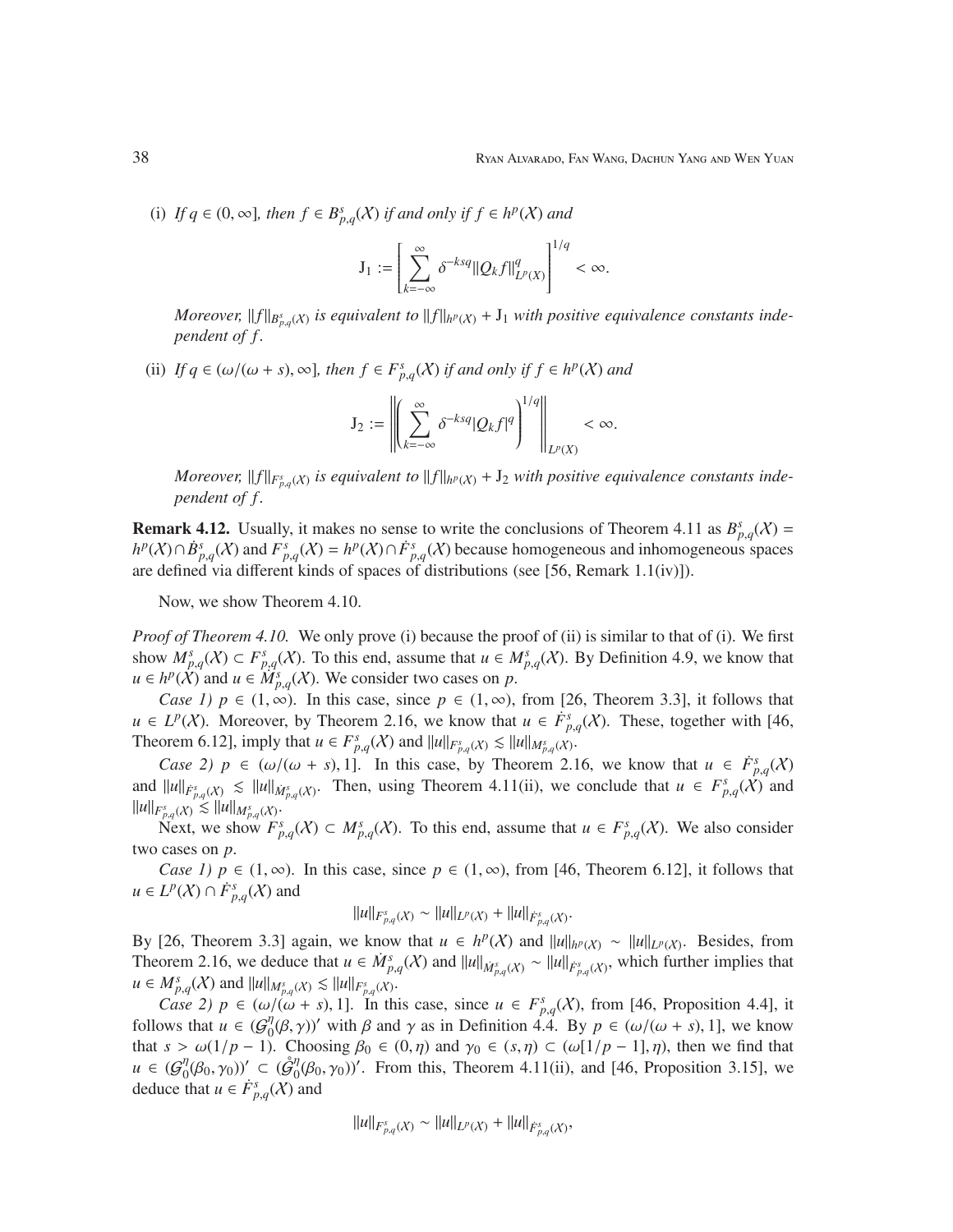(i) *If* $q \in (0, \infty]$*, then* $f \in B^s_{p,q}(\mathcal{X})$ *if and only if* $f \in h^p(\mathcal{X})$ *and*

$$\mathrm{J}_1 := \left[ \sum_{k=-\infty}^{\infty} \delta^{-ksq} \|Q_k f\|^q_{L^p(\mathcal{X})} \right]^{1/q} < \infty.$$

*Moreover,* $\|f\|_{B^s_{p,q}(\mathcal{X})}$ *is equivalent to* $\|f\|_{h^p(\mathcal{X})} + \mathrm{J}_1$ *with positive equivalence constants independent of* $f$*.*

(ii) *If* $q \in (\omega/(\omega + s), \infty]$*, then* $f \in F^s_{p,q}(\mathcal{X})$ *if and only if* $f \in h^p(\mathcal{X})$ *and*

$$\mathrm{J}_2 := \left\| \left( \sum_{k=-\infty}^{\infty} \delta^{-ksq} |Q_k f|^q \right)^{1/q} \right\|_{L^p(\mathcal{X})} < \infty.$$

*Moreover,* $\|f\|_{F^s_{p,q}(\mathcal{X})}$ *is equivalent to* $\|f\|_{h^p(\mathcal{X})} + \mathrm{J}_2$ *with positive equivalence constants independent of* $f$*.*

**Remark 4.12.** Usually, it makes no sense to write the conclusions of Theorem 4.11 as $B^s_{p,q}(\mathcal{X}) = h^p(\mathcal{X}) \cap \dot{B}^s_{p,q}(\mathcal{X})$ and $F^s_{p,q}(\mathcal{X}) = h^p(\mathcal{X}) \cap \dot{F}^s_{p,q}(\mathcal{X})$ because homogeneous and inhomogeneous spaces are defined via different kinds of spaces of distributions (see [56, Remark 1.1(iv)]).

Now, we show Theorem 4.10.

*Proof of Theorem 4.10.* We only prove (i) because the proof of (ii) is similar to that of (i). We first show $M^s_{p,q}(\mathcal{X}) \subset F^s_{p,q}(\mathcal{X})$. To this end, assume that $u \in M^s_{p,q}(\mathcal{X})$. By Definition 4.9, we know that $u \in h^p(\mathcal{X})$ and $u \in \dot{M}^s_{p,q}(\mathcal{X})$. We consider two cases on $p$.

*Case 1)* $p \in (1, \infty)$. In this case, since $p \in (1, \infty)$, from [26, Theorem 3.3], it follows that $u \in L^p(\mathcal{X})$. Moreover, by Theorem 2.16, we know that $u \in \dot{F}^s_{p,q}(\mathcal{X})$. These, together with [46, Theorem 6.12], imply that $u \in F^s_{p,q}(\mathcal{X})$ and $\|u\|_{F^s_{p,q}(\mathcal{X})} \lesssim \|u\|_{M^s_{p,q}(\mathcal{X})}$.

*Case 2)* $p \in (\omega/(\omega + s), 1]$. In this case, by Theorem 2.16, we know that $u \in \dot{F}^s_{p,q}(\mathcal{X})$ and $\|u\|_{\dot{F}^s_{p,q}(\mathcal{X})} \lesssim \|u\|_{\dot{M}^s_{p,q}(\mathcal{X})}$. Then, using Theorem 4.11(ii), we conclude that $u \in F^s_{p,q}(\mathcal{X})$ and $\|u\|_{F^s_{p,q}(\mathcal{X})} \lesssim \|u\|_{M^s_{p,q}(\mathcal{X})}$.

Next, we show $F^s_{p,q}(\mathcal{X}) \subset M^s_{p,q}(\mathcal{X})$. To this end, assume that $u \in F^s_{p,q}(\mathcal{X})$. We also consider two cases on $p$.

*Case 1)* $p \in (1, \infty)$. In this case, since $p \in (1, \infty)$, from [46, Theorem 6.12], it follows that $u \in L^p(\mathcal{X}) \cap \dot{F}^s_{p,q}(\mathcal{X})$ and

$$\|u\|_{F^s_{p,q}(\mathcal{X})} \sim \|u\|_{L^p(\mathcal{X})} + \|u\|_{\dot{F}^s_{p,q}(\mathcal{X})}.$$

By [26, Theorem 3.3] again, we know that $u \in h^p(\mathcal{X})$ and $\|u\|_{h^p(\mathcal{X})} \sim \|u\|_{L^p(\mathcal{X})}$. Besides, from Theorem 2.16, we deduce that $u \in \dot{M}^s_{p,q}(\mathcal{X})$ and $\|u\|_{\dot{M}^s_{p,q}(\mathcal{X})} \sim \|u\|_{\dot{F}^s_{p,q}(\mathcal{X})}$, which further implies that $u \in M^s_{p,q}(\mathcal{X})$ and $\|u\|_{M^s_{p,q}(\mathcal{X})} \lesssim \|u\|_{F^s_{p,q}(\mathcal{X})}$.

*Case 2)* $p \in (\omega/(\omega + s), 1]$. In this case, since $u \in F^s_{p,q}(\mathcal{X})$, from [46, Proposition 4.4], it follows that $u \in (\mathcal{G}^\eta_0(\beta, \gamma))'$ with $\beta$ and $\gamma$ as in Definition 4.4. By $p \in (\omega/(\omega + s), 1]$, we know that $s > \omega(1/p - 1)$. Choosing $\beta_0 \in (0, \eta)$ and $\gamma_0 \in (s, \eta) \subset (\omega[1/p - 1], \eta)$, then we find that $u \in (\mathcal{G}^\eta_0(\beta_0, \gamma_0))' \subset (\mathring{\mathcal{G}}^\eta_0(\beta_0, \gamma_0))'$. From this, Theorem 4.11(ii), and [46, Proposition 3.15], we deduce that $u \in \dot{F}^s_{p,q}(\mathcal{X})$ and

$$\|u\|_{F^s_{p,q}(\mathcal{X})} \sim \|u\|_{L^p(\mathcal{X})} + \|u\|_{\dot{F}^s_{p,q}(\mathcal{X})},$$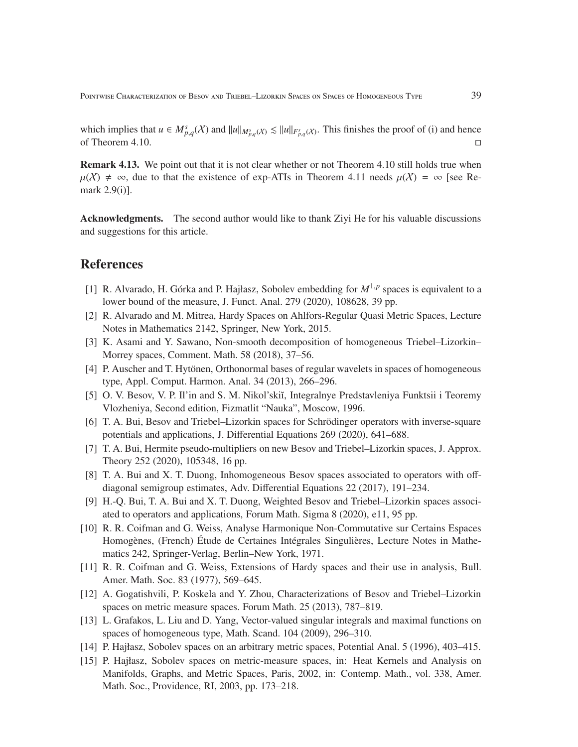which implies that $u \in M^s_{p,q}(\mathcal{X})$ and $\|u\|_{M^s_{p,q}(\mathcal{X})} \lesssim \|u\|_{F^s_{p,q}(\mathcal{X})}$. This finishes the proof of (i) and hence of Theorem 4.10. $\square$

**Remark 4.13.** We point out that it is not clear whether or not Theorem 4.10 still holds true when $\mu(\mathcal{X}) \neq \infty$, due to that the existence of exp-ATIs in Theorem 4.11 needs $\mu(\mathcal{X}) = \infty$ [see Remark 2.9(i)].

**Acknowledgments.** The second author would like to thank Ziyi He for his valuable discussions and suggestions for this article.

## References

[1] R. Alvarado, H. Górka and P. Hajłasz, Sobolev embedding for $M^{1,p}$ spaces is equivalent to a lower bound of the measure, J. Funct. Anal. 279 (2020), 108628, 39 pp.

[2] R. Alvarado and M. Mitrea, Hardy Spaces on Ahlfors-Regular Quasi Metric Spaces, Lecture Notes in Mathematics 2142, Springer, New York, 2015.

[3] K. Asami and Y. Sawano, Non-smooth decomposition of homogeneous Triebel–Lizorkin–Morrey spaces, Comment. Math. 58 (2018), 37–56.

[4] P. Auscher and T. Hytönen, Orthonormal bases of regular wavelets in spaces of homogeneous type, Appl. Comput. Harmon. Anal. 34 (2013), 266–296.

[5] O. V. Besov, V. P. Il'in and S. M. Nikol'skiĭ, Integralnye Predstavleniya Funktsii i Teoremy Vlozheniya, Second edition, Fizmatlit "Nauka", Moscow, 1996.

[6] T. A. Bui, Besov and Triebel–Lizorkin spaces for Schrödinger operators with inverse-square potentials and applications, J. Differential Equations 269 (2020), 641–688.

[7] T. A. Bui, Hermite pseudo-multipliers on new Besov and Triebel–Lizorkin spaces, J. Approx. Theory 252 (2020), 105348, 16 pp.

[8] T. A. Bui and X. T. Duong, Inhomogeneous Besov spaces associated to operators with off-diagonal semigroup estimates, Adv. Differential Equations 22 (2017), 191–234.

[9] H.-Q. Bui, T. A. Bui and X. T. Duong, Weighted Besov and Triebel–Lizorkin spaces associated to operators and applications, Forum Math. Sigma 8 (2020), e11, 95 pp.

[10] R. R. Coifman and G. Weiss, Analyse Harmonique Non-Commutative sur Certains Espaces Homogènes, (French) Étude de Certaines Intégrales Singulières, Lecture Notes in Mathematics 242, Springer-Verlag, Berlin–New York, 1971.

[11] R. R. Coifman and G. Weiss, Extensions of Hardy spaces and their use in analysis, Bull. Amer. Math. Soc. 83 (1977), 569–645.

[12] A. Gogatishvili, P. Koskela and Y. Zhou, Characterizations of Besov and Triebel–Lizorkin spaces on metric measure spaces. Forum Math. 25 (2013), 787–819.

[13] L. Grafakos, L. Liu and D. Yang, Vector-valued singular integrals and maximal functions on spaces of homogeneous type, Math. Scand. 104 (2009), 296–310.

[14] P. Hajłasz, Sobolev spaces on an arbitrary metric spaces, Potential Anal. 5 (1996), 403–415.

[15] P. Hajłasz, Sobolev spaces on metric-measure spaces, in: Heat Kernels and Analysis on Manifolds, Graphs, and Metric Spaces, Paris, 2002, in: Contemp. Math., vol. 338, Amer. Math. Soc., Providence, RI, 2003, pp. 173–218.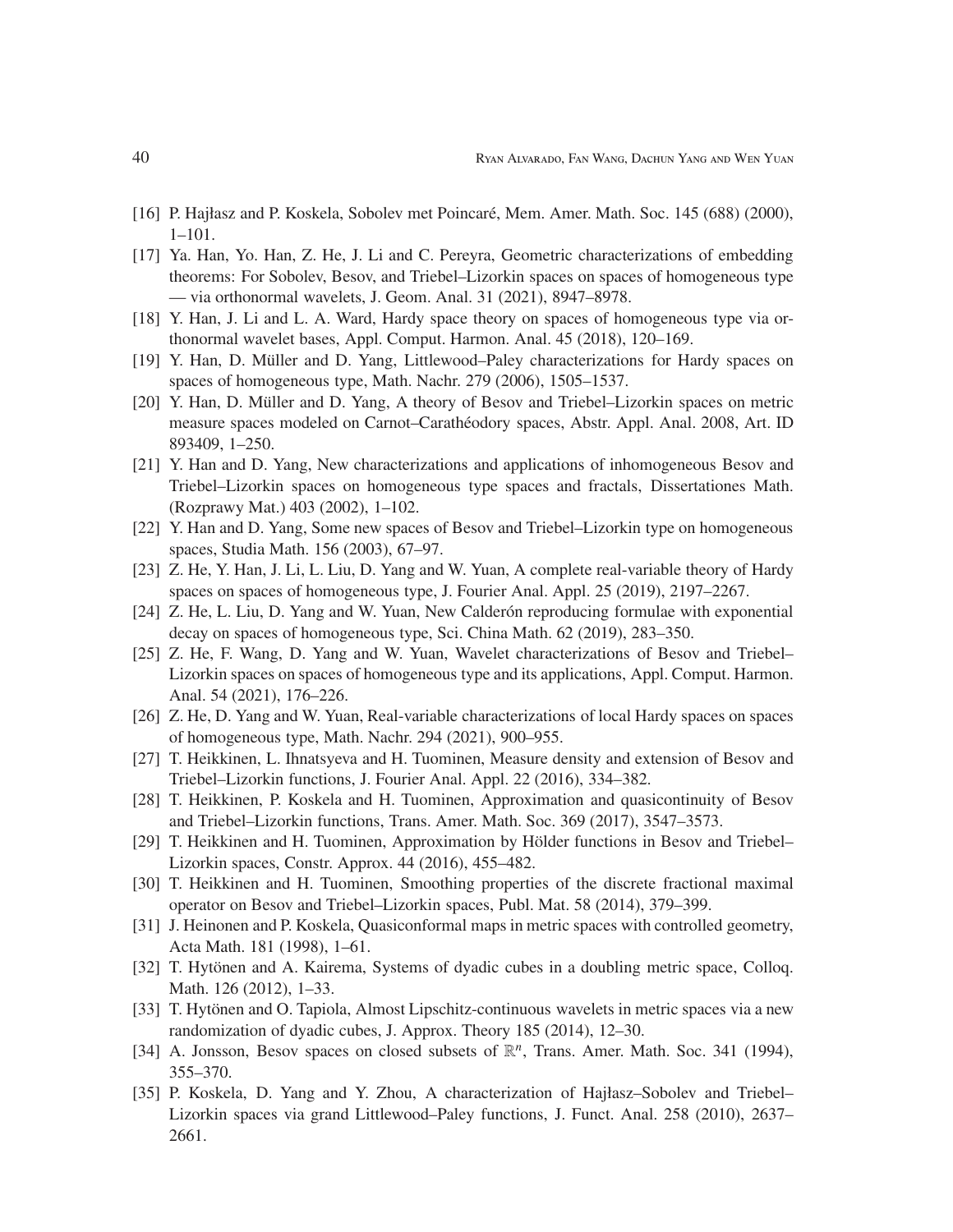[16] P. Hajłasz and P. Koskela, Sobolev met Poincaré, Mem. Amer. Math. Soc. 145 (688) (2000), 1–101.

[17] Ya. Han, Yo. Han, Z. He, J. Li and C. Pereyra, Geometric characterizations of embedding theorems: For Sobolev, Besov, and Triebel–Lizorkin spaces on spaces of homogeneous type — via orthonormal wavelets, J. Geom. Anal. 31 (2021), 8947–8978.

[18] Y. Han, J. Li and L. A. Ward, Hardy space theory on spaces of homogeneous type via orthonormal wavelet bases, Appl. Comput. Harmon. Anal. 45 (2018), 120–169.

[19] Y. Han, D. Müller and D. Yang, Littlewood–Paley characterizations for Hardy spaces on spaces of homogeneous type, Math. Nachr. 279 (2006), 1505–1537.

[20] Y. Han, D. Müller and D. Yang, A theory of Besov and Triebel–Lizorkin spaces on metric measure spaces modeled on Carnot–Carathéodory spaces, Abstr. Appl. Anal. 2008, Art. ID 893409, 1–250.

[21] Y. Han and D. Yang, New characterizations and applications of inhomogeneous Besov and Triebel–Lizorkin spaces on homogeneous type spaces and fractals, Dissertationes Math. (Rozprawy Mat.) 403 (2002), 1–102.

[22] Y. Han and D. Yang, Some new spaces of Besov and Triebel–Lizorkin type on homogeneous spaces, Studia Math. 156 (2003), 67–97.

[23] Z. He, Y. Han, J. Li, L. Liu, D. Yang and W. Yuan, A complete real-variable theory of Hardy spaces on spaces of homogeneous type, J. Fourier Anal. Appl. 25 (2019), 2197–2267.

[24] Z. He, L. Liu, D. Yang and W. Yuan, New Calderón reproducing formulae with exponential decay on spaces of homogeneous type, Sci. China Math. 62 (2019), 283–350.

[25] Z. He, F. Wang, D. Yang and W. Yuan, Wavelet characterizations of Besov and Triebel–Lizorkin spaces on spaces of homogeneous type and its applications, Appl. Comput. Harmon. Anal. 54 (2021), 176–226.

[26] Z. He, D. Yang and W. Yuan, Real-variable characterizations of local Hardy spaces on spaces of homogeneous type, Math. Nachr. 294 (2021), 900–955.

[27] T. Heikkinen, L. Ihnatsyeva and H. Tuominen, Measure density and extension of Besov and Triebel–Lizorkin functions, J. Fourier Anal. Appl. 22 (2016), 334–382.

[28] T. Heikkinen, P. Koskela and H. Tuominen, Approximation and quasicontinuity of Besov and Triebel–Lizorkin functions, Trans. Amer. Math. Soc. 369 (2017), 3547–3573.

[29] T. Heikkinen and H. Tuominen, Approximation by Hölder functions in Besov and Triebel–Lizorkin spaces, Constr. Approx. 44 (2016), 455–482.

[30] T. Heikkinen and H. Tuominen, Smoothing properties of the discrete fractional maximal operator on Besov and Triebel–Lizorkin spaces, Publ. Mat. 58 (2014), 379–399.

[31] J. Heinonen and P. Koskela, Quasiconformal maps in metric spaces with controlled geometry, Acta Math. 181 (1998), 1–61.

[32] T. Hytönen and A. Kairema, Systems of dyadic cubes in a doubling metric space, Colloq. Math. 126 (2012), 1–33.

[33] T. Hytönen and O. Tapiola, Almost Lipschitz-continuous wavelets in metric spaces via a new randomization of dyadic cubes, J. Approx. Theory 185 (2014), 12–30.

[34] A. Jonsson, Besov spaces on closed subsets of $\mathbb{R}^n$, Trans. Amer. Math. Soc. 341 (1994), 355–370.

[35] P. Koskela, D. Yang and Y. Zhou, A characterization of Hajłasz–Sobolev and Triebel–Lizorkin spaces via grand Littlewood–Paley functions, J. Funct. Anal. 258 (2010), 2637–2661.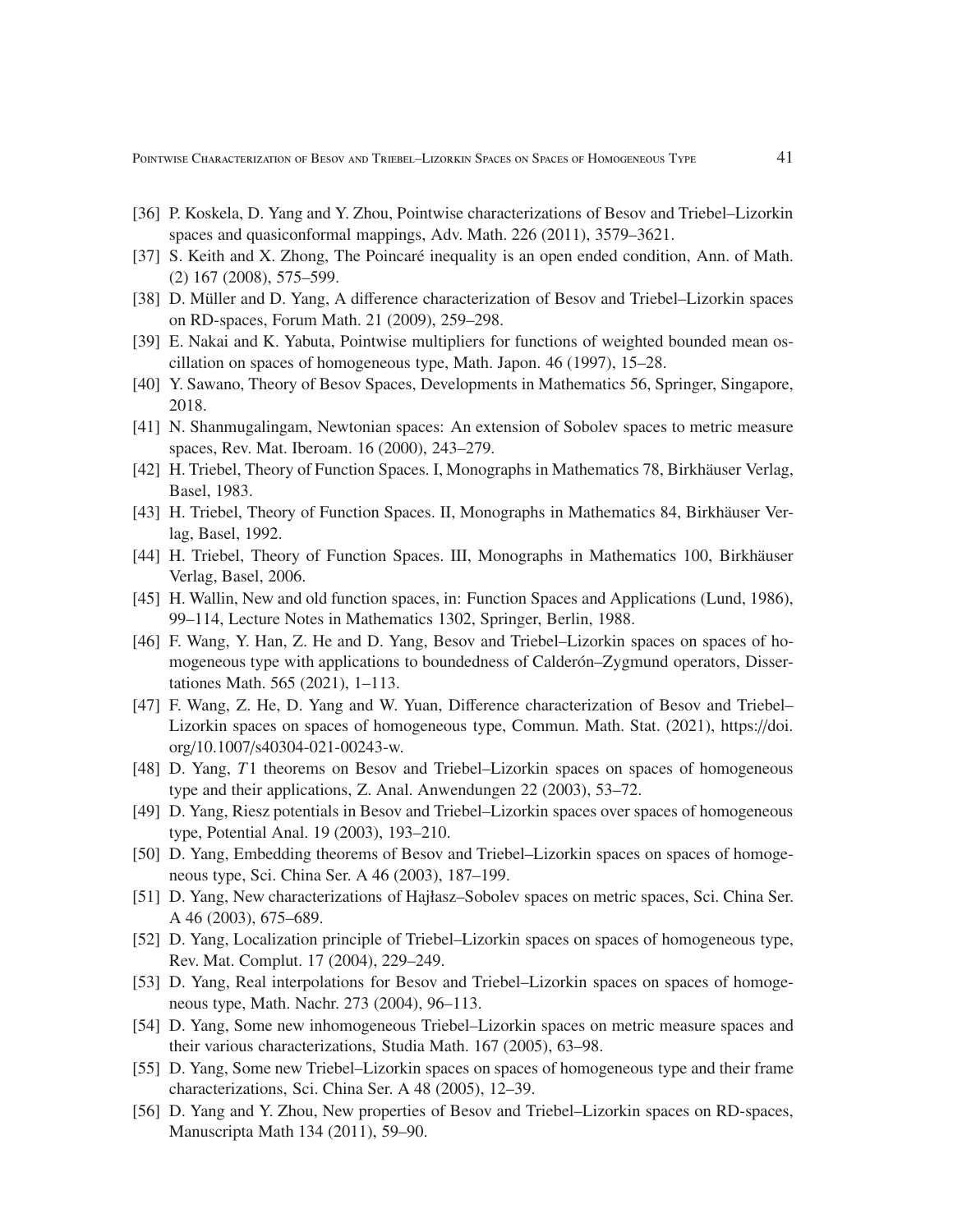[36] P. Koskela, D. Yang and Y. Zhou, Pointwise characterizations of Besov and Triebel–Lizorkin spaces and quasiconformal mappings, Adv. Math. 226 (2011), 3579–3621.

[37] S. Keith and X. Zhong, The Poincaré inequality is an open ended condition, Ann. of Math. (2) 167 (2008), 575–599.

[38] D. Müller and D. Yang, A difference characterization of Besov and Triebel–Lizorkin spaces on RD-spaces, Forum Math. 21 (2009), 259–298.

[39] E. Nakai and K. Yabuta, Pointwise multipliers for functions of weighted bounded mean oscillation on spaces of homogeneous type, Math. Japon. 46 (1997), 15–28.

[40] Y. Sawano, Theory of Besov Spaces, Developments in Mathematics 56, Springer, Singapore, 2018.

[41] N. Shanmugalingam, Newtonian spaces: An extension of Sobolev spaces to metric measure spaces, Rev. Mat. Iberoam. 16 (2000), 243–279.

[42] H. Triebel, Theory of Function Spaces. I, Monographs in Mathematics 78, Birkhäuser Verlag, Basel, 1983.

[43] H. Triebel, Theory of Function Spaces. II, Monographs in Mathematics 84, Birkhäuser Verlag, Basel, 1992.

[44] H. Triebel, Theory of Function Spaces. III, Monographs in Mathematics 100, Birkhäuser Verlag, Basel, 2006.

[45] H. Wallin, New and old function spaces, in: Function Spaces and Applications (Lund, 1986), 99–114, Lecture Notes in Mathematics 1302, Springer, Berlin, 1988.

[46] F. Wang, Y. Han, Z. He and D. Yang, Besov and Triebel–Lizorkin spaces on spaces of homogeneous type with applications to boundedness of Calderón–Zygmund operators, Dissertationes Math. 565 (2021), 1–113.

[47] F. Wang, Z. He, D. Yang and W. Yuan, Difference characterization of Besov and Triebel–Lizorkin spaces on spaces of homogeneous type, Commun. Math. Stat. (2021), https://doi.org/10.1007/s40304-021-00243-w.

[48] D. Yang, $T1$ theorems on Besov and Triebel–Lizorkin spaces on spaces of homogeneous type and their applications, Z. Anal. Anwendungen 22 (2003), 53–72.

[49] D. Yang, Riesz potentials in Besov and Triebel–Lizorkin spaces over spaces of homogeneous type, Potential Anal. 19 (2003), 193–210.

[50] D. Yang, Embedding theorems of Besov and Triebel–Lizorkin spaces on spaces of homogeneous type, Sci. China Ser. A 46 (2003), 187–199.

[51] D. Yang, New characterizations of Hajłasz–Sobolev spaces on metric spaces, Sci. China Ser. A 46 (2003), 675–689.

[52] D. Yang, Localization principle of Triebel–Lizorkin spaces on spaces of homogeneous type, Rev. Mat. Complut. 17 (2004), 229–249.

[53] D. Yang, Real interpolations for Besov and Triebel–Lizorkin spaces on spaces of homogeneous type, Math. Nachr. 273 (2004), 96–113.

[54] D. Yang, Some new inhomogeneous Triebel–Lizorkin spaces on metric measure spaces and their various characterizations, Studia Math. 167 (2005), 63–98.

[55] D. Yang, Some new Triebel–Lizorkin spaces on spaces of homogeneous type and their frame characterizations, Sci. China Ser. A 48 (2005), 12–39.

[56] D. Yang and Y. Zhou, New properties of Besov and Triebel–Lizorkin spaces on RD-spaces, Manuscripta Math 134 (2011), 59–90.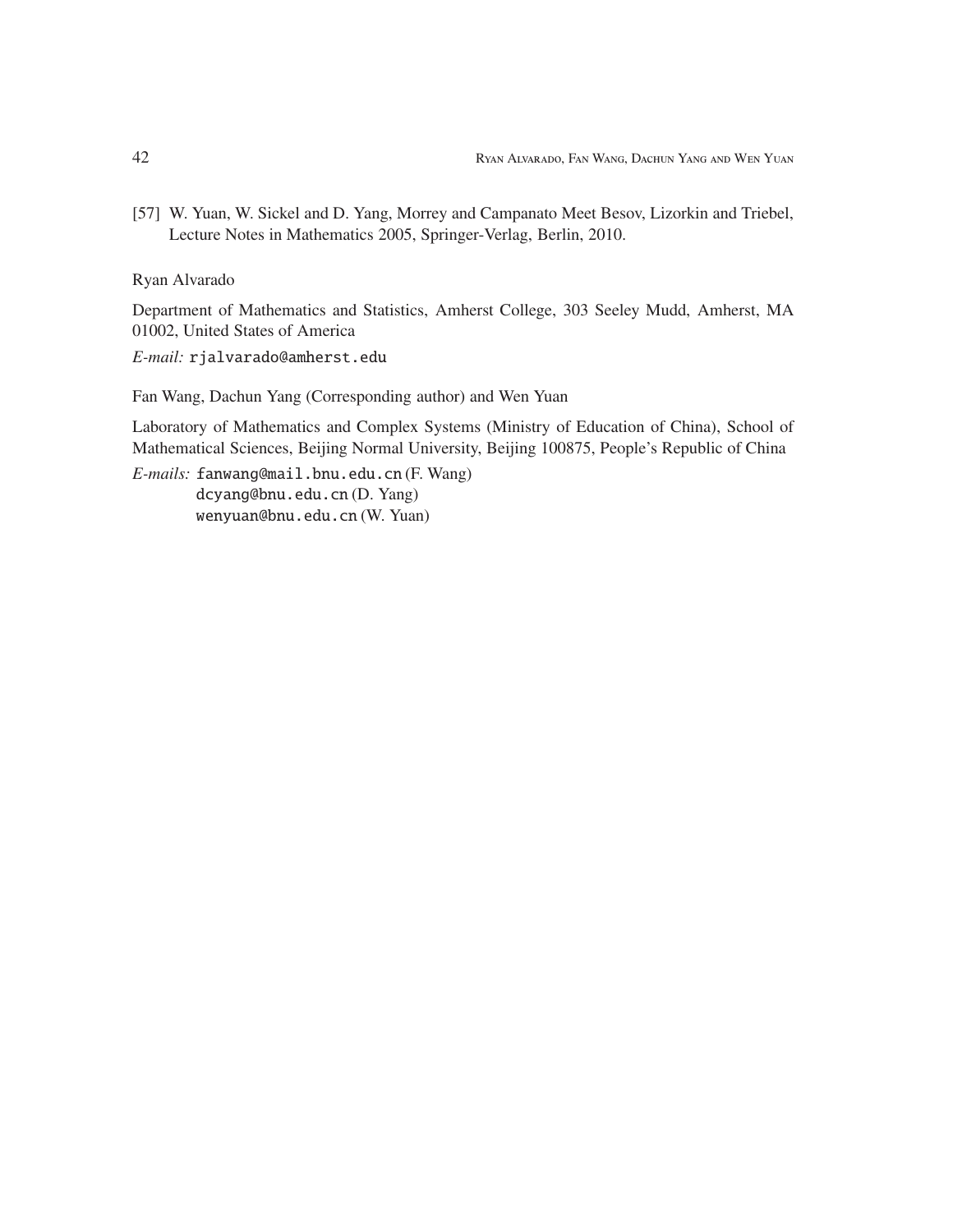[57] W. Yuan, W. Sickel and D. Yang, Morrey and Campanato Meet Besov, Lizorkin and Triebel, Lecture Notes in Mathematics 2005, Springer-Verlag, Berlin, 2010.

Ryan Alvarado

Department of Mathematics and Statistics, Amherst College, 303 Seeley Mudd, Amherst, MA 01002, United States of America

*E-mail:* rjalvarado@amherst.edu

Fan Wang, Dachun Yang (Corresponding author) and Wen Yuan

Laboratory of Mathematics and Complex Systems (Ministry of Education of China), School of Mathematical Sciences, Beijing Normal University, Beijing 100875, People's Republic of China

*E-mails:* fanwang@mail.bnu.edu.cn (F. Wang)
dcyang@bnu.edu.cn (D. Yang)
wenyuan@bnu.edu.cn (W. Yuan)